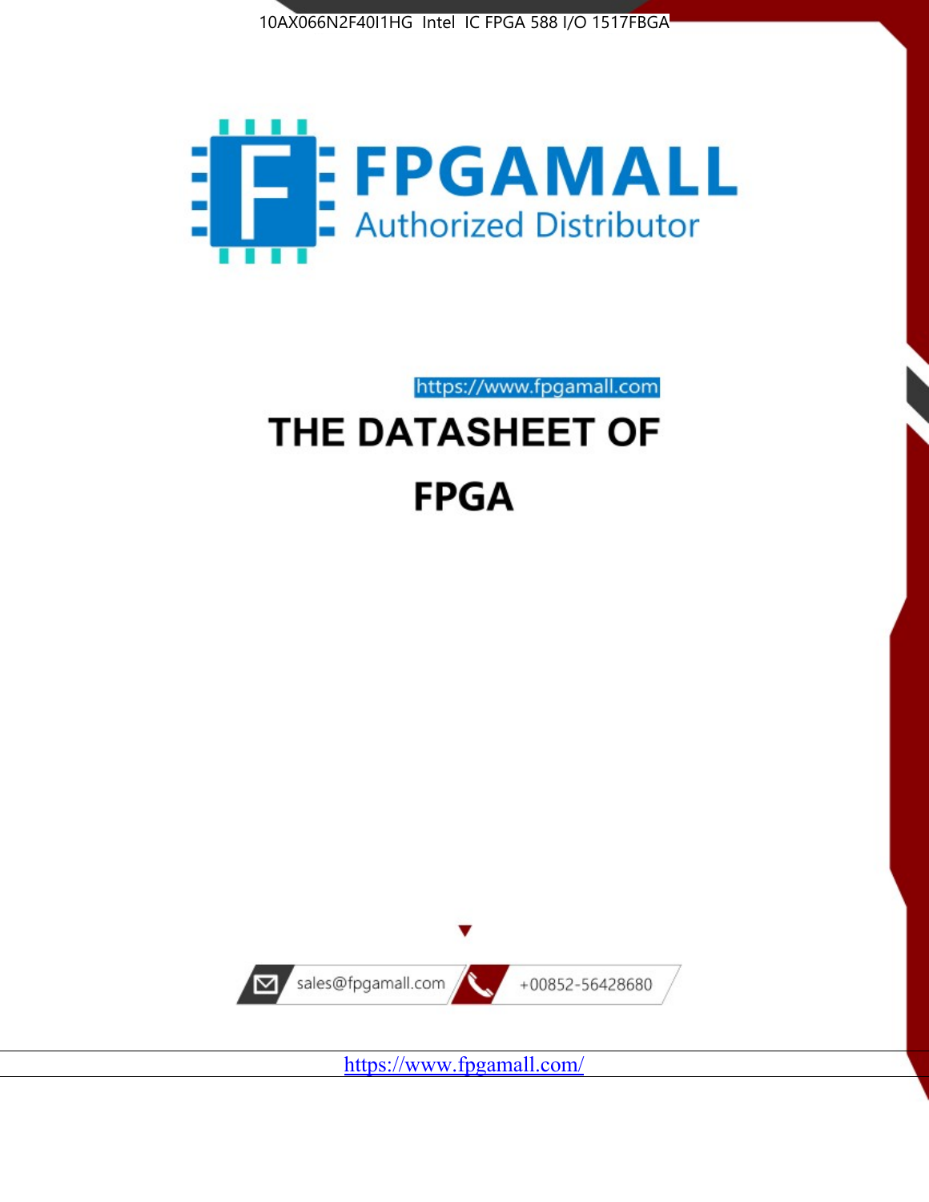10AX066N2F40I1HG Intel IC FPGA 588 I/O 1517FBGA

FPGAMALL

Authorized Distributor

https://www.fpgamall.com

# THE DATASHEET OF

# FPGA

sales@fpgamall.com

+00852-56428680

https://www.fpgamall.com/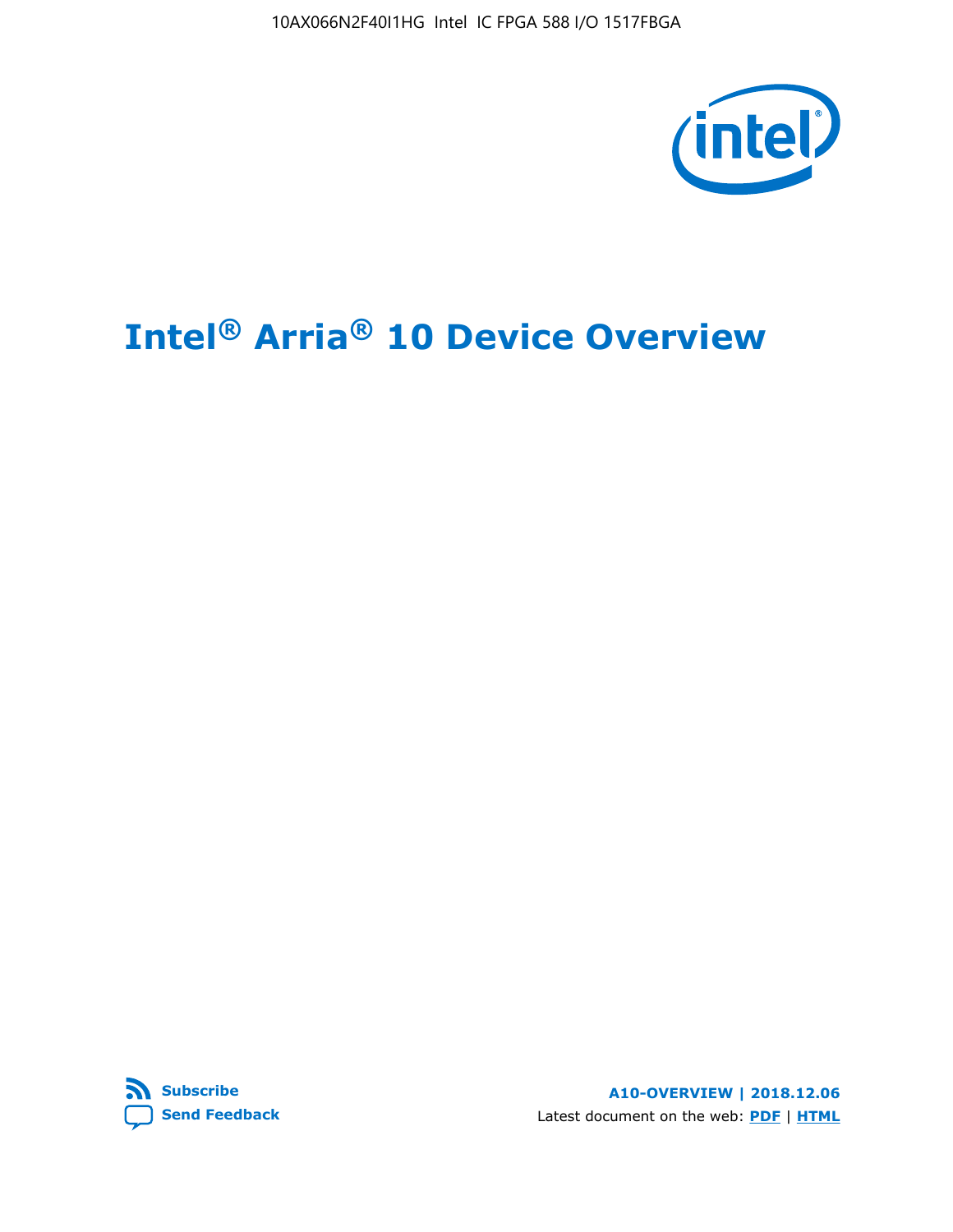10AX066N2F40I1HG Intel IC FPGA 588 I/O 1517FBGA

# Intel® Arria® 10 Device Overview

Subscribe

Send Feedback

A10-OVERVIEW | 2018.12.06

Latest document on the web: PDF | HTML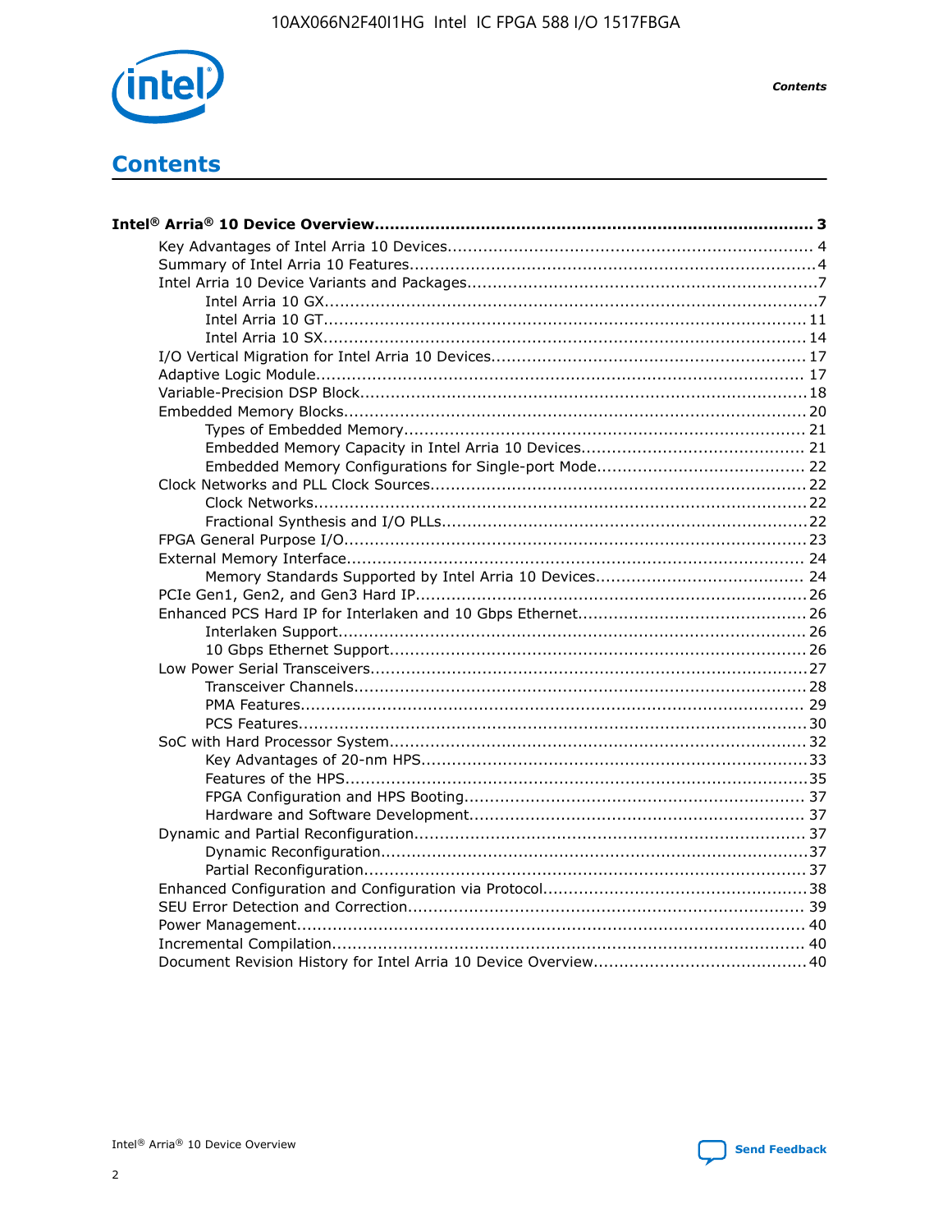# Contents

**Intel® Arria® 10 Device Overview....................................................................................... 3**

- Key Advantages of Intel Arria 10 Devices........................................................................ 4
- Summary of Intel Arria 10 Features................................................................................4
- Intel Arria 10 Device Variants and Packages.....................................................................7
    - Intel Arria 10 GX................................................................................................7
    - Intel Arria 10 GT.............................................................................................. 11
    - Intel Arria 10 SX.............................................................................................. 14
- I/O Vertical Migration for Intel Arria 10 Devices.............................................................. 17
- Adaptive Logic Module................................................................................................ 17
- Variable-Precision DSP Block.......................................................................................18
- Embedded Memory Blocks.......................................................................................... 20
    - Types of Embedded Memory.............................................................................. 21
    - Embedded Memory Capacity in Intel Arria 10 Devices............................................ 21
    - Embedded Memory Configurations for Single-port Mode......................................... 22
- Clock Networks and PLL Clock Sources......................................................................... 22
    - Clock Networks................................................................................................22
    - Fractional Synthesis and I/O PLLs.......................................................................22
- FPGA General Purpose I/O.......................................................................................... 23
- External Memory Interface.......................................................................................... 24
    - Memory Standards Supported by Intel Arria 10 Devices......................................... 24
- PCIe Gen1, Gen2, and Gen3 Hard IP............................................................................26
- Enhanced PCS Hard IP for Interlaken and 10 Gbps Ethernet.............................................26
    - Interlaken Support........................................................................................... 26
    - 10 Gbps Ethernet Support................................................................................. 26
- Low Power Serial Transceivers.....................................................................................27
    - Transceiver Channels........................................................................................28
    - PMA Features.................................................................................................. 29
    - PCS Features...................................................................................................30
- SoC with Hard Processor System.................................................................................32
    - Key Advantages of 20-nm HPS...........................................................................33
    - Features of the HPS..........................................................................................35
    - FPGA Configuration and HPS Booting.................................................................. 37
    - Hardware and Software Development................................................................. 37
- Dynamic and Partial Reconfiguration............................................................................37
    - Dynamic Reconfiguration...................................................................................37
    - Partial Reconfiguration......................................................................................37
- Enhanced Configuration and Configuration via Protocol...................................................38
- SEU Error Detection and Correction............................................................................. 39
- Power Management.................................................................................................. 40
- Incremental Compilation............................................................................................ 40
- Document Revision History for Intel Arria 10 Device Overview......................................... 40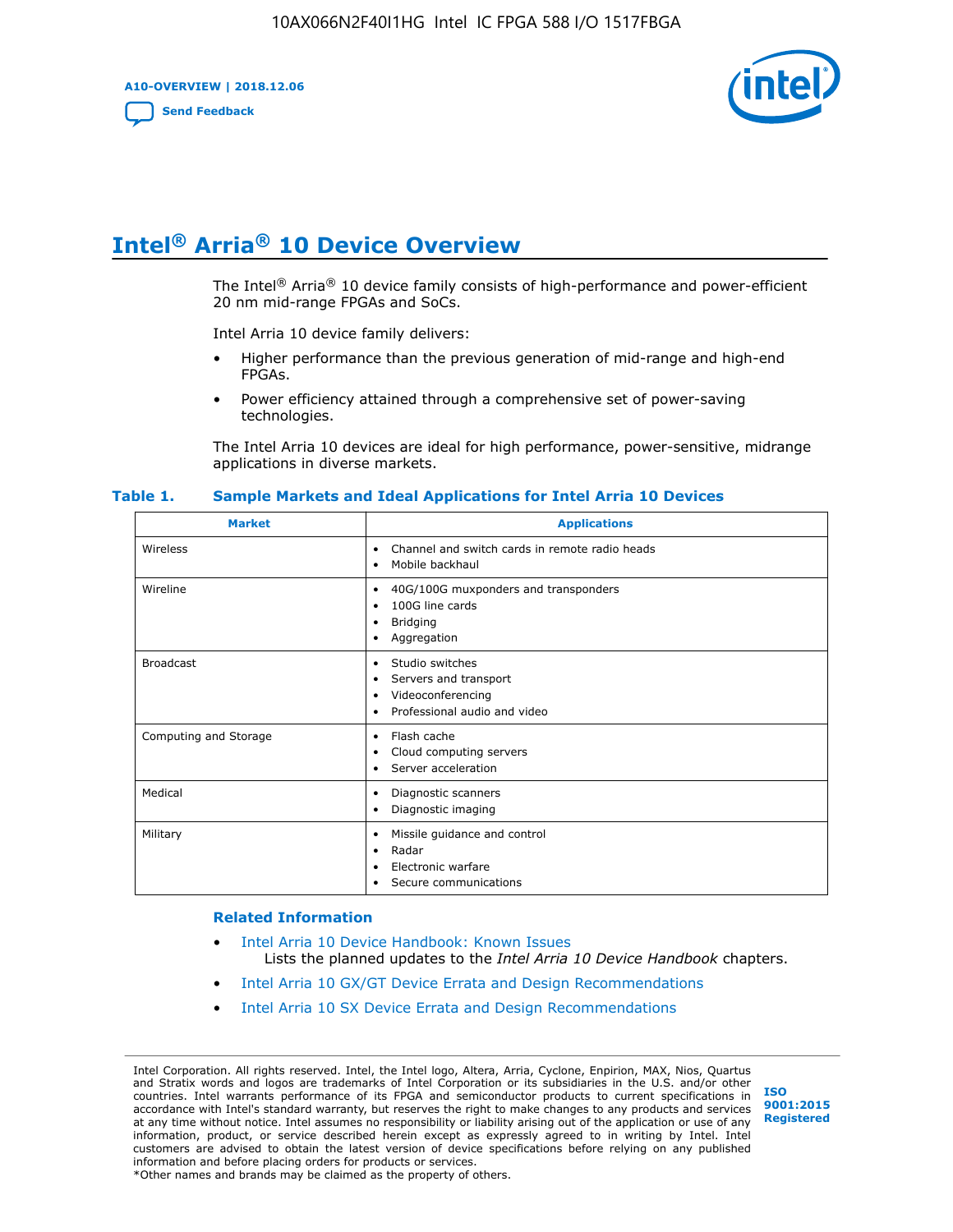# Intel® Arria® 10 Device Overview

The Intel® Arria® 10 device family consists of high-performance and power-efficient 20 nm mid-range FPGAs and SoCs.

Intel Arria 10 device family delivers:

- Higher performance than the previous generation of mid-range and high-end FPGAs.
- Power efficiency attained through a comprehensive set of power-saving technologies.

The Intel Arria 10 devices are ideal for high performance, power-sensitive, midrange applications in diverse markets.

**Table 1. Sample Markets and Ideal Applications for Intel Arria 10 Devices**

| Market | Applications |
|---|---|
| Wireless | • Channel and switch cards in remote radio heads<br>• Mobile backhaul |
| Wireline | • 40G/100G muxponders and transponders<br>• 100G line cards<br>• Bridging<br>• Aggregation |
| Broadcast | • Studio switches<br>• Servers and transport<br>• Videoconferencing<br>• Professional audio and video |
| Computing and Storage | • Flash cache<br>• Cloud computing servers<br>• Server acceleration |
| Medical | • Diagnostic scanners<br>• Diagnostic imaging |
| Military | • Missile guidance and control<br>• Radar<br>• Electronic warfare<br>• Secure communications |

### Related Information

- Intel Arria 10 Device Handbook: Known Issues
  Lists the planned updates to the *Intel Arria 10 Device Handbook* chapters.
- Intel Arria 10 GX/GT Device Errata and Design Recommendations
- Intel Arria 10 SX Device Errata and Design Recommendations

Intel Corporation. All rights reserved. Intel, the Intel logo, Altera, Arria, Cyclone, Enpirion, MAX, Nios, Quartus and Stratix words and logos are trademarks of Intel Corporation or its subsidiaries in the U.S. and/or other countries. Intel warrants performance of its FPGA and semiconductor products to current specifications in accordance with Intel's standard warranty, but reserves the right to make changes to any products and services at any time without notice. Intel assumes no responsibility or liability arising out of the application or use of any information, product, or service described herein except as expressly agreed to in writing by Intel. Intel customers are advised to obtain the latest version of device specifications before relying on any published information and before placing orders for products or services.
*Other names and brands may be claimed as the property of others.

ISO 9001:2015 Registered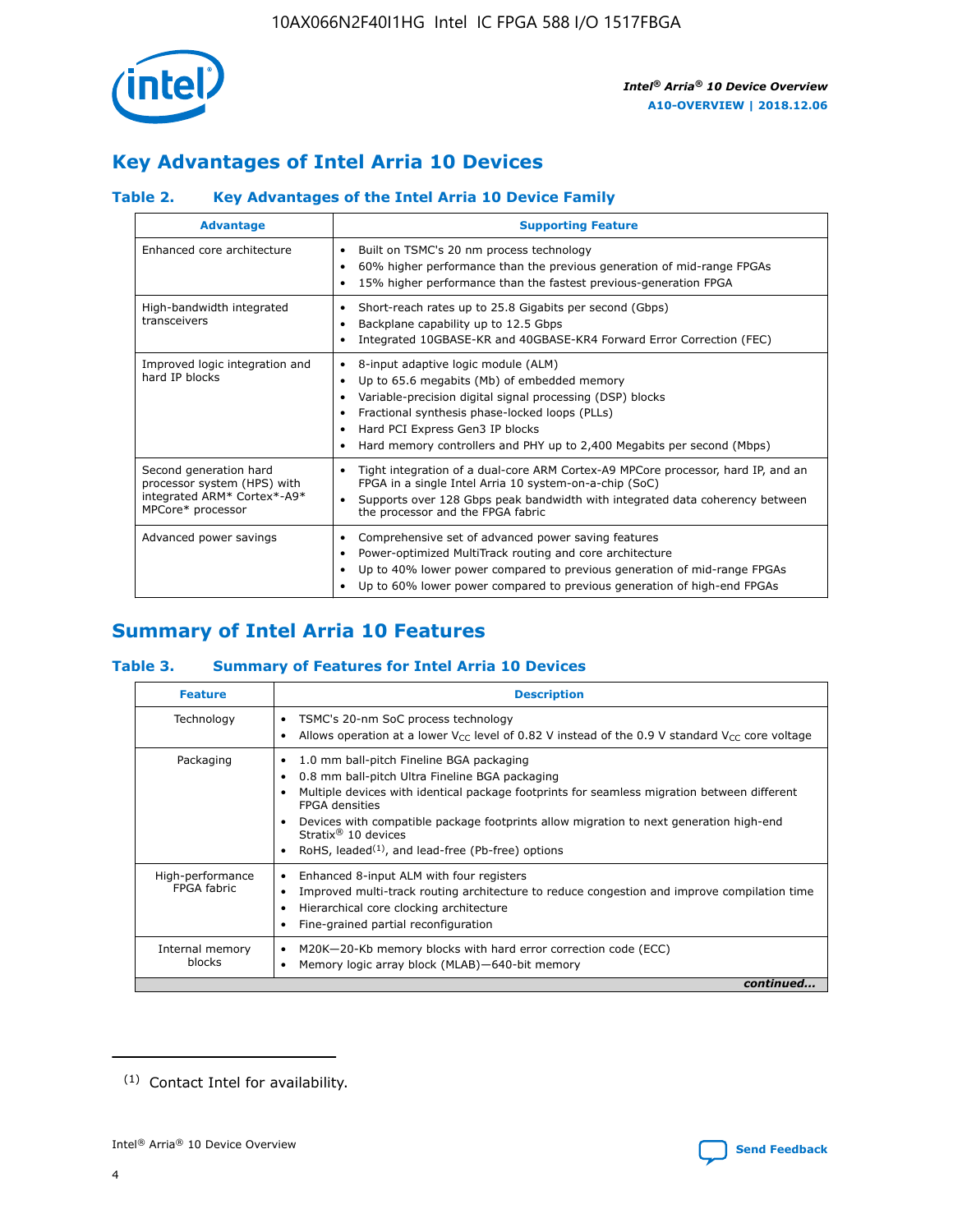# Key Advantages of Intel Arria 10 Devices

### Table 2. Key Advantages of the Intel Arria 10 Device Family

| Advantage | Supporting Feature |
|---|---|
| Enhanced core architecture | • Built on TSMC's 20 nm process technology<br>• 60% higher performance than the previous generation of mid-range FPGAs<br>• 15% higher performance than the fastest previous-generation FPGA |
| High-bandwidth integrated transceivers | • Short-reach rates up to 25.8 Gigabits per second (Gbps)<br>• Backplane capability up to 12.5 Gbps<br>• Integrated 10GBASE-KR and 40GBASE-KR4 Forward Error Correction (FEC) |
| Improved logic integration and hard IP blocks | • 8-input adaptive logic module (ALM)<br>• Up to 65.6 megabits (Mb) of embedded memory<br>• Variable-precision digital signal processing (DSP) blocks<br>• Fractional synthesis phase-locked loops (PLLs)<br>• Hard PCI Express Gen3 IP blocks<br>• Hard memory controllers and PHY up to 2,400 Megabits per second (Mbps) |
| Second generation hard processor system (HPS) with integrated ARM* Cortex*-A9* MPCore* processor | • Tight integration of a dual-core ARM Cortex-A9 MPCore processor, hard IP, and an FPGA in a single Intel Arria 10 system-on-a-chip (SoC)<br>• Supports over 128 Gbps peak bandwidth with integrated data coherency between the processor and the FPGA fabric |
| Advanced power savings | • Comprehensive set of advanced power saving features<br>• Power-optimized MultiTrack routing and core architecture<br>• Up to 40% lower power compared to previous generation of mid-range FPGAs<br>• Up to 60% lower power compared to previous generation of high-end FPGAs |

# Summary of Intel Arria 10 Features

### Table 3. Summary of Features for Intel Arria 10 Devices

| Feature | Description |
|---|---|
| Technology | • TSMC's 20-nm SoC process technology<br>• Allows operation at a lower $V_{CC}$ level of 0.82 V instead of the 0.9 V standard $V_{CC}$ core voltage |
| Packaging | • 1.0 mm ball-pitch Fineline BGA packaging<br>• 0.8 mm ball-pitch Ultra Fineline BGA packaging<br>• Multiple devices with identical package footprints for seamless migration between different FPGA densities<br>• Devices with compatible package footprints allow migration to next generation high-end Stratix® 10 devices<br>• RoHS, leaded[(1)], and lead-free (Pb-free) options |
| High-performance FPGA fabric | • Enhanced 8-input ALM with four registers<br>• Improved multi-track routing architecture to reduce congestion and improve compilation time<br>• Hierarchical core clocking architecture<br>• Fine-grained partial reconfiguration |
| Internal memory blocks | • M20K—20-Kb memory blocks with hard error correction code (ECC)<br>• Memory logic array block (MLAB)—640-bit memory |

*continued...*

(1) Contact Intel for availability.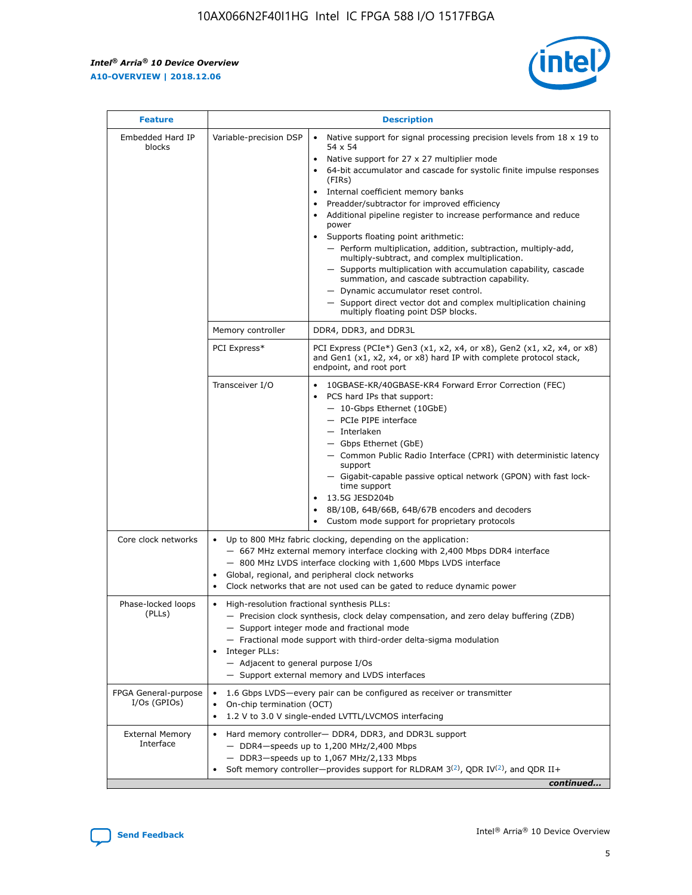| Feature | Description | |
|---|---|---|
| Embedded Hard IP blocks | Variable-precision DSP | • Native support for signal processing precision levels from 18 x 19 to 54 x 54<br>• Native support for 27 x 27 multiplier mode<br>• 64-bit accumulator and cascade for systolic finite impulse responses (FIRs)<br>• Internal coefficient memory banks<br>• Preadder/subtractor for improved efficiency<br>• Additional pipeline register to increase performance and reduce power<br>• Supports floating point arithmetic:<br>— Perform multiplication, addition, subtraction, multiply-add, multiply-subtract, and complex multiplication.<br>— Supports multiplication with accumulation capability, cascade summation, and cascade subtraction capability.<br>— Dynamic accumulator reset control.<br>— Support direct vector dot and complex multiplication chaining multiply floating point DSP blocks. |
| | Memory controller | DDR4, DDR3, and DDR3L |
| | PCI Express* | PCI Express (PCIe*) Gen3 (x1, x2, x4, or x8), Gen2 (x1, x2, x4, or x8) and Gen1 (x1, x2, x4, or x8) hard IP with complete protocol stack, endpoint, and root port |
| | Transceiver I/O | • 10GBASE-KR/40GBASE-KR4 Forward Error Correction (FEC)<br>• PCS hard IPs that support:<br>— 10-Gbps Ethernet (10GbE)<br>— PCIe PIPE interface<br>— Interlaken<br>— Gbps Ethernet (GbE)<br>— Common Public Radio Interface (CPRI) with deterministic latency support<br>— Gigabit-capable passive optical network (GPON) with fast lock-time support<br>• 13.5G JESD204b<br>• 8B/10B, 64B/66B, 64B/67B encoders and decoders<br>• Custom mode support for proprietary protocols |
| Core clock networks | • Up to 800 MHz fabric clocking, depending on the application:<br>— 667 MHz external memory interface clocking with 2,400 Mbps DDR4 interface<br>— 800 MHz LVDS interface clocking with 1,600 Mbps LVDS interface<br>• Global, regional, and peripheral clock networks<br>• Clock networks that are not used can be gated to reduce dynamic power | |
| Phase-locked loops (PLLs) | • High-resolution fractional synthesis PLLs:<br>— Precision clock synthesis, clock delay compensation, and zero delay buffering (ZDB)<br>— Support integer mode and fractional mode<br>— Fractional mode support with third-order delta-sigma modulation<br>• Integer PLLs:<br>— Adjacent to general purpose I/Os<br>— Support external memory and LVDS interfaces | |
| FPGA General-purpose I/Os (GPIOs) | • 1.6 Gbps LVDS—every pair can be configured as receiver or transmitter<br>• On-chip termination (OCT)<br>• 1.2 V to 3.0 V single-ended LVTTL/LVCMOS interfacing | |
| External Memory Interface | • Hard memory controller— DDR4, DDR3, and DDR3L support<br>— DDR4—speeds up to 1,200 MHz/2,400 Mbps<br>— DDR3—speeds up to 1,067 MHz/2,133 Mbps<br>• Soft memory controller—provides support for RLDRAM 3[(2)], QDR IV[(2)], and QDR II+ | |

*continued...*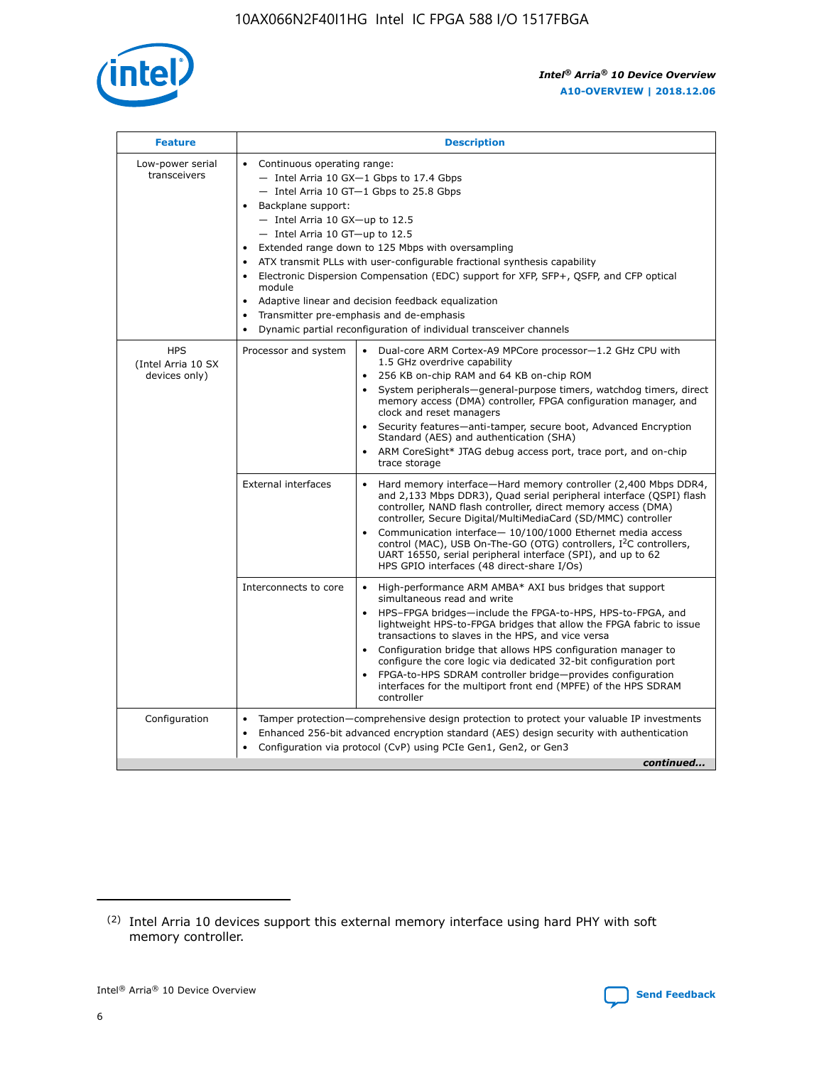| Feature | Description | |
|---|---|---|
| Low-power serial transceivers | • Continuous operating range:<br>— Intel Arria 10 GX—1 Gbps to 17.4 Gbps<br>— Intel Arria 10 GT—1 Gbps to 25.8 Gbps<br>• Backplane support:<br>— Intel Arria 10 GX—up to 12.5<br>— Intel Arria 10 GT—up to 12.5<br>• Extended range down to 125 Mbps with oversampling<br>• ATX transmit PLLs with user-configurable fractional synthesis capability<br>• Electronic Dispersion Compensation (EDC) support for XFP, SFP+, QSFP, and CFP optical module<br>• Adaptive linear and decision feedback equalization<br>• Transmitter pre-emphasis and de-emphasis<br>• Dynamic partial reconfiguration of individual transceiver channels | |
| HPS (Intel Arria 10 SX devices only) | Processor and system | • Dual-core ARM Cortex-A9 MPCore processor—1.2 GHz CPU with 1.5 GHz overdrive capability<br>• 256 KB on-chip RAM and 64 KB on-chip ROM<br>• System peripherals—general-purpose timers, watchdog timers, direct memory access (DMA) controller, FPGA configuration manager, and clock and reset managers<br>• Security features—anti-tamper, secure boot, Advanced Encryption Standard (AES) and authentication (SHA)<br>• ARM CoreSight* JTAG debug access port, trace port, and on-chip trace storage |
| | External interfaces | • Hard memory interface—Hard memory controller (2,400 Mbps DDR4, and 2,133 Mbps DDR3), Quad serial peripheral interface (QSPI) flash controller, NAND flash controller, direct memory access (DMA) controller, Secure Digital/MultiMediaCard (SD/MMC) controller<br>• Communication interface— 10/100/1000 Ethernet media access control (MAC), USB On-The-GO (OTG) controllers, I²C controllers, UART 16550, serial peripheral interface (SPI), and up to 62 HPS GPIO interfaces (48 direct-share I/Os) |
| | Interconnects to core | • High-performance ARM AMBA* AXI bus bridges that support simultaneous read and write<br>• HPS–FPGA bridges—include the FPGA-to-HPS, HPS-to-FPGA, and lightweight HPS-to-FPGA bridges that allow the FPGA fabric to issue transactions to slaves in the HPS, and vice versa<br>• Configuration bridge that allows HPS configuration manager to configure the core logic via dedicated 32-bit configuration port<br>• FPGA-to-HPS SDRAM controller bridge—provides configuration interfaces for the multiport front end (MPFE) of the HPS SDRAM controller |
| Configuration | • Tamper protection—comprehensive design protection to protect your valuable IP investments<br>• Enhanced 256-bit advanced encryption standard (AES) design security with authentication<br>• Configuration via protocol (CvP) using PCIe Gen1, Gen2, or Gen3 | |

*continued...*

(2) Intel Arria 10 devices support this external memory interface using hard PHY with soft memory controller.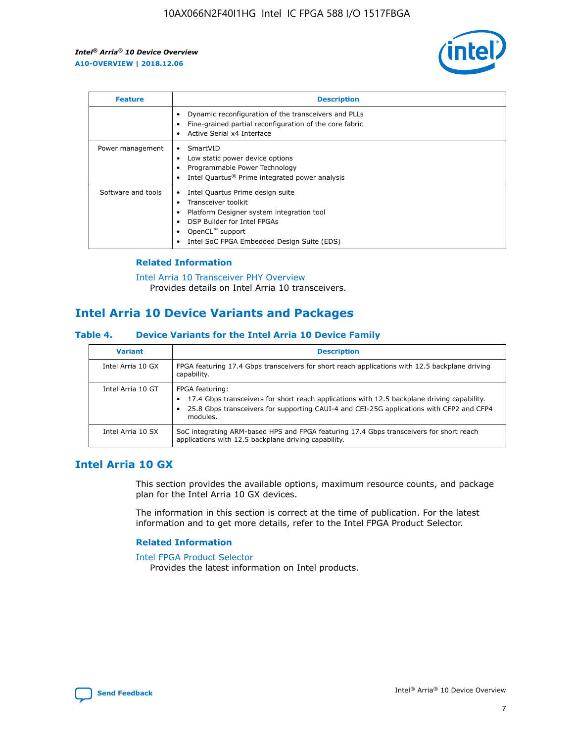| Feature | Description |
| --- | --- |
| | • Dynamic reconfiguration of the transceivers and PLLs<br>• Fine-grained partial reconfiguration of the core fabric<br>• Active Serial x4 Interface |
| Power management | • SmartVID<br>• Low static power device options<br>• Programmable Power Technology<br>• Intel Quartus® Prime integrated power analysis |
| Software and tools | • Intel Quartus Prime design suite<br>• Transceiver toolkit<br>• Platform Designer system integration tool<br>• DSP Builder for Intel FPGAs<br>• OpenCL™ support<br>• Intel SoC FPGA Embedded Design Suite (EDS) |

### Related Information

Intel Arria 10 Transceiver PHY Overview
Provides details on Intel Arria 10 transceivers.

## Intel Arria 10 Device Variants and Packages

### Table 4. Device Variants for the Intel Arria 10 Device Family

| Variant | Description |
| --- | --- |
| Intel Arria 10 GX | FPGA featuring 17.4 Gbps transceivers for short reach applications with 12.5 backplane driving capability. |
| Intel Arria 10 GT | FPGA featuring:<br>• 17.4 Gbps transceivers for short reach applications with 12.5 backplane driving capability.<br>• 25.8 Gbps transceivers for supporting CAUI-4 and CEI-25G applications with CFP2 and CFP4 modules. |
| Intel Arria 10 SX | SoC integrating ARM-based HPS and FPGA featuring 17.4 Gbps transceivers for short reach applications with 12.5 backplane driving capability. |

## Intel Arria 10 GX

This section provides the available options, maximum resource counts, and package plan for the Intel Arria 10 GX devices.

The information in this section is correct at the time of publication. For the latest information and to get more details, refer to the Intel FPGA Product Selector.

### Related Information

Intel FPGA Product Selector
Provides the latest information on Intel products.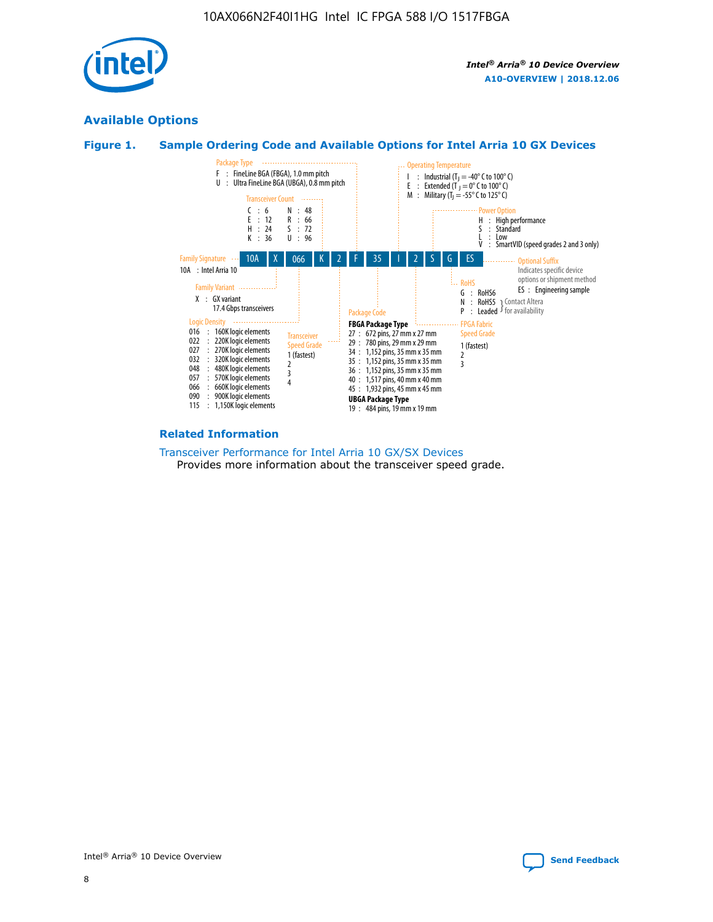## Available Options

### Figure 1. Sample Ordering Code and Available Options for Intel Arria 10 GX Devices

10A X 066 K 2 F 35 I 2 S G ES

Family Signature
10A : Intel Arria 10

Family Variant
X : GX variant
17.4 Gbps transceivers

Logic Density
016 : 160K logic elements
022 : 220K logic elements
027 : 270K logic elements
032 : 320K logic elements
048 : 480K logic elements
057 : 570K logic elements
066 : 660K logic elements
090 : 900K logic elements
115 : 1,150K logic elements

Transceiver Count
C : 6
E : 12
H : 24
K : 36
N : 48
R : 66
S : 72
U : 96

Transceiver Speed Grade
1 (fastest)
2
3
4

Package Type
F : FineLine BGA (FBGA), 1.0 mm pitch
U : Ultra FineLine BGA (UBGA), 0.8 mm pitch

Package Code
**FBGA Package Type**
27 : 672 pins, 27 mm x 27 mm
29 : 780 pins, 29 mm x 29 mm
34 : 1,152 pins, 35 mm x 35 mm
35 : 1,152 pins, 35 mm x 35 mm
36 : 1,152 pins, 35 mm x 35 mm
40 : 1,517 pins, 40 mm x 40 mm
45 : 1,932 pins, 45 mm x 45 mm
**UBGA Package Type**
19 : 484 pins, 19 mm x 19 mm

Operating Temperature
I : Industrial ($T_J$ = -40° C to 100° C)
E : Extended ($T_J$ = 0° C to 100° C)
M : Military ($T_J$ = -55° C to 125° C)

FPGA Fabric Speed Grade
1 (fastest)
2
3

Power Option
H : High performance
S : Standard
L : Low
V : SmartVID (speed grades 2 and 3 only)

RoHS
G : RoHS6
N : RoHS5
P : Leaded
Contact Altera for availability (N, P)

Optional Suffix
Indicates specific device options or shipment method
ES : Engineering sample

### Related Information

Transceiver Performance for Intel Arria 10 GX/SX Devices
Provides more information about the transceiver speed grade.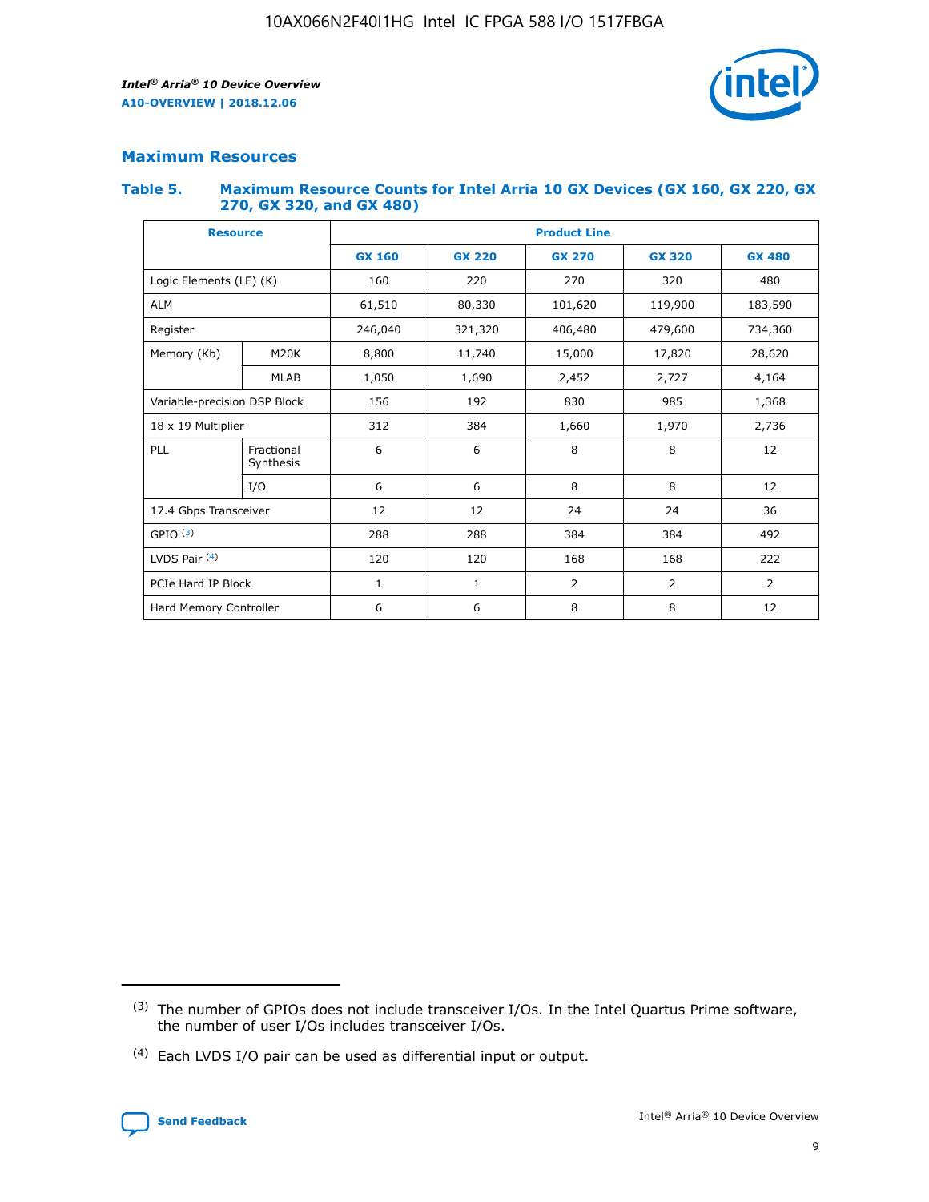## Maximum Resources

### Table 5. Maximum Resource Counts for Intel Arria 10 GX Devices (GX 160, GX 220, GX 270, GX 320, and GX 480)

| Resource | | Product Line | | | | |
|---|---|---|---|---|---|---|
| | | GX 160 | GX 220 | GX 270 | GX 320 | GX 480 |
| Logic Elements (LE) (K) | | 160 | 220 | 270 | 320 | 480 |
| ALM | | 61,510 | 80,330 | 101,620 | 119,900 | 183,590 |
| Register | | 246,040 | 321,320 | 406,480 | 479,600 | 734,360 |
| Memory (Kb) | M20K | 8,800 | 11,740 | 15,000 | 17,820 | 28,620 |
| | MLAB | 1,050 | 1,690 | 2,452 | 2,727 | 4,164 |
| Variable-precision DSP Block | | 156 | 192 | 830 | 985 | 1,368 |
| 18 x 19 Multiplier | | 312 | 384 | 1,660 | 1,970 | 2,736 |
| PLL | Fractional Synthesis | 6 | 6 | 8 | 8 | 12 |
| | I/O | 6 | 6 | 8 | 8 | 12 |
| 17.4 Gbps Transceiver | | 12 | 12 | 24 | 24 | 36 |
| GPIO [(3)] | | 288 | 288 | 384 | 384 | 492 |
| LVDS Pair [(4)] | | 120 | 120 | 168 | 168 | 222 |
| PCIe Hard IP Block | | 1 | 1 | 2 | 2 | 2 |
| Hard Memory Controller | | 6 | 6 | 8 | 8 | 12 |

(3) The number of GPIOs does not include transceiver I/Os. In the Intel Quartus Prime software, the number of user I/Os includes transceiver I/Os.

(4) Each LVDS I/O pair can be used as differential input or output.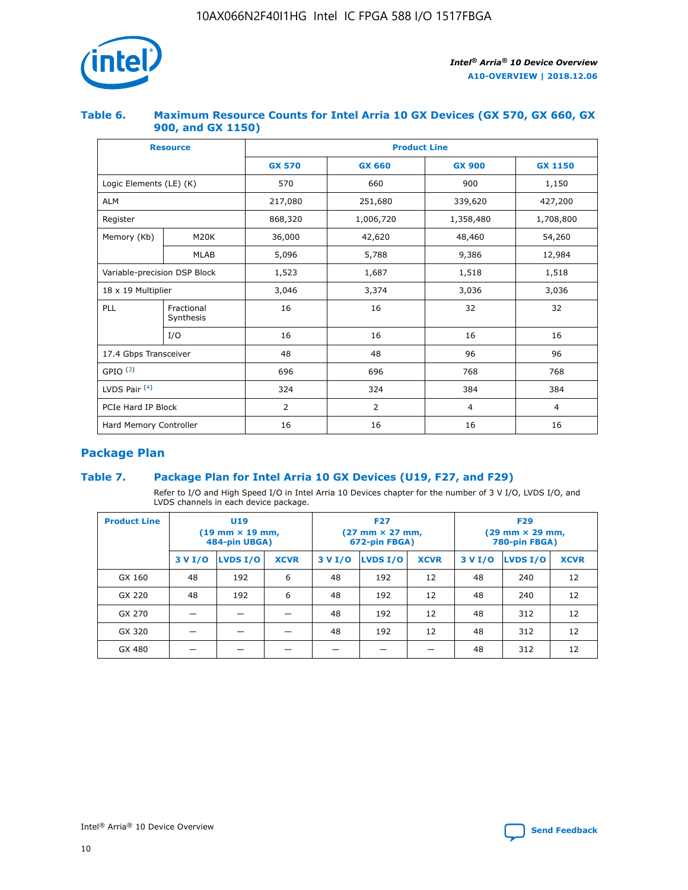## Table 6. Maximum Resource Counts for Intel Arria 10 GX Devices (GX 570, GX 660, GX 900, and GX 1150)

| Resource | | Product Line | | | |
|---|---|---|---|---|---|
| | | GX 570 | GX 660 | GX 900 | GX 1150 |
| Logic Elements (LE) (K) | | 570 | 660 | 900 | 1,150 |
| ALM | | 217,080 | 251,680 | 339,620 | 427,200 |
| Register | | 868,320 | 1,006,720 | 1,358,480 | 1,708,800 |
| Memory (Kb) | M20K | 36,000 | 42,620 | 48,460 | 54,260 |
| | MLAB | 5,096 | 5,788 | 9,386 | 12,984 |
| Variable-precision DSP Block | | 1,523 | 1,687 | 1,518 | 1,518 |
| 18 x 19 Multiplier | | 3,046 | 3,374 | 3,036 | 3,036 |
| PLL | Fractional Synthesis | 16 | 16 | 32 | 32 |
| | I/O | 16 | 16 | 16 | 16 |
| 17.4 Gbps Transceiver | | 48 | 48 | 96 | 96 |
| GPIO [(3)] | | 696 | 696 | 768 | 768 |
| LVDS Pair [(4)] | | 324 | 324 | 384 | 384 |
| PCIe Hard IP Block | | 2 | 2 | 4 | 4 |
| Hard Memory Controller | | 16 | 16 | 16 | 16 |

## Package Plan

## Table 7. Package Plan for Intel Arria 10 GX Devices (U19, F27, and F29)

Refer to I/O and High Speed I/O in Intel Arria 10 Devices chapter for the number of 3 V I/O, LVDS I/O, and LVDS channels in each device package.

| Product Line | U19 (19 mm × 19 mm, 484-pin UBGA) | | | F27 (27 mm × 27 mm, 672-pin FBGA) | | | F29 (29 mm × 29 mm, 780-pin FBGA) | | |
|---|---|---|---|---|---|---|---|---|---|
| | 3 V I/O | LVDS I/O | XCVR | 3 V I/O | LVDS I/O | XCVR | 3 V I/O | LVDS I/O | XCVR |
| GX 160 | 48 | 192 | 6 | 48 | 192 | 12 | 48 | 240 | 12 |
| GX 220 | 48 | 192 | 6 | 48 | 192 | 12 | 48 | 240 | 12 |
| GX 270 | — | — | — | 48 | 192 | 12 | 48 | 312 | 12 |
| GX 320 | — | — | — | 48 | 192 | 12 | 48 | 312 | 12 |
| GX 480 | — | — | — | — | — | — | 48 | 312 | 12 |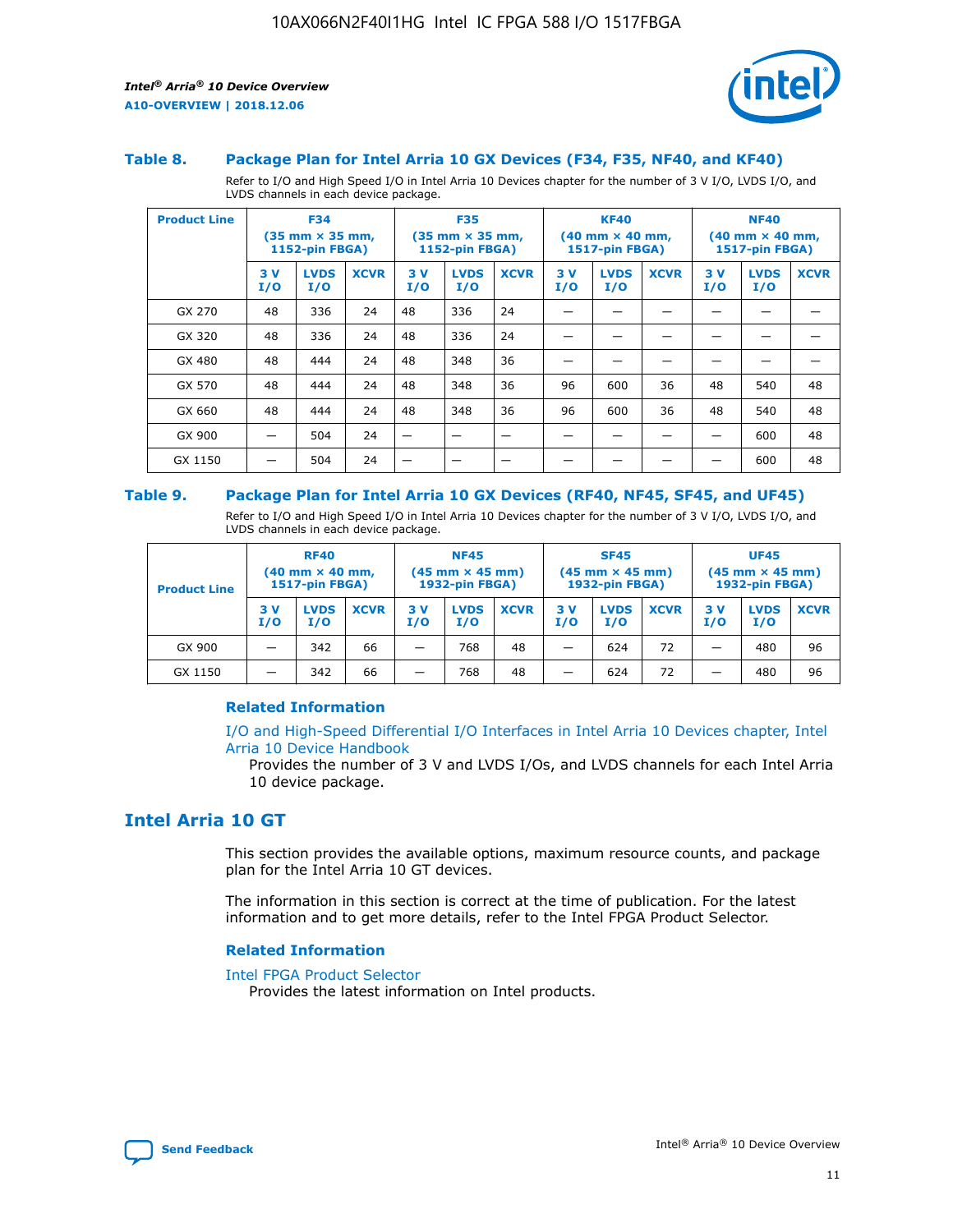### Table 8. Package Plan for Intel Arria 10 GX Devices (F34, F35, NF40, and KF40)

Refer to I/O and High Speed I/O in Intel Arria 10 Devices chapter for the number of 3 V I/O, LVDS I/O, and LVDS channels in each device package.

| Product Line | F34 (35 mm × 35 mm, 1152-pin FBGA) | | | F35 (35 mm × 35 mm, 1152-pin FBGA) | | | KF40 (40 mm × 40 mm, 1517-pin FBGA) | | | NF40 (40 mm × 40 mm, 1517-pin FBGA) | | |
|---|---|---|---|---|---|---|---|---|---|---|---|---|
| | 3 V I/O | LVDS I/O | XCVR | 3 V I/O | LVDS I/O | XCVR | 3 V I/O | LVDS I/O | XCVR | 3 V I/O | LVDS I/O | XCVR |
| GX 270 | 48 | 336 | 24 | 48 | 336 | 24 | — | — | — | — | — | — |
| GX 320 | 48 | 336 | 24 | 48 | 336 | 24 | — | — | — | — | — | — |
| GX 480 | 48 | 444 | 24 | 48 | 348 | 36 | — | — | — | — | — | — |
| GX 570 | 48 | 444 | 24 | 48 | 348 | 36 | 96 | 600 | 36 | 48 | 540 | 48 |
| GX 660 | 48 | 444 | 24 | 48 | 348 | 36 | 96 | 600 | 36 | 48 | 540 | 48 |
| GX 900 | — | 504 | 24 | — | — | — | — | — | — | — | 600 | 48 |
| GX 1150 | — | 504 | 24 | — | — | — | — | — | — | — | 600 | 48 |

### Table 9. Package Plan for Intel Arria 10 GX Devices (RF40, NF45, SF45, and UF45)

Refer to I/O and High Speed I/O in Intel Arria 10 Devices chapter for the number of 3 V I/O, LVDS I/O, and LVDS channels in each device package.

| Product Line | RF40 (40 mm × 40 mm, 1517-pin FBGA) | | | NF45 (45 mm × 45 mm) 1932-pin FBGA) | | | SF45 (45 mm × 45 mm) 1932-pin FBGA) | | | UF45 (45 mm × 45 mm) 1932-pin FBGA) | | |
|---|---|---|---|---|---|---|---|---|---|---|---|---|
| | 3 V I/O | LVDS I/O | XCVR | 3 V I/O | LVDS I/O | XCVR | 3 V I/O | LVDS I/O | XCVR | 3 V I/O | LVDS I/O | XCVR |
| GX 900 | — | 342 | 66 | — | 768 | 48 | — | 624 | 72 | — | 480 | 96 |
| GX 1150 | — | 342 | 66 | — | 768 | 48 | — | 624 | 72 | — | 480 | 96 |

#### Related Information

I/O and High-Speed Differential I/O Interfaces in Intel Arria 10 Devices chapter, Intel Arria 10 Device Handbook

Provides the number of 3 V and LVDS I/Os, and LVDS channels for each Intel Arria 10 device package.

## Intel Arria 10 GT

This section provides the available options, maximum resource counts, and package plan for the Intel Arria 10 GT devices.

The information in this section is correct at the time of publication. For the latest information and to get more details, refer to the Intel FPGA Product Selector.

#### Related Information

Intel FPGA Product Selector

Provides the latest information on Intel products.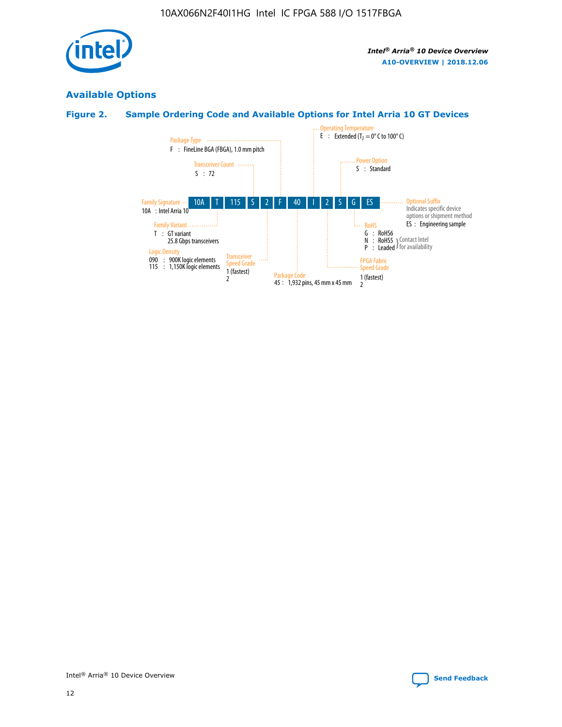## Available Options

**Figure 2. Sample Ordering Code and Available Options for Intel Arria 10 GT Devices**

10A T 115 S 2 F 40 I 2 S G ES

Family Signature
10A : Intel Arria 10

Family Variant
T : GT variant
25.8 Gbps transceivers

Logic Density
090 : 900K logic elements
115 : 1,150K logic elements

Transceiver Count
S : 72

Transceiver Speed Grade
1 (fastest)
2

Package Type
F : FineLine BGA (FBGA), 1.0 mm pitch

Package Code
45 : 1,932 pins, 45 mm x 45 mm

Operating Temperature
E : Extended ($T_J$ = 0° C to 100° C)

FPGA Fabric Speed Grade
1 (fastest)
2

Power Option
S : Standard

RoHS
G : RoHS6
N : RoHS5 } Contact Intel for availability
P : Leaded } Contact Intel for availability

Optional Suffix
Indicates specific device options or shipment method
ES : Engineering sample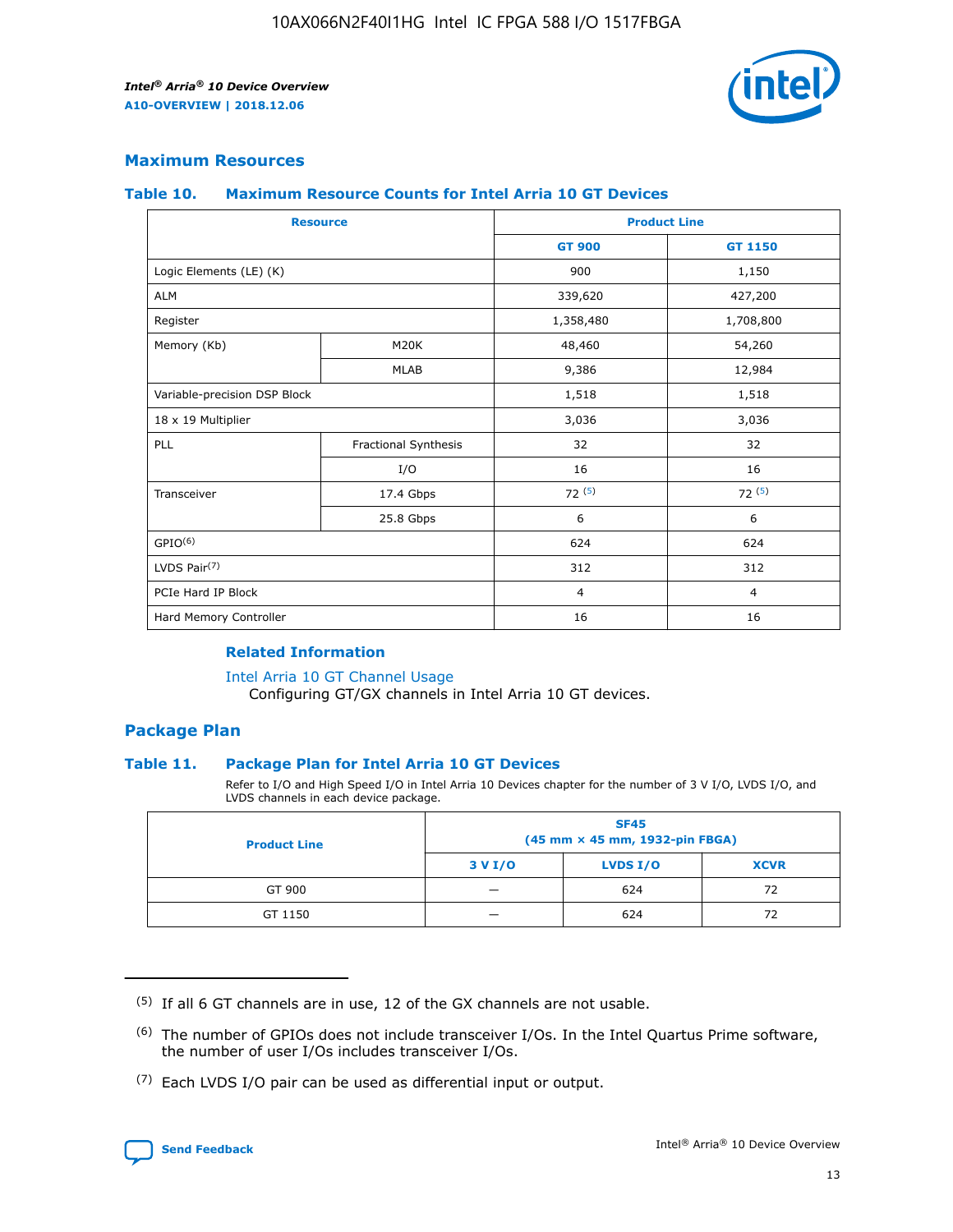## Maximum Resources

### Table 10. Maximum Resource Counts for Intel Arria 10 GT Devices

| Resource | | Product Line | |
|---|---|---|---|
| | | GT 900 | GT 1150 |
| Logic Elements (LE) (K) | | 900 | 1,150 |
| ALM | | 339,620 | 427,200 |
| Register | | 1,358,480 | 1,708,800 |
| Memory (Kb) | M20K | 48,460 | 54,260 |
| | MLAB | 9,386 | 12,984 |
| Variable-precision DSP Block | | 1,518 | 1,518 |
| 18 x 19 Multiplier | | 3,036 | 3,036 |
| PLL | Fractional Synthesis | 32 | 32 |
| | I/O | 16 | 16 |
| Transceiver | 17.4 Gbps | 72 [(5)] | 72 [(5)] |
| | 25.8 Gbps | 6 | 6 |
| GPIO[(6)] | | 624 | 624 |
| LVDS Pair[(7)] | | 312 | 312 |
| PCIe Hard IP Block | | 4 | 4 |
| Hard Memory Controller | | 16 | 16 |

#### Related Information

Intel Arria 10 GT Channel Usage
Configuring GT/GX channels in Intel Arria 10 GT devices.

## Package Plan

### Table 11. Package Plan for Intel Arria 10 GT Devices

Refer to I/O and High Speed I/O in Intel Arria 10 Devices chapter for the number of 3 V I/O, LVDS I/O, and LVDS channels in each device package.

| Product Line | SF45 (45 mm × 45 mm, 1932-pin FBGA) | | |
|---|---|---|---|
| | 3 V I/O | LVDS I/O | XCVR |
| GT 900 | — | 624 | 72 |
| GT 1150 | — | 624 | 72 |

(5) If all 6 GT channels are in use, 12 of the GX channels are not usable.

(6) The number of GPIOs does not include transceiver I/Os. In the Intel Quartus Prime software, the number of user I/Os includes transceiver I/Os.

(7) Each LVDS I/O pair can be used as differential input or output.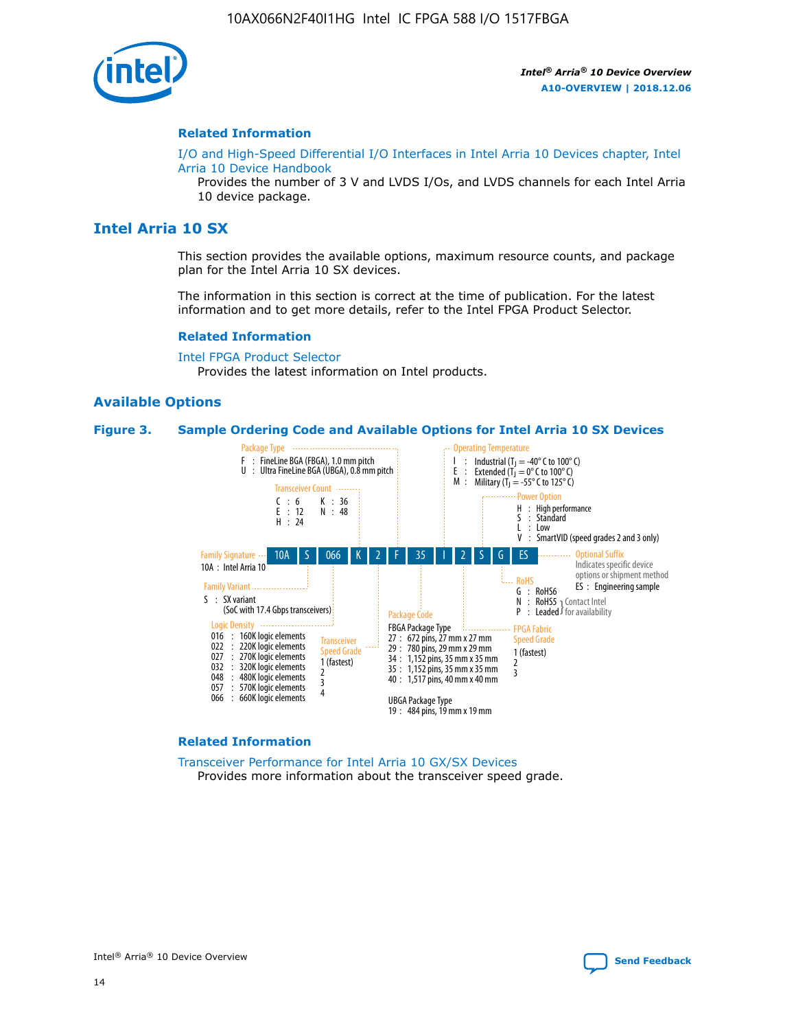### Related Information

I/O and High-Speed Differential I/O Interfaces in Intel Arria 10 Devices chapter, Intel Arria 10 Device Handbook

Provides the number of 3 V and LVDS I/Os, and LVDS channels for each Intel Arria 10 device package.

## Intel Arria 10 SX

This section provides the available options, maximum resource counts, and package plan for the Intel Arria 10 SX devices.

The information in this section is correct at the time of publication. For the latest information and to get more details, refer to the Intel FPGA Product Selector.

### Related Information

Intel FPGA Product Selector

Provides the latest information on Intel products.

### Available Options

**Figure 3. Sample Ordering Code and Available Options for Intel Arria 10 SX Devices**

10A S 066 K 2 F 35 I 2 S G ES

Family Signature
10A : Intel Arria 10

Family Variant
S : SX variant (SoC with 17.4 Gbps transceivers)

Logic Density
016 : 160K logic elements
022 : 220K logic elements
027 : 270K logic elements
032 : 320K logic elements
048 : 480K logic elements
057 : 570K logic elements
066 : 660K logic elements

Transceiver Count
C : 6
E : 12
H : 24
K : 36
N : 48

Transceiver Speed Grade
1 (fastest)
2
3
4

Package Type
F : FineLine BGA (FBGA), 1.0 mm pitch
U : Ultra FineLine BGA (UBGA), 0.8 mm pitch

Package Code
FBGA Package Type
27 : 672 pins, 27 mm x 27 mm
29 : 780 pins, 29 mm x 29 mm
34 : 1,152 pins, 35 mm x 35 mm
35 : 1,152 pins, 35 mm x 35 mm
40 : 1,517 pins, 40 mm x 40 mm

UBGA Package Type
19 : 484 pins, 19 mm x 19 mm

Operating Temperature
I : Industrial ($T_J$ = -40° C to 100° C)
E : Extended ($T_J$ = 0° C to 100° C)
M : Military ($T_J$ = -55° C to 125° C)

FPGA Fabric Speed Grade
1 (fastest)
2
3

Power Option
H : High performance
S : Standard
L : Low
V : SmartVID (speed grades 2 and 3 only)

RoHS
G : RoHS6
N : RoHS5
P : Leaded
Contact Intel for availability

Optional Suffix
Indicates specific device options or shipment method
ES : Engineering sample

### Related Information

Transceiver Performance for Intel Arria 10 GX/SX Devices

Provides more information about the transceiver speed grade.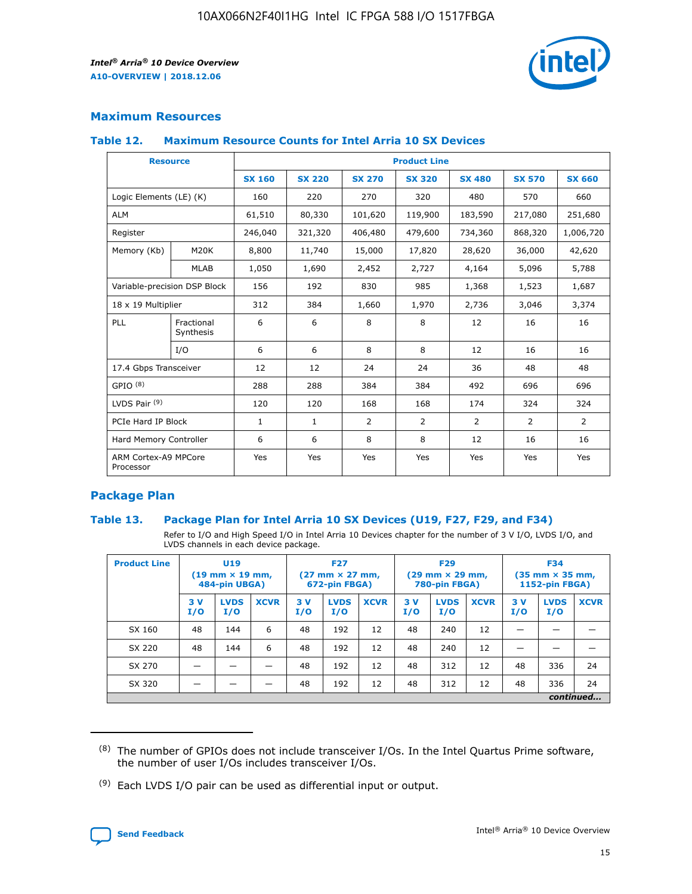## Maximum Resources

### Table 12. Maximum Resource Counts for Intel Arria 10 SX Devices

| Resource | | Product Line | | | | | | |
|---|---|---|---|---|---|---|---|---|
| | | SX 160 | SX 220 | SX 270 | SX 320 | SX 480 | SX 570 | SX 660 |
| Logic Elements (LE) (K) | | 160 | 220 | 270 | 320 | 480 | 570 | 660 |
| ALM | | 61,510 | 80,330 | 101,620 | 119,900 | 183,590 | 217,080 | 251,680 |
| Register | | 246,040 | 321,320 | 406,480 | 479,600 | 734,360 | 868,320 | 1,006,720 |
| Memory (Kb) | M20K | 8,800 | 11,740 | 15,000 | 17,820 | 28,620 | 36,000 | 42,620 |
| | MLAB | 1,050 | 1,690 | 2,452 | 2,727 | 4,164 | 5,096 | 5,788 |
| Variable-precision DSP Block | | 156 | 192 | 830 | 985 | 1,368 | 1,523 | 1,687 |
| 18 x 19 Multiplier | | 312 | 384 | 1,660 | 1,970 | 2,736 | 3,046 | 3,374 |
| PLL | Fractional Synthesis | 6 | 6 | 8 | 8 | 12 | 16 | 16 |
| | I/O | 6 | 6 | 8 | 8 | 12 | 16 | 16 |
| 17.4 Gbps Transceiver | | 12 | 12 | 24 | 24 | 36 | 48 | 48 |
| GPIO [(8)] | | 288 | 288 | 384 | 384 | 492 | 696 | 696 |
| LVDS Pair [(9)] | | 120 | 120 | 168 | 168 | 174 | 324 | 324 |
| PCIe Hard IP Block | | 1 | 1 | 2 | 2 | 2 | 2 | 2 |
| Hard Memory Controller | | 6 | 6 | 8 | 8 | 12 | 16 | 16 |
| ARM Cortex-A9 MPCore Processor | | Yes | Yes | Yes | Yes | Yes | Yes | Yes |

## Package Plan

### Table 13. Package Plan for Intel Arria 10 SX Devices (U19, F27, F29, and F34)

Refer to I/O and High Speed I/O in Intel Arria 10 Devices chapter for the number of 3 V I/O, LVDS I/O, and LVDS channels in each device package.

| Product Line | U19 (19 mm × 19 mm, 484-pin UBGA) | | | F27 (27 mm × 27 mm, 672-pin FBGA) | | | F29 (29 mm × 29 mm, 780-pin FBGA) | | | F34 (35 mm × 35 mm, 1152-pin FBGA) | | |
|---|---|---|---|---|---|---|---|---|---|---|---|---|
| | 3 V I/O | LVDS I/O | XCVR | 3 V I/O | LVDS I/O | XCVR | 3 V I/O | LVDS I/O | XCVR | 3 V I/O | LVDS I/O | XCVR |
| SX 160 | 48 | 144 | 6 | 48 | 192 | 12 | 48 | 240 | 12 | — | — | — |
| SX 220 | 48 | 144 | 6 | 48 | 192 | 12 | 48 | 240 | 12 | — | — | — |
| SX 270 | — | — | — | 48 | 192 | 12 | 48 | 312 | 12 | 48 | 336 | 24 |
| SX 320 | — | — | — | 48 | 192 | 12 | 48 | 312 | 12 | 48 | 336 | 24 |

*continued...*

(8) The number of GPIOs does not include transceiver I/Os. In the Intel Quartus Prime software, the number of user I/Os includes transceiver I/Os.

(9) Each LVDS I/O pair can be used as differential input or output.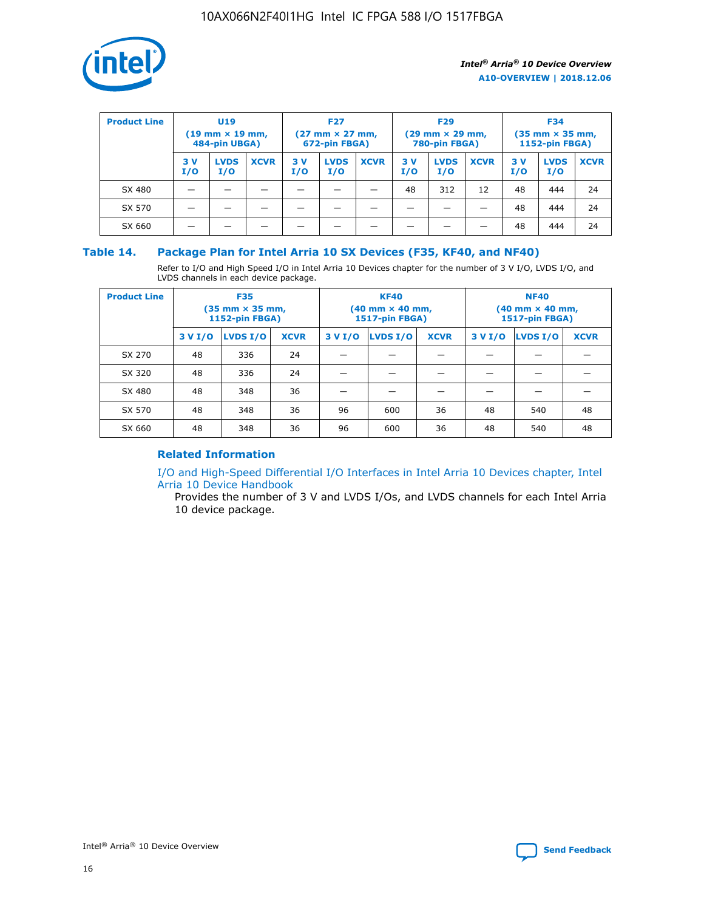| Product Line | U19 (19 mm × 19 mm, 484-pin UBGA) | | | F27 (27 mm × 27 mm, 672-pin FBGA) | | | F29 (29 mm × 29 mm, 780-pin FBGA) | | | F34 (35 mm × 35 mm, 1152-pin FBGA) | | |
|---|---|---|---|---|---|---|---|---|---|---|---|---|
| | 3 V I/O | LVDS I/O | XCVR | 3 V I/O | LVDS I/O | XCVR | 3 V I/O | LVDS I/O | XCVR | 3 V I/O | LVDS I/O | XCVR |
| SX 480 | — | — | — | — | — | — | 48 | 312 | 12 | 48 | 444 | 24 |
| SX 570 | — | — | — | — | — | — | — | — | — | 48 | 444 | 24 |
| SX 660 | — | — | — | — | — | — | — | — | — | 48 | 444 | 24 |

## Table 14. Package Plan for Intel Arria 10 SX Devices (F35, KF40, and NF40)

Refer to I/O and High Speed I/O in Intel Arria 10 Devices chapter for the number of 3 V I/O, LVDS I/O, and LVDS channels in each device package.

| Product Line | F35 (35 mm × 35 mm, 1152-pin FBGA) | | | KF40 (40 mm × 40 mm, 1517-pin FBGA) | | | NF40 (40 mm × 40 mm, 1517-pin FBGA) | | |
|---|---|---|---|---|---|---|---|---|---|
| | 3 V I/O | LVDS I/O | XCVR | 3 V I/O | LVDS I/O | XCVR | 3 V I/O | LVDS I/O | XCVR |
| SX 270 | 48 | 336 | 24 | — | — | — | — | — | — |
| SX 320 | 48 | 336 | 24 | — | — | — | — | — | — |
| SX 480 | 48 | 348 | 36 | — | — | — | — | — | — |
| SX 570 | 48 | 348 | 36 | 96 | 600 | 36 | 48 | 540 | 48 |
| SX 660 | 48 | 348 | 36 | 96 | 600 | 36 | 48 | 540 | 48 |

### Related Information

I/O and High-Speed Differential I/O Interfaces in Intel Arria 10 Devices chapter, Intel Arria 10 Device Handbook

Provides the number of 3 V and LVDS I/Os, and LVDS channels for each Intel Arria 10 device package.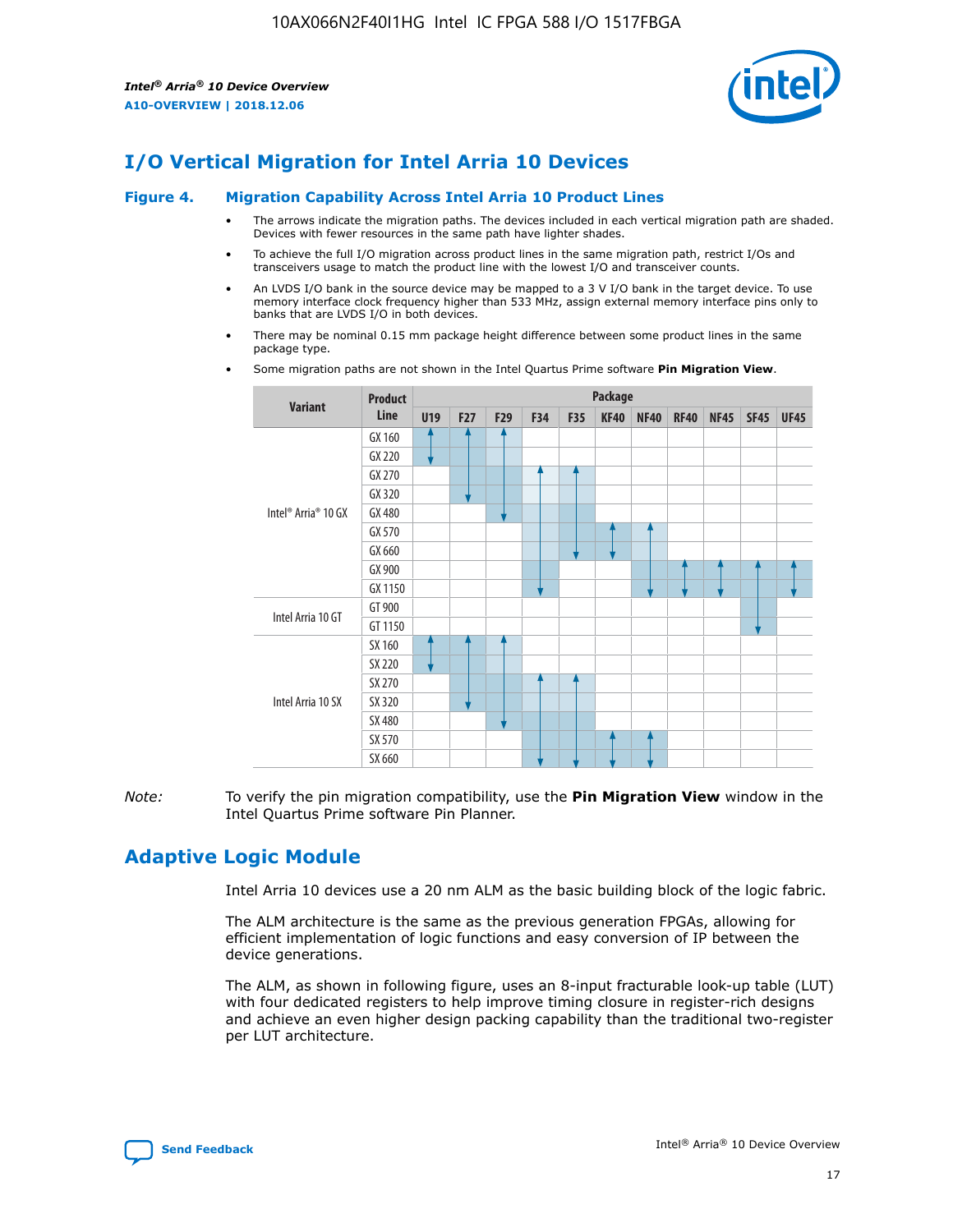# I/O Vertical Migration for Intel Arria 10 Devices

**Figure 4. Migration Capability Across Intel Arria 10 Product Lines**

- The arrows indicate the migration paths. The devices included in each vertical migration path are shaded. Devices with fewer resources in the same path have lighter shades.
- To achieve the full I/O migration across product lines in the same migration path, restrict I/Os and transceivers usage to match the product line with the lowest I/O and transceiver counts.
- An LVDS I/O bank in the source device may be mapped to a 3 V I/O bank in the target device. To use memory interface clock frequency higher than 533 MHz, assign external memory interface pins only to banks that are LVDS I/O in both devices.
- There may be nominal 0.15 mm package height difference between some product lines in the same package type.
- Some migration paths are not shown in the Intel Quartus Prime software **Pin Migration View**.

Variant

Product Line

Package

U19 F27 F29 F34 F35 KF40 NF40 RF40 NF45 SF45 UF45

Intel® Arria® 10 GX: GX 160, GX 220, GX 270, GX 320, GX 480, GX 570, GX 660, GX 900, GX 1150

Intel Arria 10 GT: GT 900, GT 1150

Intel Arria 10 SX: SX 160, SX 220, SX 270, SX 320, SX 480, SX 570, SX 660

*Note:* To verify the pin migration compatibility, use the **Pin Migration View** window in the Intel Quartus Prime software Pin Planner.

# Adaptive Logic Module

Intel Arria 10 devices use a 20 nm ALM as the basic building block of the logic fabric.

The ALM architecture is the same as the previous generation FPGAs, allowing for efficient implementation of logic functions and easy conversion of IP between the device generations.

The ALM, as shown in following figure, uses an 8-input fracturable look-up table (LUT) with four dedicated registers to help improve timing closure in register-rich designs and achieve an even higher design packing capability than the traditional two-register per LUT architecture.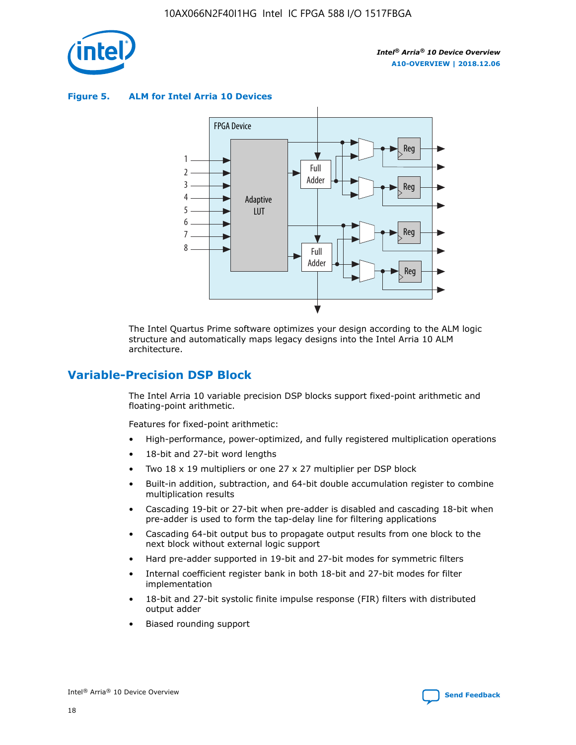**Figure 5. ALM for Intel Arria 10 Devices**

The Intel Quartus Prime software optimizes your design according to the ALM logic structure and automatically maps legacy designs into the Intel Arria 10 ALM architecture.

## Variable-Precision DSP Block

The Intel Arria 10 variable precision DSP blocks support fixed-point arithmetic and floating-point arithmetic.

Features for fixed-point arithmetic:

- High-performance, power-optimized, and fully registered multiplication operations
- 18-bit and 27-bit word lengths
- Two 18 x 19 multipliers or one 27 x 27 multiplier per DSP block
- Built-in addition, subtraction, and 64-bit double accumulation register to combine multiplication results
- Cascading 19-bit or 27-bit when pre-adder is disabled and cascading 18-bit when pre-adder is used to form the tap-delay line for filtering applications
- Cascading 64-bit output bus to propagate output results from one block to the next block without external logic support
- Hard pre-adder supported in 19-bit and 27-bit modes for symmetric filters
- Internal coefficient register bank in both 18-bit and 27-bit modes for filter implementation
- 18-bit and 27-bit systolic finite impulse response (FIR) filters with distributed output adder
- Biased rounding support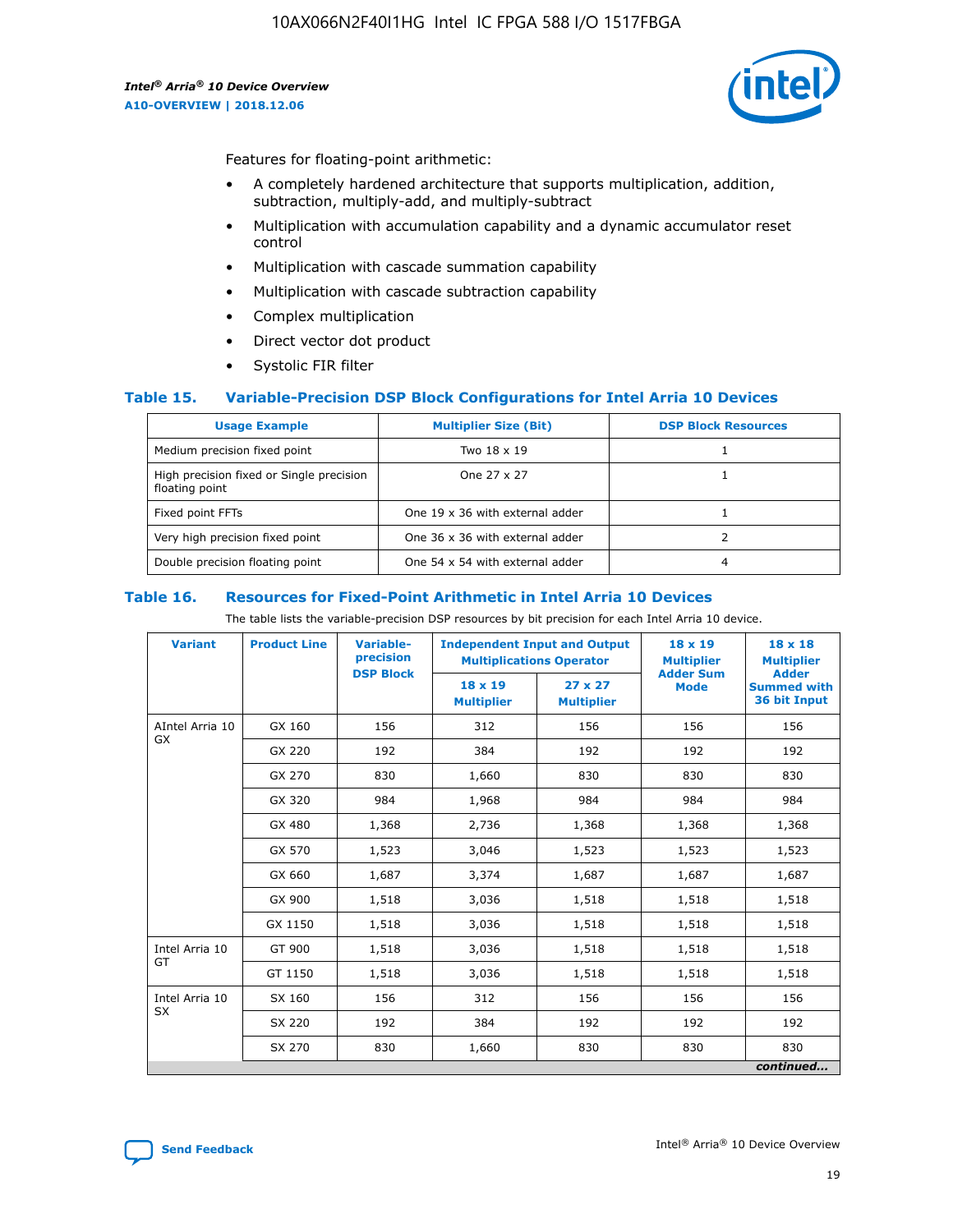Features for floating-point arithmetic:

- A completely hardened architecture that supports multiplication, addition, subtraction, multiply-add, and multiply-subtract
- Multiplication with accumulation capability and a dynamic accumulator reset control
- Multiplication with cascade summation capability
- Multiplication with cascade subtraction capability
- Complex multiplication
- Direct vector dot product
- Systolic FIR filter

### Table 15. Variable-Precision DSP Block Configurations for Intel Arria 10 Devices

| Usage Example | Multiplier Size (Bit) | DSP Block Resources |
|---|---|---|
| Medium precision fixed point | Two 18 x 19 | 1 |
| High precision fixed or Single precision floating point | One 27 x 27 | 1 |
| Fixed point FFTs | One 19 x 36 with external adder | 1 |
| Very high precision fixed point | One 36 x 36 with external adder | 2 |
| Double precision floating point | One 54 x 54 with external adder | 4 |

### Table 16. Resources for Fixed-Point Arithmetic in Intel Arria 10 Devices

The table lists the variable-precision DSP resources by bit precision for each Intel Arria 10 device.

| Variant | Product Line | Variable-precision DSP Block | Independent Input and Output Multiplications Operator | | 18 x 19 Multiplier Adder Sum Mode | 18 x 18 Multiplier Adder Summed with 36 bit Input |
|---|---|---|---|---|---|---|
| | | | 18 x 19 Multiplier | 27 x 27 Multiplier | | |
| AIntel Arria 10 GX | GX 160 | 156 | 312 | 156 | 156 | 156 |
| | GX 220 | 192 | 384 | 192 | 192 | 192 |
| | GX 270 | 830 | 1,660 | 830 | 830 | 830 |
| | GX 320 | 984 | 1,968 | 984 | 984 | 984 |
| | GX 480 | 1,368 | 2,736 | 1,368 | 1,368 | 1,368 |
| | GX 570 | 1,523 | 3,046 | 1,523 | 1,523 | 1,523 |
| | GX 660 | 1,687 | 3,374 | 1,687 | 1,687 | 1,687 |
| | GX 900 | 1,518 | 3,036 | 1,518 | 1,518 | 1,518 |
| | GX 1150 | 1,518 | 3,036 | 1,518 | 1,518 | 1,518 |
| Intel Arria 10 GT | GT 900 | 1,518 | 3,036 | 1,518 | 1,518 | 1,518 |
| | GT 1150 | 1,518 | 3,036 | 1,518 | 1,518 | 1,518 |
| Intel Arria 10 SX | SX 160 | 156 | 312 | 156 | 156 | 156 |
| | SX 220 | 192 | 384 | 192 | 192 | 192 |
| | SX 270 | 830 | 1,660 | 830 | 830 | 830 |

*continued...*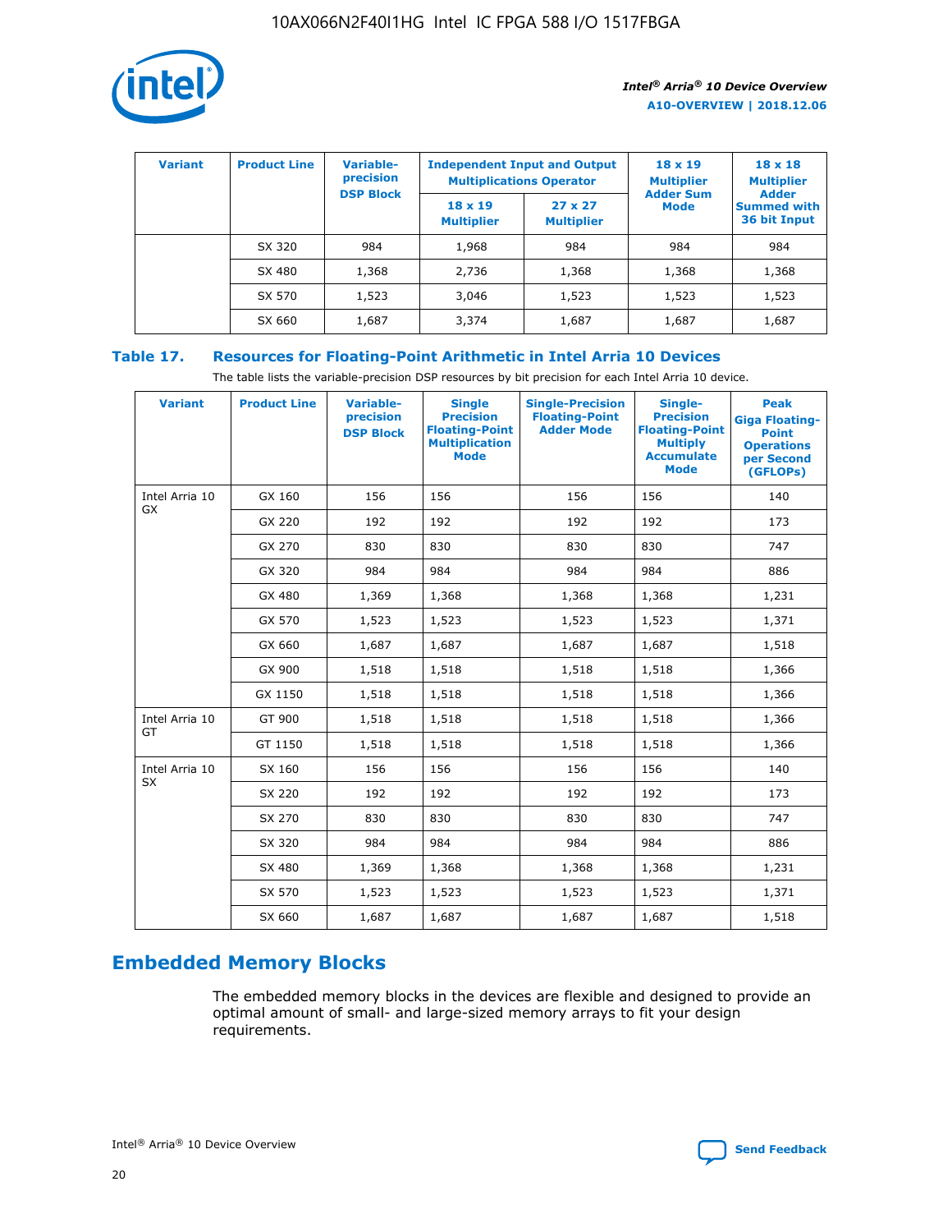| Variant | Product Line | Variable-precision DSP Block | Independent Input and Output Multiplications Operator | | 18 x 19 Multiplier Adder Sum Mode | 18 x 18 Multiplier Adder Summed with 36 bit Input |
|---|---|---|---|---|---|---|
| | | | 18 x 19 Multiplier | 27 x 27 Multiplier | | |
| | SX 320 | 984 | 1,968 | 984 | 984 | 984 |
| | SX 480 | 1,368 | 2,736 | 1,368 | 1,368 | 1,368 |
| | SX 570 | 1,523 | 3,046 | 1,523 | 1,523 | 1,523 |
| | SX 660 | 1,687 | 3,374 | 1,687 | 1,687 | 1,687 |

### Table 17. Resources for Floating-Point Arithmetic in Intel Arria 10 Devices

The table lists the variable-precision DSP resources by bit precision for each Intel Arria 10 device.

| Variant | Product Line | Variable-precision DSP Block | Single Precision Floating-Point Multiplication Mode | Single-Precision Floating-Point Adder Mode | Single-Precision Floating-Point Multiply Accumulate Mode | Peak Giga Floating-Point Operations per Second (GFLOPs) |
|---|---|---|---|---|---|---|
| Intel Arria 10 GX | GX 160 | 156 | 156 | 156 | 156 | 140 |
| | GX 220 | 192 | 192 | 192 | 192 | 173 |
| | GX 270 | 830 | 830 | 830 | 830 | 747 |
| | GX 320 | 984 | 984 | 984 | 984 | 886 |
| | GX 480 | 1,369 | 1,368 | 1,368 | 1,368 | 1,231 |
| | GX 570 | 1,523 | 1,523 | 1,523 | 1,523 | 1,371 |
| | GX 660 | 1,687 | 1,687 | 1,687 | 1,687 | 1,518 |
| | GX 900 | 1,518 | 1,518 | 1,518 | 1,518 | 1,366 |
| | GX 1150 | 1,518 | 1,518 | 1,518 | 1,518 | 1,366 |
| Intel Arria 10 GT | GT 900 | 1,518 | 1,518 | 1,518 | 1,518 | 1,366 |
| | GT 1150 | 1,518 | 1,518 | 1,518 | 1,518 | 1,366 |
| Intel Arria 10 SX | SX 160 | 156 | 156 | 156 | 156 | 140 |
| | SX 220 | 192 | 192 | 192 | 192 | 173 |
| | SX 270 | 830 | 830 | 830 | 830 | 747 |
| | SX 320 | 984 | 984 | 984 | 984 | 886 |
| | SX 480 | 1,369 | 1,368 | 1,368 | 1,368 | 1,231 |
| | SX 570 | 1,523 | 1,523 | 1,523 | 1,523 | 1,371 |
| | SX 660 | 1,687 | 1,687 | 1,687 | 1,687 | 1,518 |

## Embedded Memory Blocks

The embedded memory blocks in the devices are flexible and designed to provide an optimal amount of small- and large-sized memory arrays to fit your design requirements.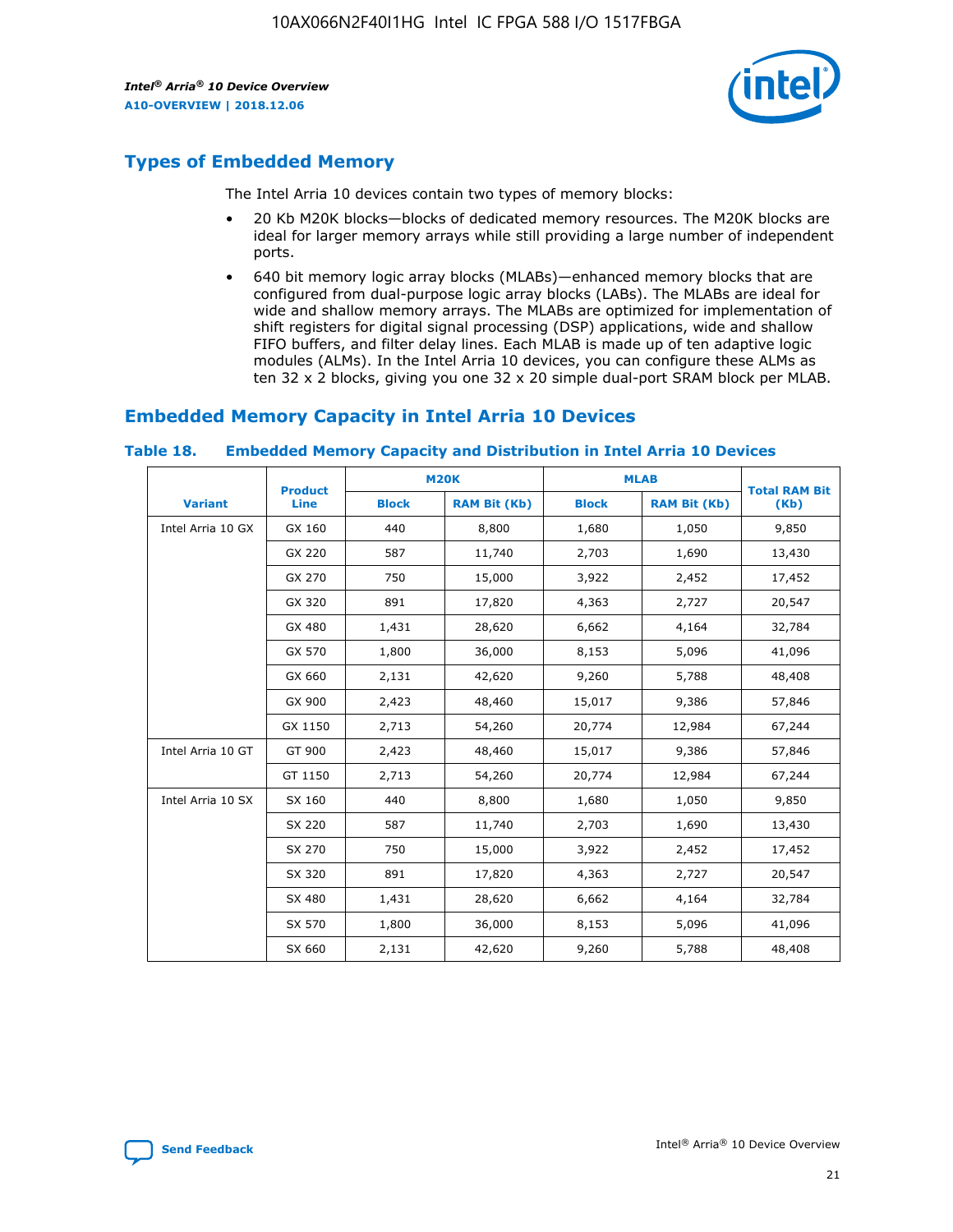## Types of Embedded Memory

The Intel Arria 10 devices contain two types of memory blocks:

- 20 Kb M20K blocks—blocks of dedicated memory resources. The M20K blocks are ideal for larger memory arrays while still providing a large number of independent ports.
- 640 bit memory logic array blocks (MLABs)—enhanced memory blocks that are configured from dual-purpose logic array blocks (LABs). The MLABs are ideal for wide and shallow memory arrays. The MLABs are optimized for implementation of shift registers for digital signal processing (DSP) applications, wide and shallow FIFO buffers, and filter delay lines. Each MLAB is made up of ten adaptive logic modules (ALMs). In the Intel Arria 10 devices, you can configure these ALMs as ten 32 x 2 blocks, giving you one 32 x 20 simple dual-port SRAM block per MLAB.

## Embedded Memory Capacity in Intel Arria 10 Devices

**Table 18. Embedded Memory Capacity and Distribution in Intel Arria 10 Devices**

| Variant | Product Line | M20K | | MLAB | | Total RAM Bit (Kb) |
|---|---|---|---|---|---|---|
| | | Block | RAM Bit (Kb) | Block | RAM Bit (Kb) | |
| Intel Arria 10 GX | GX 160 | 440 | 8,800 | 1,680 | 1,050 | 9,850 |
| | GX 220 | 587 | 11,740 | 2,703 | 1,690 | 13,430 |
| | GX 270 | 750 | 15,000 | 3,922 | 2,452 | 17,452 |
| | GX 320 | 891 | 17,820 | 4,363 | 2,727 | 20,547 |
| | GX 480 | 1,431 | 28,620 | 6,662 | 4,164 | 32,784 |
| | GX 570 | 1,800 | 36,000 | 8,153 | 5,096 | 41,096 |
| | GX 660 | 2,131 | 42,620 | 9,260 | 5,788 | 48,408 |
| | GX 900 | 2,423 | 48,460 | 15,017 | 9,386 | 57,846 |
| | GX 1150 | 2,713 | 54,260 | 20,774 | 12,984 | 67,244 |
| Intel Arria 10 GT | GT 900 | 2,423 | 48,460 | 15,017 | 9,386 | 57,846 |
| | GT 1150 | 2,713 | 54,260 | 20,774 | 12,984 | 67,244 |
| Intel Arria 10 SX | SX 160 | 440 | 8,800 | 1,680 | 1,050 | 9,850 |
| | SX 220 | 587 | 11,740 | 2,703 | 1,690 | 13,430 |
| | SX 270 | 750 | 15,000 | 3,922 | 2,452 | 17,452 |
| | SX 320 | 891 | 17,820 | 4,363 | 2,727 | 20,547 |
| | SX 480 | 1,431 | 28,620 | 6,662 | 4,164 | 32,784 |
| | SX 570 | 1,800 | 36,000 | 8,153 | 5,096 | 41,096 |
| | SX 660 | 2,131 | 42,620 | 9,260 | 5,788 | 48,408 |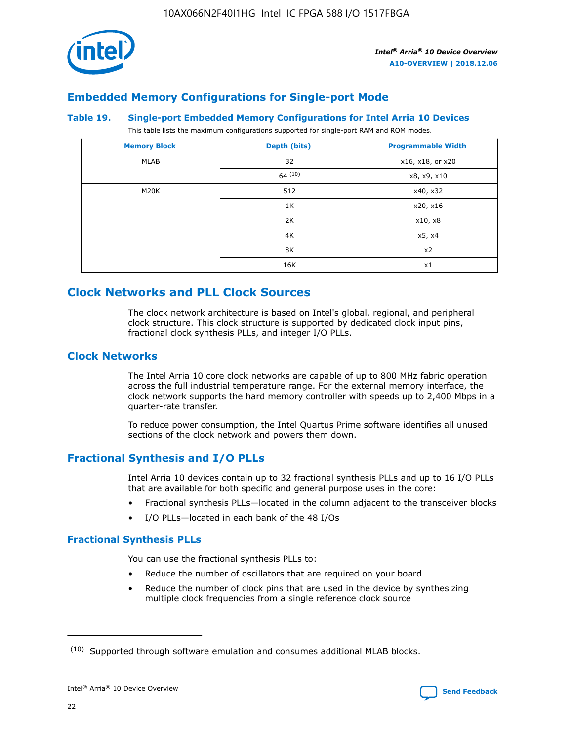## Embedded Memory Configurations for Single-port Mode

### Table 19. Single-port Embedded Memory Configurations for Intel Arria 10 Devices

This table lists the maximum configurations supported for single-port RAM and ROM modes.

| Memory Block | Depth (bits) | Programmable Width |
| --- | --- | --- |
| MLAB | 32 | x16, x18, or x20 |
| | 64 [(10)] | x8, x9, x10 |
| M20K | 512 | x40, x32 |
| | 1K | x20, x16 |
| | 2K | x10, x8 |
| | 4K | x5, x4 |
| | 8K | x2 |
| | 16K | x1 |

# Clock Networks and PLL Clock Sources

The clock network architecture is based on Intel's global, regional, and peripheral clock structure. This clock structure is supported by dedicated clock input pins, fractional clock synthesis PLLs, and integer I/O PLLs.

## Clock Networks

The Intel Arria 10 core clock networks are capable of up to 800 MHz fabric operation across the full industrial temperature range. For the external memory interface, the clock network supports the hard memory controller with speeds up to 2,400 Mbps in a quarter-rate transfer.

To reduce power consumption, the Intel Quartus Prime software identifies all unused sections of the clock network and powers them down.

## Fractional Synthesis and I/O PLLs

Intel Arria 10 devices contain up to 32 fractional synthesis PLLs and up to 16 I/O PLLs that are available for both specific and general purpose uses in the core:

- Fractional synthesis PLLs—located in the column adjacent to the transceiver blocks
- I/O PLLs—located in each bank of the 48 I/Os

### Fractional Synthesis PLLs

You can use the fractional synthesis PLLs to:

- Reduce the number of oscillators that are required on your board
- Reduce the number of clock pins that are used in the device by synthesizing multiple clock frequencies from a single reference clock source

(10) Supported through software emulation and consumes additional MLAB blocks.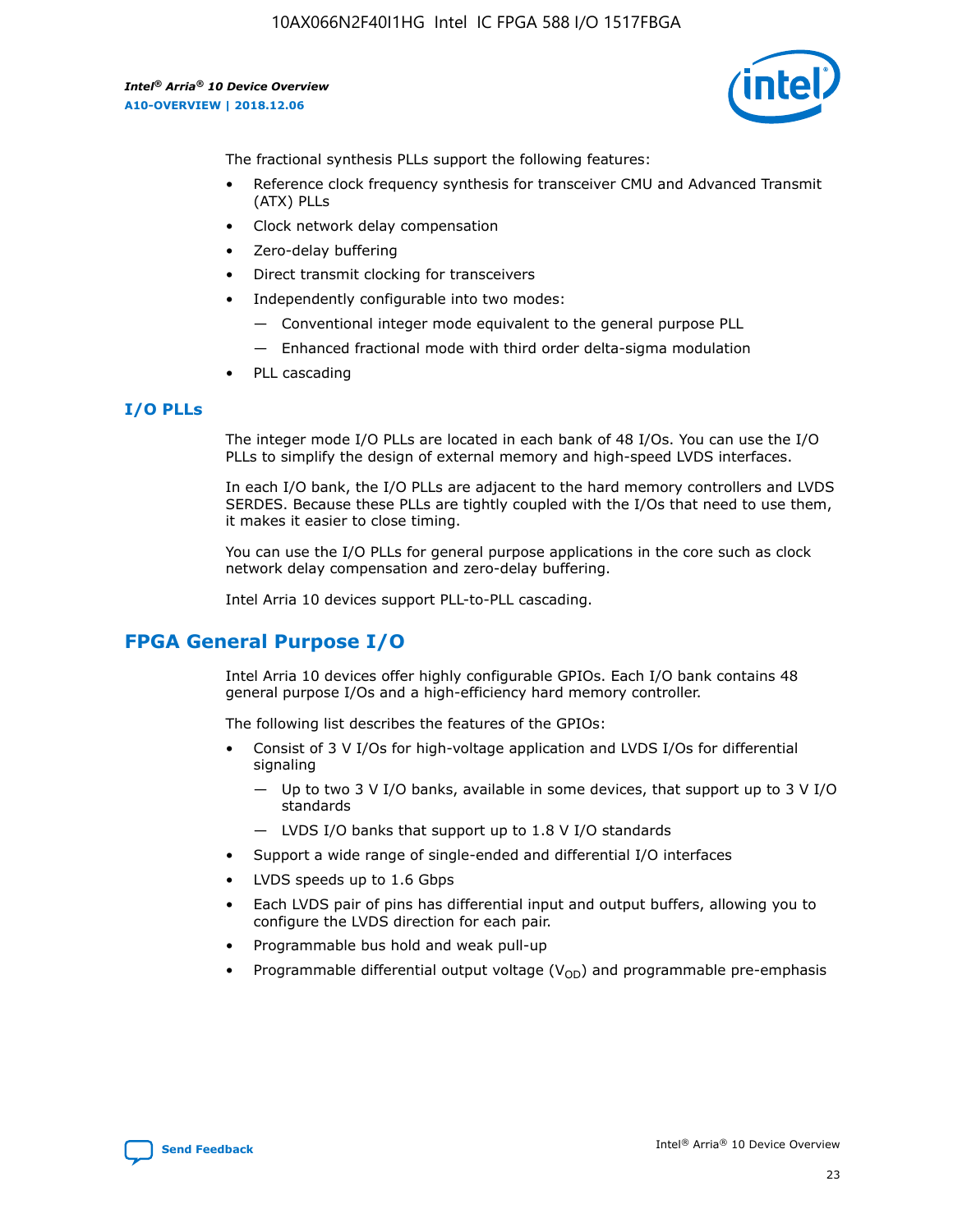The fractional synthesis PLLs support the following features:

- Reference clock frequency synthesis for transceiver CMU and Advanced Transmit (ATX) PLLs
- Clock network delay compensation
- Zero-delay buffering
- Direct transmit clocking for transceivers
- Independently configurable into two modes:
  - — Conventional integer mode equivalent to the general purpose PLL
  - — Enhanced fractional mode with third order delta-sigma modulation
- PLL cascading

### I/O PLLs

The integer mode I/O PLLs are located in each bank of 48 I/Os. You can use the I/O PLLs to simplify the design of external memory and high-speed LVDS interfaces.

In each I/O bank, the I/O PLLs are adjacent to the hard memory controllers and LVDS SERDES. Because these PLLs are tightly coupled with the I/Os that need to use them, it makes it easier to close timing.

You can use the I/O PLLs for general purpose applications in the core such as clock network delay compensation and zero-delay buffering.

Intel Arria 10 devices support PLL-to-PLL cascading.

## FPGA General Purpose I/O

Intel Arria 10 devices offer highly configurable GPIOs. Each I/O bank contains 48 general purpose I/Os and a high-efficiency hard memory controller.

The following list describes the features of the GPIOs:

- Consist of 3 V I/Os for high-voltage application and LVDS I/Os for differential signaling
  - — Up to two 3 V I/O banks, available in some devices, that support up to 3 V I/O standards
  - — LVDS I/O banks that support up to 1.8 V I/O standards
- Support a wide range of single-ended and differential I/O interfaces
- LVDS speeds up to 1.6 Gbps
- Each LVDS pair of pins has differential input and output buffers, allowing you to configure the LVDS direction for each pair.
- Programmable bus hold and weak pull-up
- Programmable differential output voltage ($V_{OD}$) and programmable pre-emphasis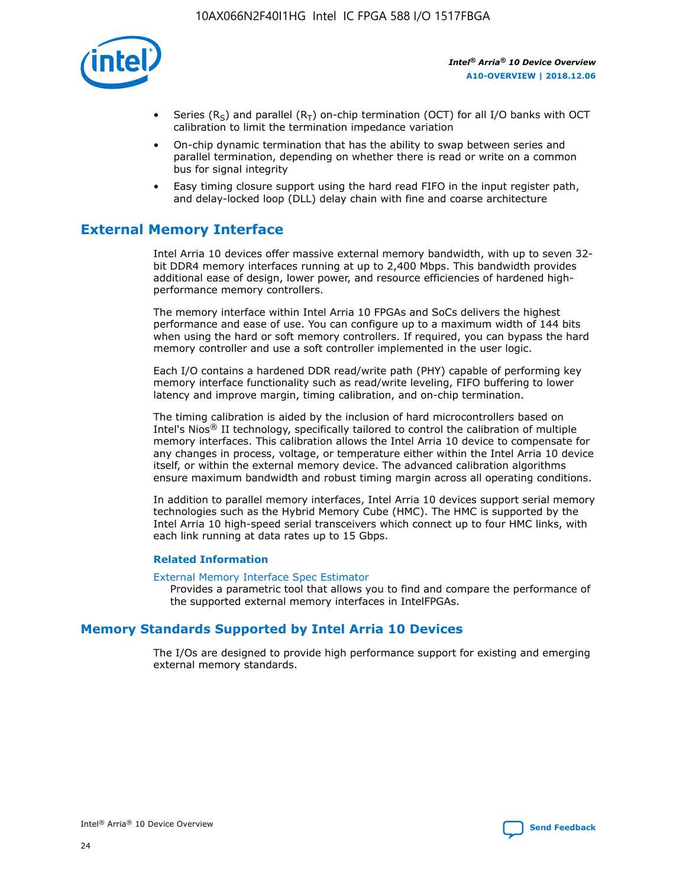- Series ($R_S$) and parallel ($R_T$) on-chip termination (OCT) for all I/O banks with OCT calibration to limit the termination impedance variation
- On-chip dynamic termination that has the ability to swap between series and parallel termination, depending on whether there is read or write on a common bus for signal integrity
- Easy timing closure support using the hard read FIFO in the input register path, and delay-locked loop (DLL) delay chain with fine and coarse architecture

## External Memory Interface

Intel Arria 10 devices offer massive external memory bandwidth, with up to seven 32-bit DDR4 memory interfaces running at up to 2,400 Mbps. This bandwidth provides additional ease of design, lower power, and resource efficiencies of hardened high-performance memory controllers.

The memory interface within Intel Arria 10 FPGAs and SoCs delivers the highest performance and ease of use. You can configure up to a maximum width of 144 bits when using the hard or soft memory controllers. If required, you can bypass the hard memory controller and use a soft controller implemented in the user logic.

Each I/O contains a hardened DDR read/write path (PHY) capable of performing key memory interface functionality such as read/write leveling, FIFO buffering to lower latency and improve margin, timing calibration, and on-chip termination.

The timing calibration is aided by the inclusion of hard microcontrollers based on Intel's Nios® II technology, specifically tailored to control the calibration of multiple memory interfaces. This calibration allows the Intel Arria 10 device to compensate for any changes in process, voltage, or temperature either within the Intel Arria 10 device itself, or within the external memory device. The advanced calibration algorithms ensure maximum bandwidth and robust timing margin across all operating conditions.

In addition to parallel memory interfaces, Intel Arria 10 devices support serial memory technologies such as the Hybrid Memory Cube (HMC). The HMC is supported by the Intel Arria 10 high-speed serial transceivers which connect up to four HMC links, with each link running at data rates up to 15 Gbps.

### Related Information

External Memory Interface Spec Estimator
Provides a parametric tool that allows you to find and compare the performance of the supported external memory interfaces in IntelFPGAs.

## Memory Standards Supported by Intel Arria 10 Devices

The I/Os are designed to provide high performance support for existing and emerging external memory standards.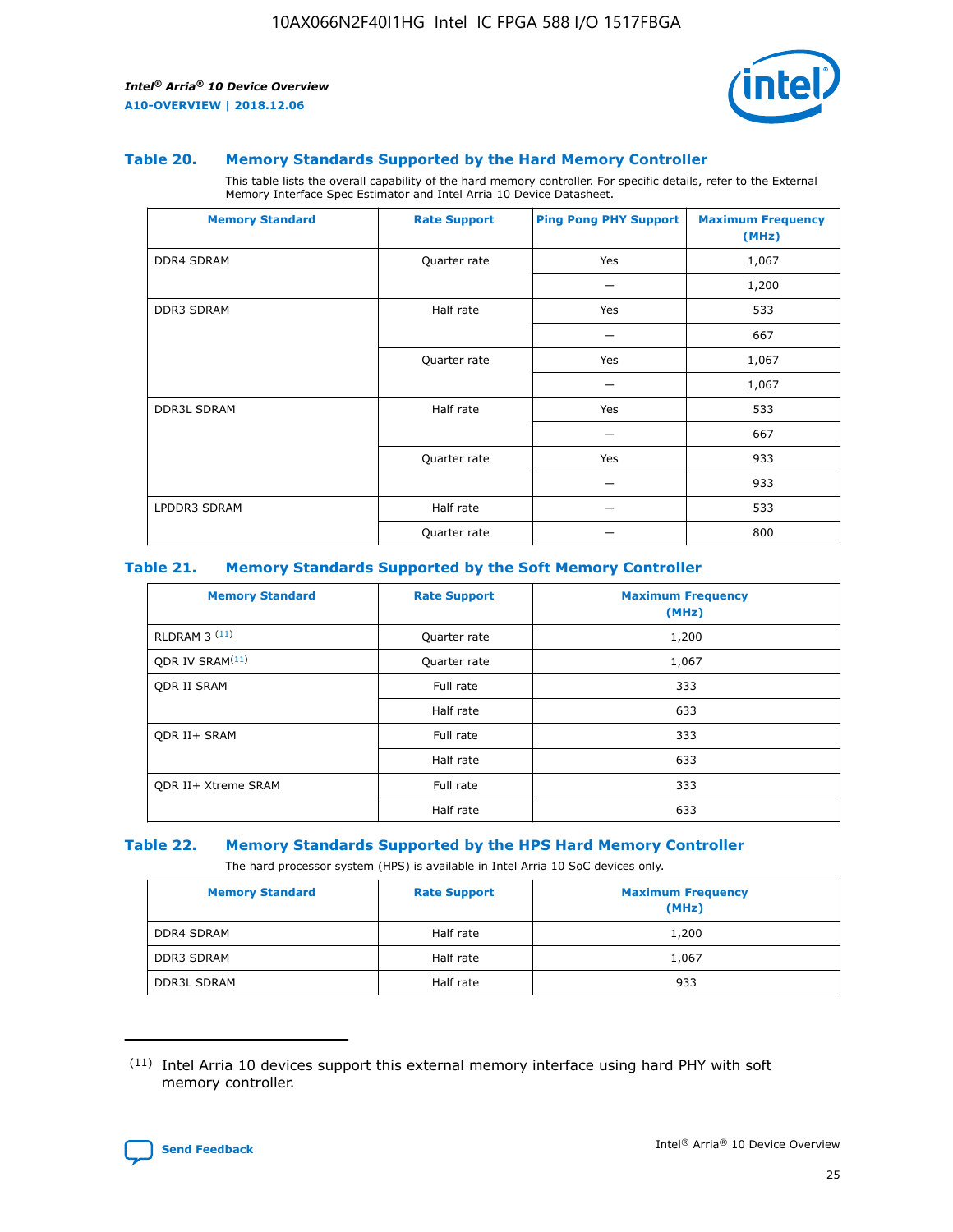### Table 20. Memory Standards Supported by the Hard Memory Controller

This table lists the overall capability of the hard memory controller. For specific details, refer to the External Memory Interface Spec Estimator and Intel Arria 10 Device Datasheet.

| Memory Standard | Rate Support | Ping Pong PHY Support | Maximum Frequency (MHz) |
|---|---|---|---|
| DDR4 SDRAM | Quarter rate | Yes | 1,067 |
| | | — | 1,200 |
| DDR3 SDRAM | Half rate | Yes | 533 |
| | | — | 667 |
| | Quarter rate | Yes | 1,067 |
| | | — | 1,067 |
| DDR3L SDRAM | Half rate | Yes | 533 |
| | | — | 667 |
| | Quarter rate | Yes | 933 |
| | | — | 933 |
| LPDDR3 SDRAM | Half rate | — | 533 |
| | Quarter rate | — | 800 |

### Table 21. Memory Standards Supported by the Soft Memory Controller

| Memory Standard | Rate Support | Maximum Frequency (MHz) |
|---|---|---|
| RLDRAM 3 [(11)] | Quarter rate | 1,200 |
| QDR IV SRAM[(11)] | Quarter rate | 1,067 |
| QDR II SRAM | Full rate | 333 |
| | Half rate | 633 |
| QDR II+ SRAM | Full rate | 333 |
| | Half rate | 633 |
| QDR II+ Xtreme SRAM | Full rate | 333 |
| | Half rate | 633 |

### Table 22. Memory Standards Supported by the HPS Hard Memory Controller

The hard processor system (HPS) is available in Intel Arria 10 SoC devices only.

| Memory Standard | Rate Support | Maximum Frequency (MHz) |
|---|---|---|
| DDR4 SDRAM | Half rate | 1,200 |
| DDR3 SDRAM | Half rate | 1,067 |
| DDR3L SDRAM | Half rate | 933 |

(11) Intel Arria 10 devices support this external memory interface using hard PHY with soft memory controller.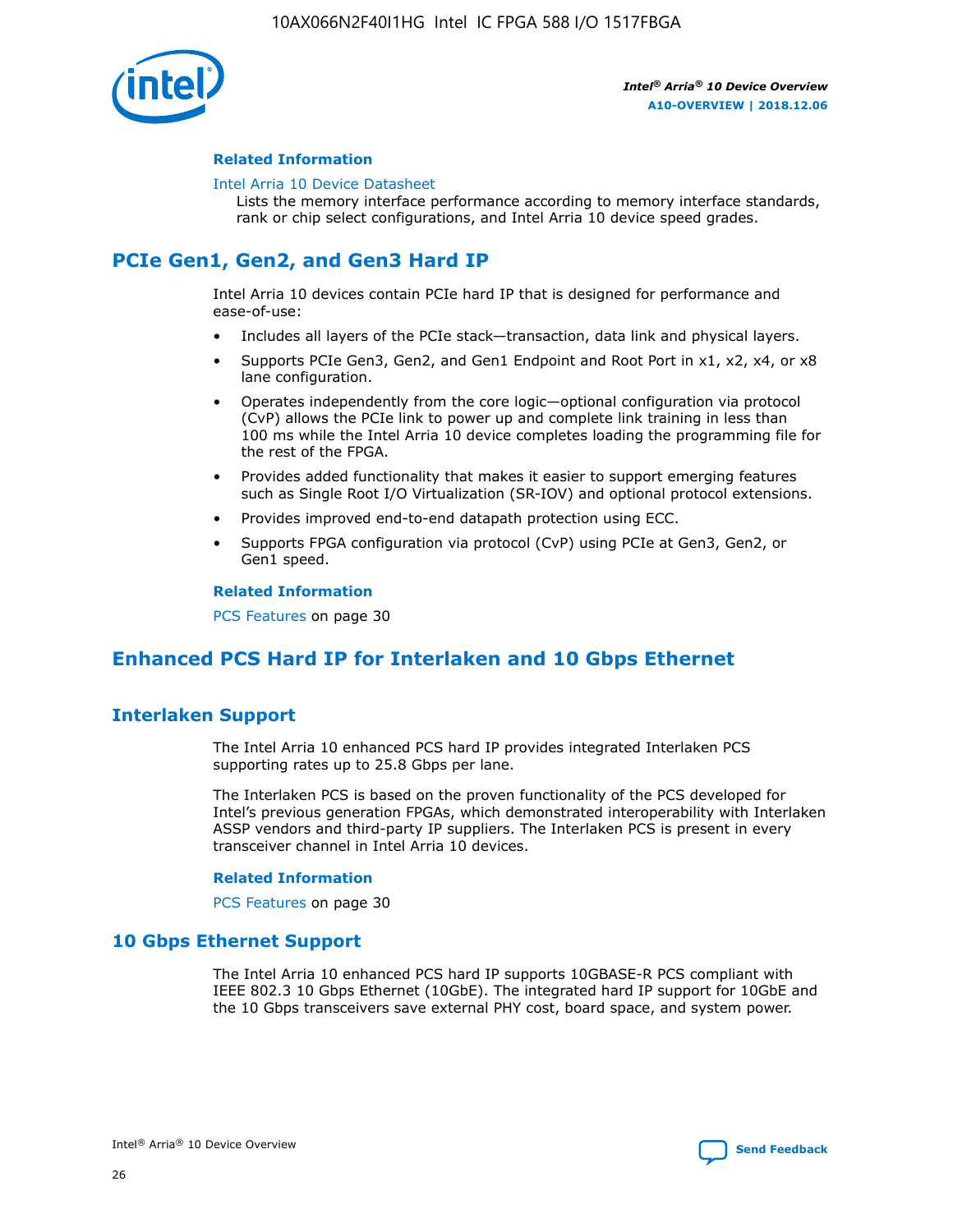**Related Information**

Intel Arria 10 Device Datasheet

Lists the memory interface performance according to memory interface standards, rank or chip select configurations, and Intel Arria 10 device speed grades.

## PCIe Gen1, Gen2, and Gen3 Hard IP

Intel Arria 10 devices contain PCIe hard IP that is designed for performance and ease-of-use:

- Includes all layers of the PCIe stack—transaction, data link and physical layers.
- Supports PCIe Gen3, Gen2, and Gen1 Endpoint and Root Port in x1, x2, x4, or x8 lane configuration.
- Operates independently from the core logic—optional configuration via protocol (CvP) allows the PCIe link to power up and complete link training in less than 100 ms while the Intel Arria 10 device completes loading the programming file for the rest of the FPGA.
- Provides added functionality that makes it easier to support emerging features such as Single Root I/O Virtualization (SR-IOV) and optional protocol extensions.
- Provides improved end-to-end datapath protection using ECC.
- Supports FPGA configuration via protocol (CvP) using PCIe at Gen3, Gen2, or Gen1 speed.

**Related Information**

PCS Features on page 30

## Enhanced PCS Hard IP for Interlaken and 10 Gbps Ethernet

### Interlaken Support

The Intel Arria 10 enhanced PCS hard IP provides integrated Interlaken PCS supporting rates up to 25.8 Gbps per lane.

The Interlaken PCS is based on the proven functionality of the PCS developed for Intel's previous generation FPGAs, which demonstrated interoperability with Interlaken ASSP vendors and third-party IP suppliers. The Interlaken PCS is present in every transceiver channel in Intel Arria 10 devices.

**Related Information**

PCS Features on page 30

### 10 Gbps Ethernet Support

The Intel Arria 10 enhanced PCS hard IP supports 10GBASE-R PCS compliant with IEEE 802.3 10 Gbps Ethernet (10GbE). The integrated hard IP support for 10GbE and the 10 Gbps transceivers save external PHY cost, board space, and system power.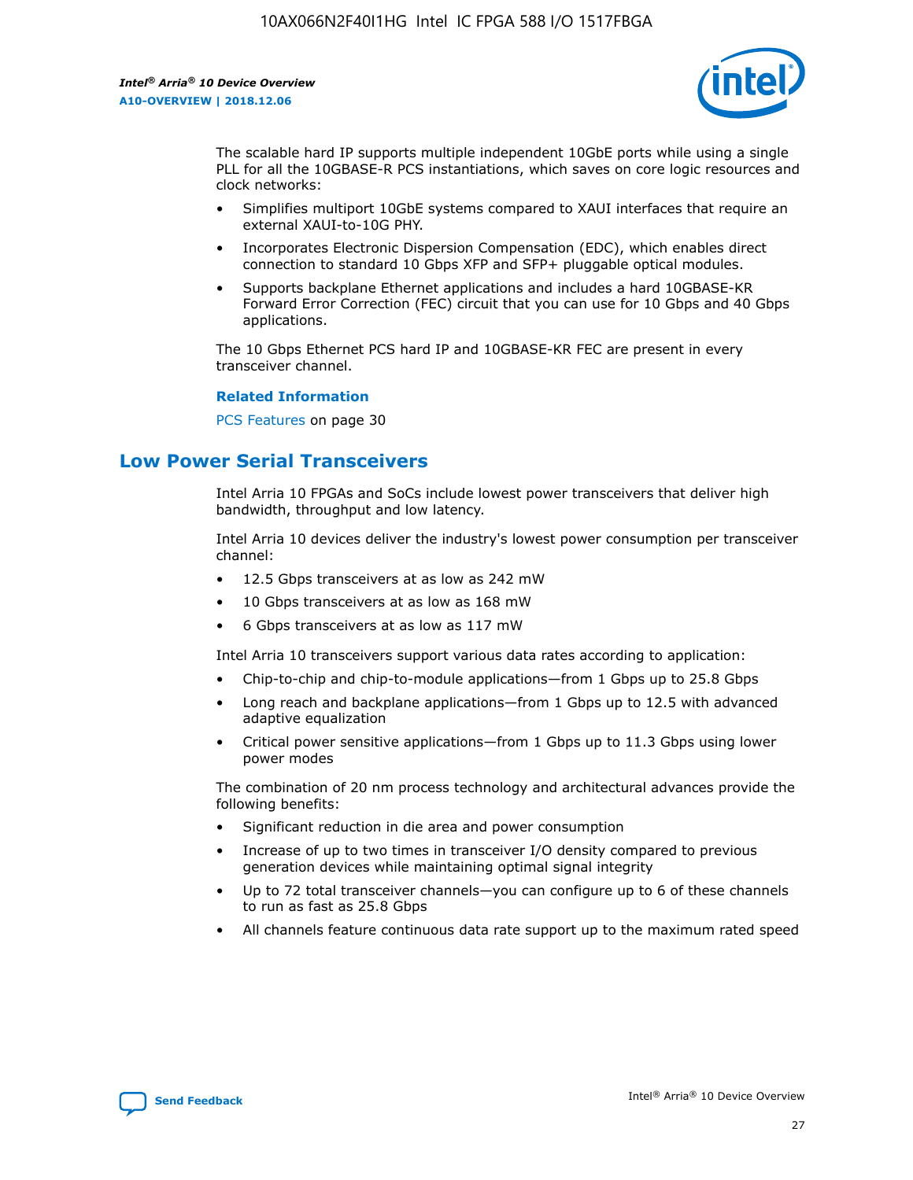The scalable hard IP supports multiple independent 10GbE ports while using a single PLL for all the 10GBASE-R PCS instantiations, which saves on core logic resources and clock networks:

- Simplifies multiport 10GbE systems compared to XAUI interfaces that require an external XAUI-to-10G PHY.
- Incorporates Electronic Dispersion Compensation (EDC), which enables direct connection to standard 10 Gbps XFP and SFP+ pluggable optical modules.
- Supports backplane Ethernet applications and includes a hard 10GBASE-KR Forward Error Correction (FEC) circuit that you can use for 10 Gbps and 40 Gbps applications.

The 10 Gbps Ethernet PCS hard IP and 10GBASE-KR FEC are present in every transceiver channel.

**Related Information**

PCS Features on page 30

## Low Power Serial Transceivers

Intel Arria 10 FPGAs and SoCs include lowest power transceivers that deliver high bandwidth, throughput and low latency.

Intel Arria 10 devices deliver the industry's lowest power consumption per transceiver channel:

- 12.5 Gbps transceivers at as low as 242 mW
- 10 Gbps transceivers at as low as 168 mW
- 6 Gbps transceivers at as low as 117 mW

Intel Arria 10 transceivers support various data rates according to application:

- Chip-to-chip and chip-to-module applications—from 1 Gbps up to 25.8 Gbps
- Long reach and backplane applications—from 1 Gbps up to 12.5 with advanced adaptive equalization
- Critical power sensitive applications—from 1 Gbps up to 11.3 Gbps using lower power modes

The combination of 20 nm process technology and architectural advances provide the following benefits:

- Significant reduction in die area and power consumption
- Increase of up to two times in transceiver I/O density compared to previous generation devices while maintaining optimal signal integrity
- Up to 72 total transceiver channels—you can configure up to 6 of these channels to run as fast as 25.8 Gbps
- All channels feature continuous data rate support up to the maximum rated speed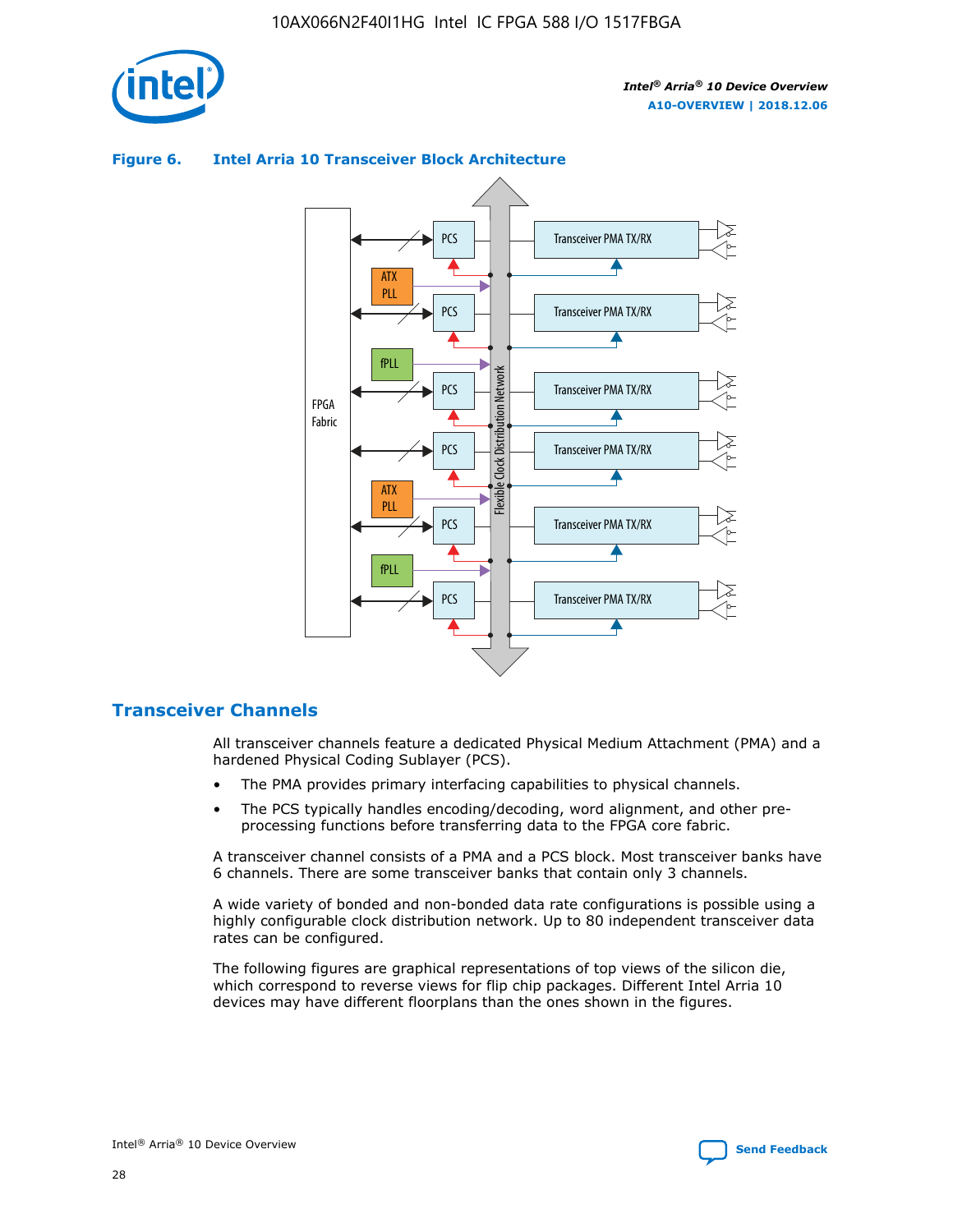**Figure 6. Intel Arria 10 Transceiver Block Architecture**

FPGA Fabric

ATX PLL

fPLL

PCS

Transceiver PMA TX/RX

Flexible Clock Distribution Network

## Transceiver Channels

All transceiver channels feature a dedicated Physical Medium Attachment (PMA) and a hardened Physical Coding Sublayer (PCS).

- The PMA provides primary interfacing capabilities to physical channels.
- The PCS typically handles encoding/decoding, word alignment, and other pre-processing functions before transferring data to the FPGA core fabric.

A transceiver channel consists of a PMA and a PCS block. Most transceiver banks have 6 channels. There are some transceiver banks that contain only 3 channels.

A wide variety of bonded and non-bonded data rate configurations is possible using a highly configurable clock distribution network. Up to 80 independent transceiver data rates can be configured.

The following figures are graphical representations of top views of the silicon die, which correspond to reverse views for flip chip packages. Different Intel Arria 10 devices may have different floorplans than the ones shown in the figures.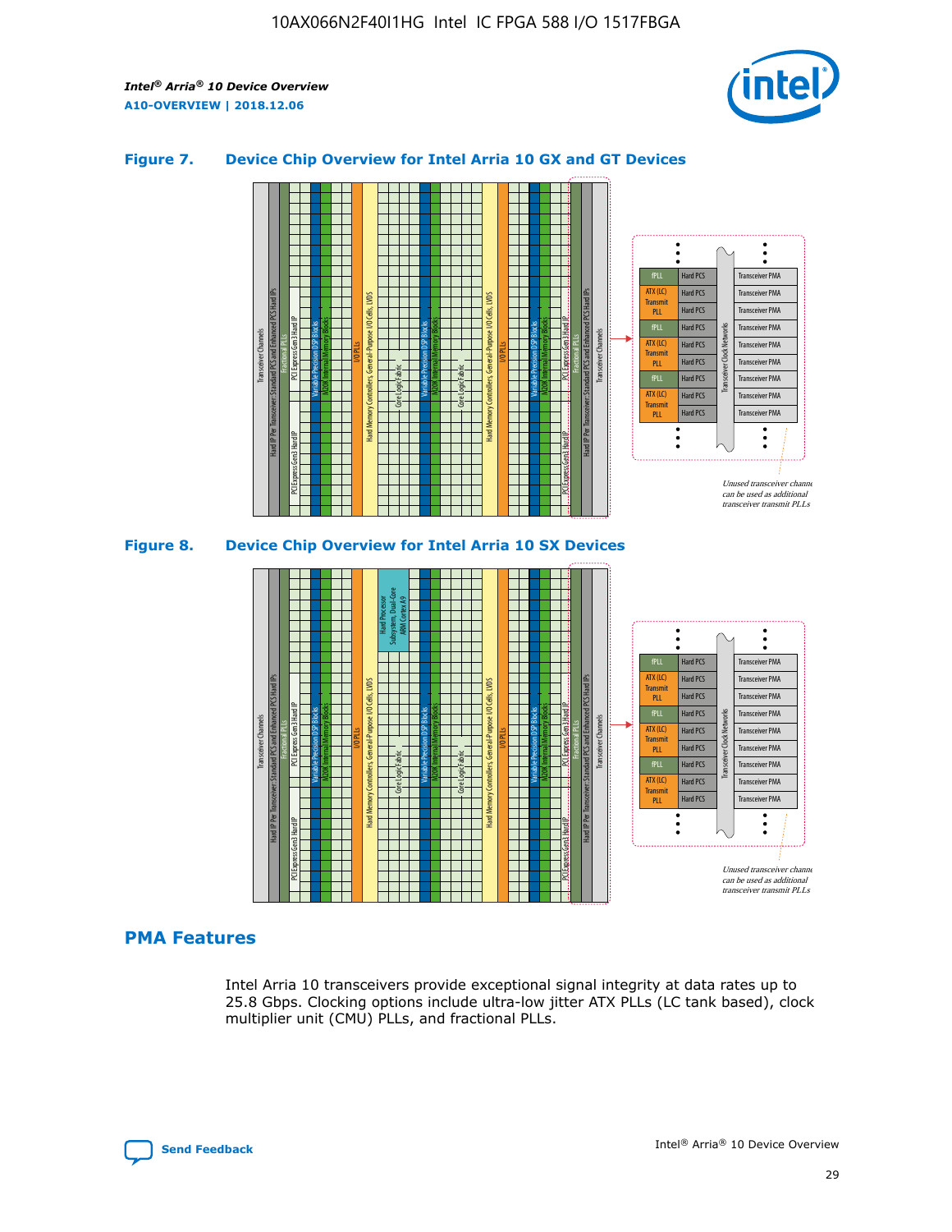### Figure 7. Device Chip Overview for Intel Arria 10 GX and GT Devices

Transceiver Channels
Hard IP Per Transceiver: Standard PCS and Enhanced PCS Hard IPs
Fractional PLLs
PCI Express Gen3 Hard IP
Variable Precision DSP Blocks
M20K Internal Memory Blocks
I/O PLLs
Hard Memory Controllers General-Purpose I/O Cells, LVDS
Core Logic Fabric

fPLL
ATX (LC) Transmit PLL
Hard PCS
Transceiver Clock Networks
Transceiver PMA

Unused transceiver channels can be used as additional transceiver transmit PLLs

### Figure 8. Device Chip Overview for Intel Arria 10 SX Devices

Hard Processor Subsystem, Dual-Core ARM Cortex A9
Transceiver Channels
Hard IP Per Transceiver: Standard PCS and Enhanced PCS Hard IPs
Fractional PLLs
PCI Express Gen3 Hard IP
Variable Precision DSP Blocks
M20K Internal Memory Blocks
I/O PLLs
Hard Memory Controllers General-Purpose I/O Cells, LVDS
Core Logic Fabric

fPLL
ATX (LC) Transmit PLL
Hard PCS
Transceiver Clock Networks
Transceiver PMA

Unused transceiver channels can be used as additional transceiver transmit PLLs

## PMA Features

Intel Arria 10 transceivers provide exceptional signal integrity at data rates up to 25.8 Gbps. Clocking options include ultra-low jitter ATX PLLs (LC tank based), clock multiplier unit (CMU) PLLs, and fractional PLLs.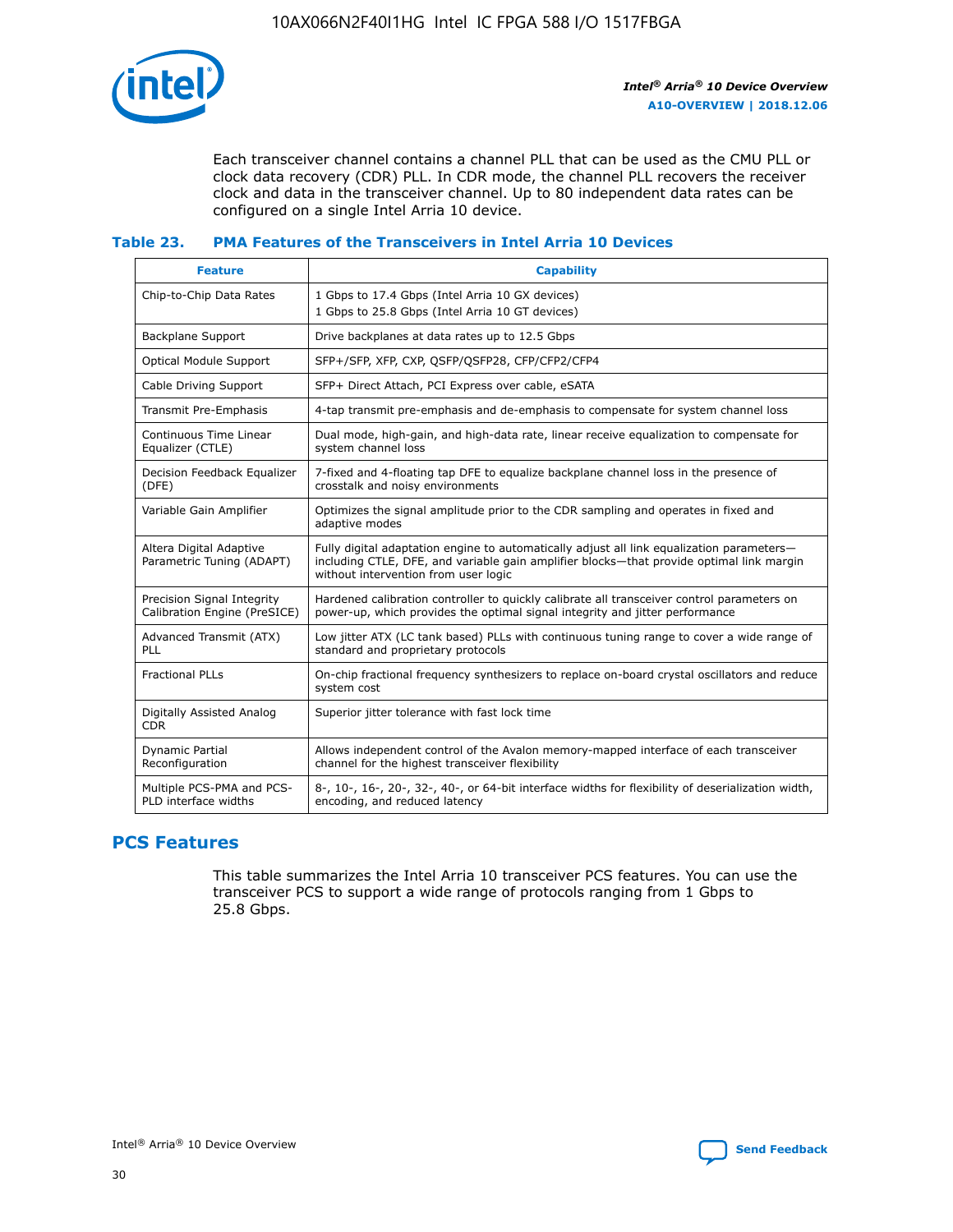Each transceiver channel contains a channel PLL that can be used as the CMU PLL or clock data recovery (CDR) PLL. In CDR mode, the channel PLL recovers the receiver clock and data in the transceiver channel. Up to 80 independent data rates can be configured on a single Intel Arria 10 device.

### Table 23. PMA Features of the Transceivers in Intel Arria 10 Devices

| Feature | Capability |
| --- | --- |
| Chip-to-Chip Data Rates | 1 Gbps to 17.4 Gbps (Intel Arria 10 GX devices)<br>1 Gbps to 25.8 Gbps (Intel Arria 10 GT devices) |
| Backplane Support | Drive backplanes at data rates up to 12.5 Gbps |
| Optical Module Support | SFP+/SFP, XFP, CXP, QSFP/QSFP28, CFP/CFP2/CFP4 |
| Cable Driving Support | SFP+ Direct Attach, PCI Express over cable, eSATA |
| Transmit Pre-Emphasis | 4-tap transmit pre-emphasis and de-emphasis to compensate for system channel loss |
| Continuous Time Linear Equalizer (CTLE) | Dual mode, high-gain, and high-data rate, linear receive equalization to compensate for system channel loss |
| Decision Feedback Equalizer (DFE) | 7-fixed and 4-floating tap DFE to equalize backplane channel loss in the presence of crosstalk and noisy environments |
| Variable Gain Amplifier | Optimizes the signal amplitude prior to the CDR sampling and operates in fixed and adaptive modes |
| Altera Digital Adaptive Parametric Tuning (ADAPT) | Fully digital adaptation engine to automatically adjust all link equalization parameters—including CTLE, DFE, and variable gain amplifier blocks—that provide optimal link margin without intervention from user logic |
| Precision Signal Integrity Calibration Engine (PreSICE) | Hardened calibration controller to quickly calibrate all transceiver control parameters on power-up, which provides the optimal signal integrity and jitter performance |
| Advanced Transmit (ATX) PLL | Low jitter ATX (LC tank based) PLLs with continuous tuning range to cover a wide range of standard and proprietary protocols |
| Fractional PLLs | On-chip fractional frequency synthesizers to replace on-board crystal oscillators and reduce system cost |
| Digitally Assisted Analog CDR | Superior jitter tolerance with fast lock time |
| Dynamic Partial Reconfiguration | Allows independent control of the Avalon memory-mapped interface of each transceiver channel for the highest transceiver flexibility |
| Multiple PCS-PMA and PCS-PLD interface widths | 8-, 10-, 16-, 20-, 32-, 40-, or 64-bit interface widths for flexibility of deserialization width, encoding, and reduced latency |

## PCS Features

This table summarizes the Intel Arria 10 transceiver PCS features. You can use the transceiver PCS to support a wide range of protocols ranging from 1 Gbps to 25.8 Gbps.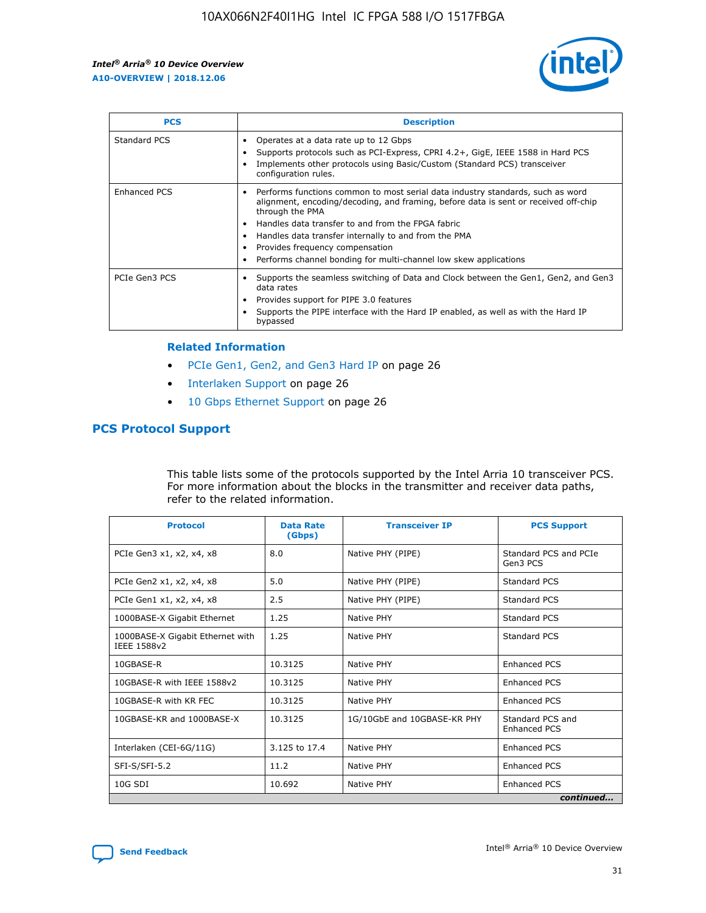| PCS | Description |
| --- | --- |
| Standard PCS | • Operates at a data rate up to 12 Gbps<br>• Supports protocols such as PCI-Express, CPRI 4.2+, GigE, IEEE 1588 in Hard PCS<br>• Implements other protocols using Basic/Custom (Standard PCS) transceiver configuration rules. |
| Enhanced PCS | • Performs functions common to most serial data industry standards, such as word alignment, encoding/decoding, and framing, before data is sent or received off-chip through the PMA<br>• Handles data transfer to and from the FPGA fabric<br>• Handles data transfer internally to and from the PMA<br>• Provides frequency compensation<br>• Performs channel bonding for multi-channel low skew applications |
| PCIe Gen3 PCS | • Supports the seamless switching of Data and Clock between the Gen1, Gen2, and Gen3 data rates<br>• Provides support for PIPE 3.0 features<br>• Supports the PIPE interface with the Hard IP enabled, as well as with the Hard IP bypassed |

### Related Information

- PCIe Gen1, Gen2, and Gen3 Hard IP on page 26
- Interlaken Support on page 26
- 10 Gbps Ethernet Support on page 26

## PCS Protocol Support

This table lists some of the protocols supported by the Intel Arria 10 transceiver PCS. For more information about the blocks in the transmitter and receiver data paths, refer to the related information.

| Protocol | Data Rate (Gbps) | Transceiver IP | PCS Support |
| --- | --- | --- | --- |
| PCIe Gen3 x1, x2, x4, x8 | 8.0 | Native PHY (PIPE) | Standard PCS and PCIe Gen3 PCS |
| PCIe Gen2 x1, x2, x4, x8 | 5.0 | Native PHY (PIPE) | Standard PCS |
| PCIe Gen1 x1, x2, x4, x8 | 2.5 | Native PHY (PIPE) | Standard PCS |
| 1000BASE-X Gigabit Ethernet | 1.25 | Native PHY | Standard PCS |
| 1000BASE-X Gigabit Ethernet with IEEE 1588v2 | 1.25 | Native PHY | Standard PCS |
| 10GBASE-R | 10.3125 | Native PHY | Enhanced PCS |
| 10GBASE-R with IEEE 1588v2 | 10.3125 | Native PHY | Enhanced PCS |
| 10GBASE-R with KR FEC | 10.3125 | Native PHY | Enhanced PCS |
| 10GBASE-KR and 1000BASE-X | 10.3125 | 1G/10GbE and 10GBASE-KR PHY | Standard PCS and Enhanced PCS |
| Interlaken (CEI-6G/11G) | 3.125 to 17.4 | Native PHY | Enhanced PCS |
| SFI-S/SFI-5.2 | 11.2 | Native PHY | Enhanced PCS |
| 10G SDI | 10.692 | Native PHY | Enhanced PCS |

*continued...*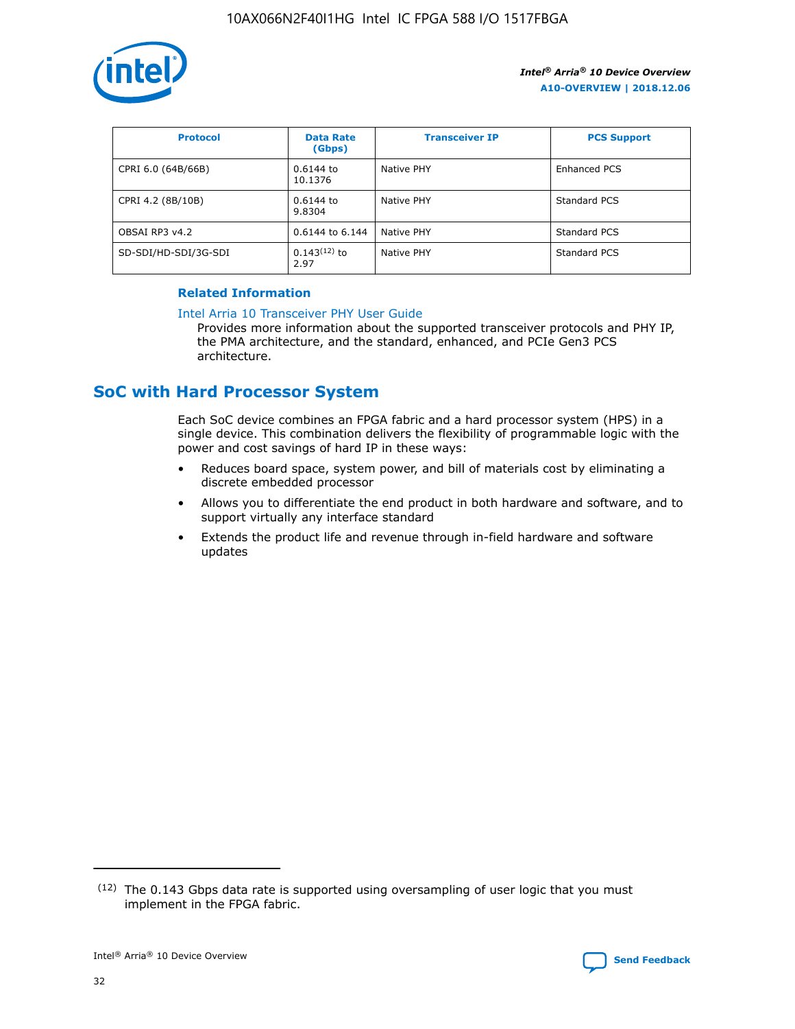| Protocol | Data Rate (Gbps) | Transceiver IP | PCS Support |
| --- | --- | --- | --- |
| CPRI 6.0 (64B/66B) | 0.6144 to 10.1376 | Native PHY | Enhanced PCS |
| CPRI 4.2 (8B/10B) | 0.6144 to 9.8304 | Native PHY | Standard PCS |
| OBSAI RP3 v4.2 | 0.6144 to 6.144 | Native PHY | Standard PCS |
| SD-SDI/HD-SDI/3G-SDI | 0.143[12] to 2.97 | Native PHY | Standard PCS |

**Related Information**

Intel Arria 10 Transceiver PHY User Guide
: Provides more information about the supported transceiver protocols and PHY IP, the PMA architecture, and the standard, enhanced, and PCIe Gen3 PCS architecture.

## SoC with Hard Processor System

Each SoC device combines an FPGA fabric and a hard processor system (HPS) in a single device. This combination delivers the flexibility of programmable logic with the power and cost savings of hard IP in these ways:

- Reduces board space, system power, and bill of materials cost by eliminating a discrete embedded processor
- Allows you to differentiate the end product in both hardware and software, and to support virtually any interface standard
- Extends the product life and revenue through in-field hardware and software updates

(12) The 0.143 Gbps data rate is supported using oversampling of user logic that you must implement in the FPGA fabric.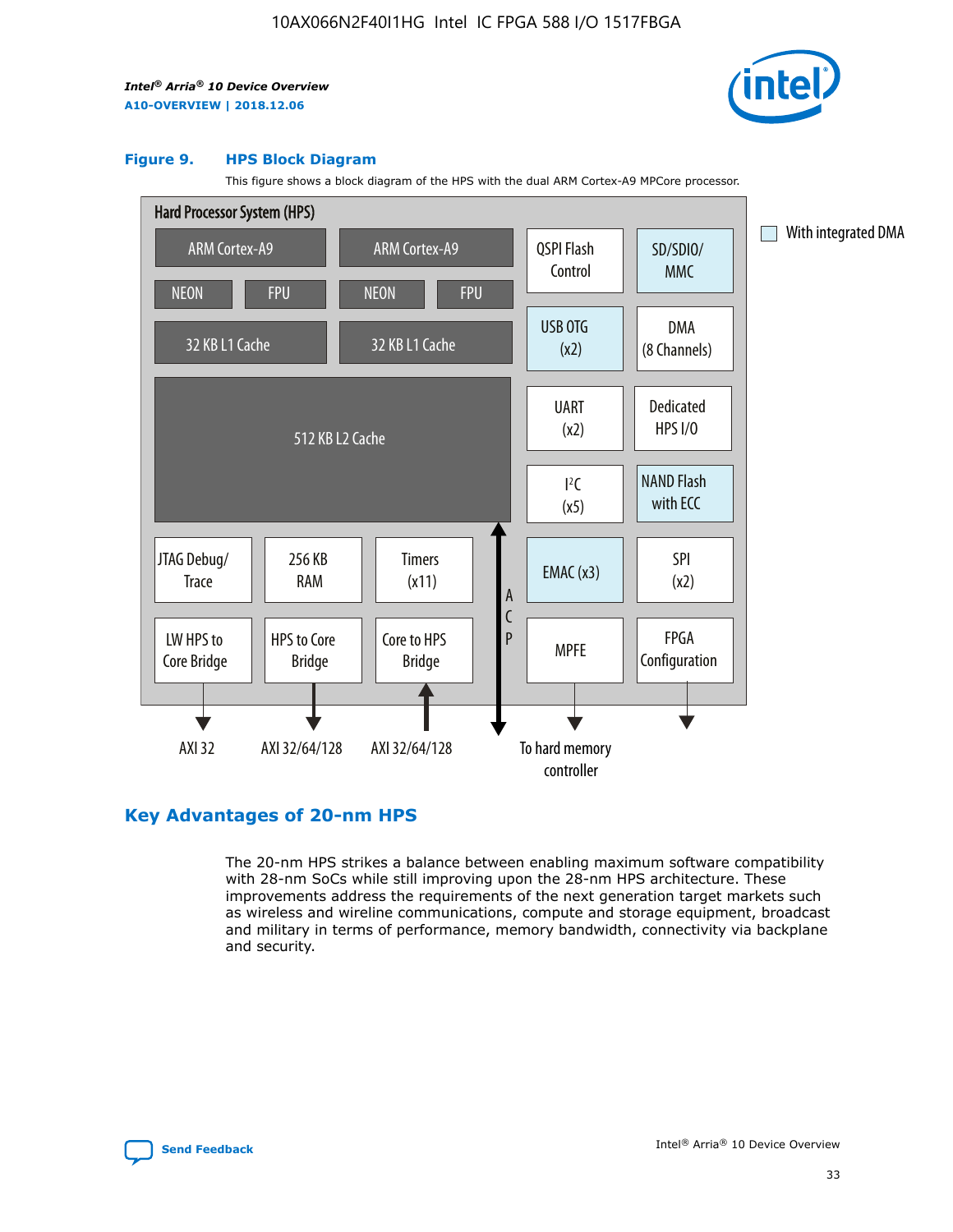**Figure 9. HPS Block Diagram**

This figure shows a block diagram of the HPS with the dual ARM Cortex-A9 MPCore processor.

Hard Processor System (HPS)

ARM Cortex-A9
NEON
FPU
32 KB L1 Cache

ARM Cortex-A9
NEON
FPU
32 KB L1 Cache

512 KB L2 Cache

QSPI Flash Control
SD/SDIO/MMC
USB OTG (x2)
DMA (8 Channels)
UART (x2)
Dedicated HPS I/O
I²C (x5)
NAND Flash with ECC
EMAC (x3)
SPI (x2)
MPFE
FPGA Configuration

JTAG Debug/Trace
256 KB RAM
Timers (x11)
LW HPS to Core Bridge
HPS to Core Bridge
Core to HPS Bridge
ACP

AXI 32
AXI 32/64/128
AXI 32/64/128
To hard memory controller

With integrated DMA

## Key Advantages of 20-nm HPS

The 20-nm HPS strikes a balance between enabling maximum software compatibility with 28-nm SoCs while still improving upon the 28-nm HPS architecture. These improvements address the requirements of the next generation target markets such as wireless and wireline communications, compute and storage equipment, broadcast and military in terms of performance, memory bandwidth, connectivity via backplane and security.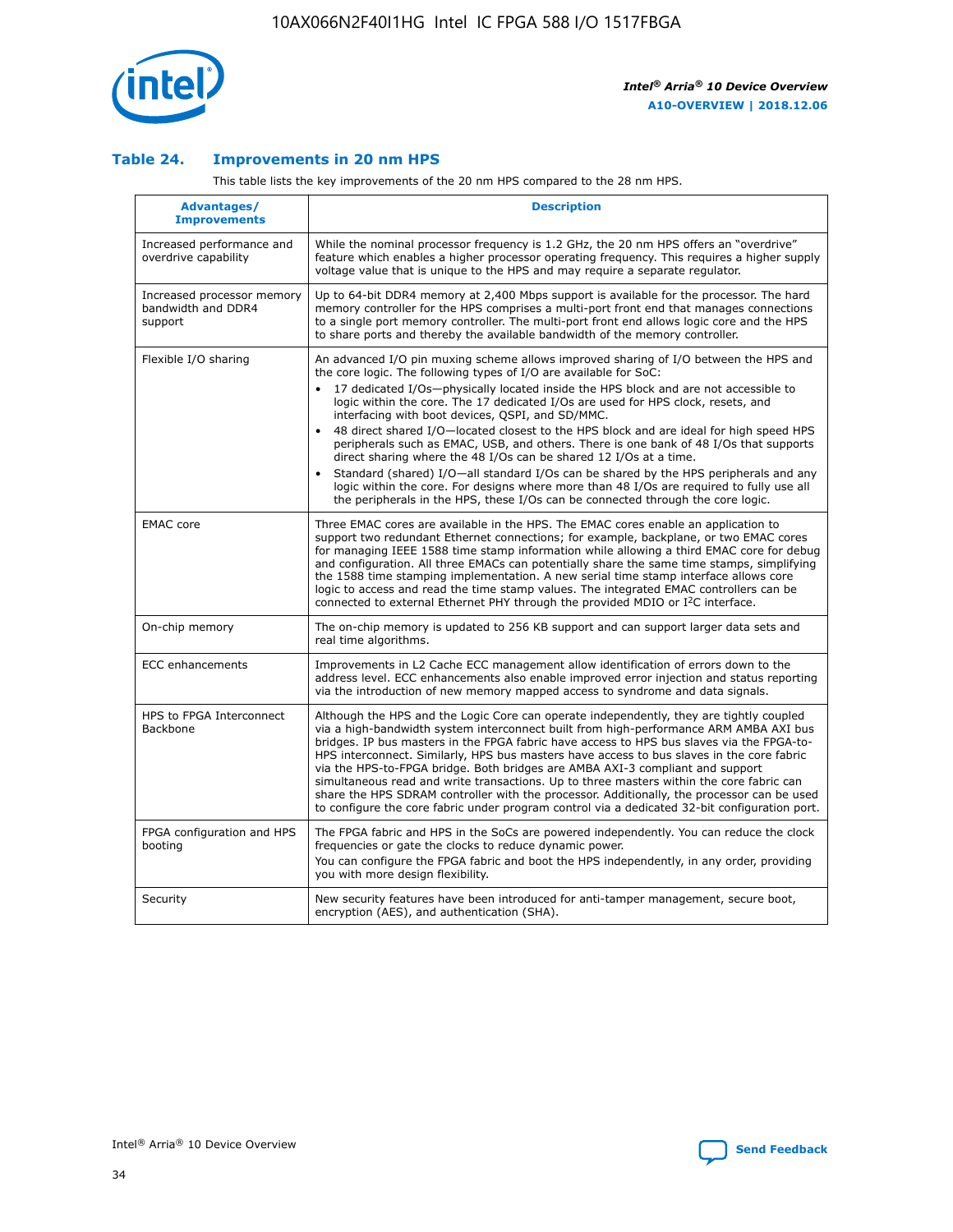### Table 24. Improvements in 20 nm HPS

This table lists the key improvements of the 20 nm HPS compared to the 28 nm HPS.

| Advantages/ Improvements | Description |
|---|---|
| Increased performance and overdrive capability | While the nominal processor frequency is 1.2 GHz, the 20 nm HPS offers an "overdrive" feature which enables a higher processor operating frequency. This requires a higher supply voltage value that is unique to the HPS and may require a separate regulator. |
| Increased processor memory bandwidth and DDR4 support | Up to 64-bit DDR4 memory at 2,400 Mbps support is available for the processor. The hard memory controller for the HPS comprises a multi-port front end that manages connections to a single port memory controller. The multi-port front end allows logic core and the HPS to share ports and thereby the available bandwidth of the memory controller. |
| Flexible I/O sharing | An advanced I/O pin muxing scheme allows improved sharing of I/O between the HPS and the core logic. The following types of I/O are available for SoC: • 17 dedicated I/Os—physically located inside the HPS block and are not accessible to logic within the core. The 17 dedicated I/Os are used for HPS clock, resets, and interfacing with boot devices, QSPI, and SD/MMC. • 48 direct shared I/O—located closest to the HPS block and are ideal for high speed HPS peripherals such as EMAC, USB, and others. There is one bank of 48 I/Os that supports direct sharing where the 48 I/Os can be shared 12 I/Os at a time. • Standard (shared) I/O—all standard I/Os can be shared by the HPS peripherals and any logic within the core. For designs where more than 48 I/Os are required to fully use all the peripherals in the HPS, these I/Os can be connected through the core logic. |
| EMAC core | Three EMAC cores are available in the HPS. The EMAC cores enable an application to support two redundant Ethernet connections; for example, backplane, or two EMAC cores for managing IEEE 1588 time stamp information while allowing a third EMAC core for debug and configuration. All three EMACs can potentially share the same time stamps, simplifying the 1588 time stamping implementation. A new serial time stamp interface allows core logic to access and read the time stamp values. The integrated EMAC controllers can be connected to external Ethernet PHY through the provided MDIO or I²C interface. |
| On-chip memory | The on-chip memory is updated to 256 KB support and can support larger data sets and real time algorithms. |
| ECC enhancements | Improvements in L2 Cache ECC management allow identification of errors down to the address level. ECC enhancements also enable improved error injection and status reporting via the introduction of new memory mapped access to syndrome and data signals. |
| HPS to FPGA Interconnect Backbone | Although the HPS and the Logic Core can operate independently, they are tightly coupled via a high-bandwidth system interconnect built from high-performance ARM AMBA AXI bus bridges. IP bus masters in the FPGA fabric have access to HPS bus slaves via the FPGA-to-HPS interconnect. Similarly, HPS bus masters have access to bus slaves in the core fabric via the HPS-to-FPGA bridge. Both bridges are AMBA AXI-3 compliant and support simultaneous read and write transactions. Up to three masters within the core fabric can share the HPS SDRAM controller with the processor. Additionally, the processor can be used to configure the core fabric under program control via a dedicated 32-bit configuration port. |
| FPGA configuration and HPS booting | The FPGA fabric and HPS in the SoCs are powered independently. You can reduce the clock frequencies or gate the clocks to reduce dynamic power. You can configure the FPGA fabric and boot the HPS independently, in any order, providing you with more design flexibility. |
| Security | New security features have been introduced for anti-tamper management, secure boot, encryption (AES), and authentication (SHA). |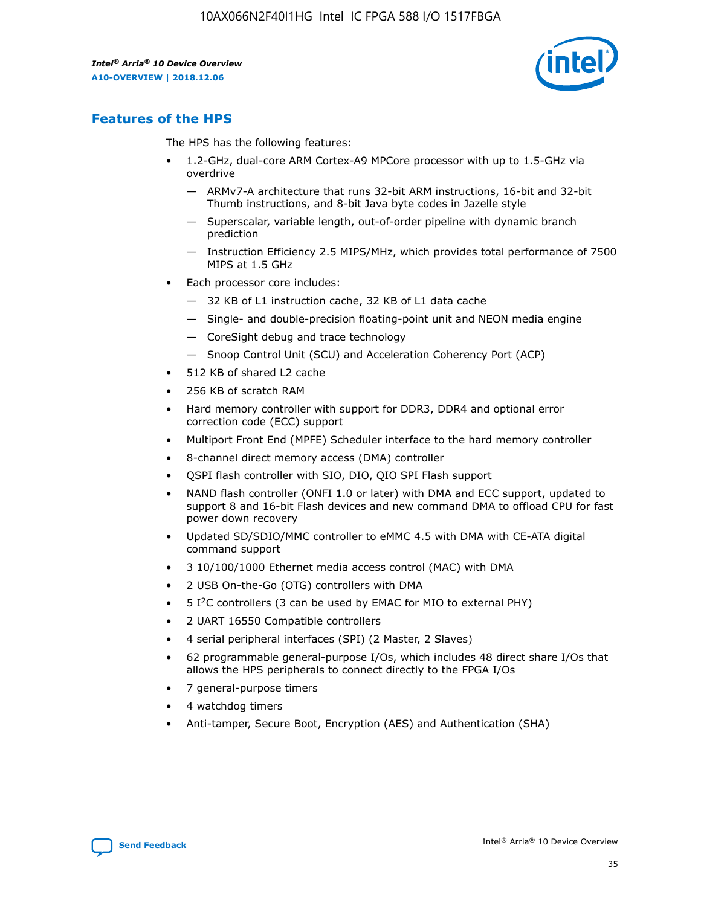## Features of the HPS

The HPS has the following features:

- 1.2-GHz, dual-core ARM Cortex-A9 MPCore processor with up to 1.5-GHz via overdrive
  - — ARMv7-A architecture that runs 32-bit ARM instructions, 16-bit and 32-bit Thumb instructions, and 8-bit Java byte codes in Jazelle style
  - — Superscalar, variable length, out-of-order pipeline with dynamic branch prediction
  - — Instruction Efficiency 2.5 MIPS/MHz, which provides total performance of 7500 MIPS at 1.5 GHz
- Each processor core includes:
  - — 32 KB of L1 instruction cache, 32 KB of L1 data cache
  - — Single- and double-precision floating-point unit and NEON media engine
  - — CoreSight debug and trace technology
  - — Snoop Control Unit (SCU) and Acceleration Coherency Port (ACP)
- 512 KB of shared L2 cache
- 256 KB of scratch RAM
- Hard memory controller with support for DDR3, DDR4 and optional error correction code (ECC) support
- Multiport Front End (MPFE) Scheduler interface to the hard memory controller
- 8-channel direct memory access (DMA) controller
- QSPI flash controller with SIO, DIO, QIO SPI Flash support
- NAND flash controller (ONFI 1.0 or later) with DMA and ECC support, updated to support 8 and 16-bit Flash devices and new command DMA to offload CPU for fast power down recovery
- Updated SD/SDIO/MMC controller to eMMC 4.5 with DMA with CE-ATA digital command support
- 3 10/100/1000 Ethernet media access control (MAC) with DMA
- 2 USB On-the-Go (OTG) controllers with DMA
- 5 I²C controllers (3 can be used by EMAC for MIO to external PHY)
- 2 UART 16550 Compatible controllers
- 4 serial peripheral interfaces (SPI) (2 Master, 2 Slaves)
- 62 programmable general-purpose I/Os, which includes 48 direct share I/Os that allows the HPS peripherals to connect directly to the FPGA I/Os
- 7 general-purpose timers
- 4 watchdog timers
- Anti-tamper, Secure Boot, Encryption (AES) and Authentication (SHA)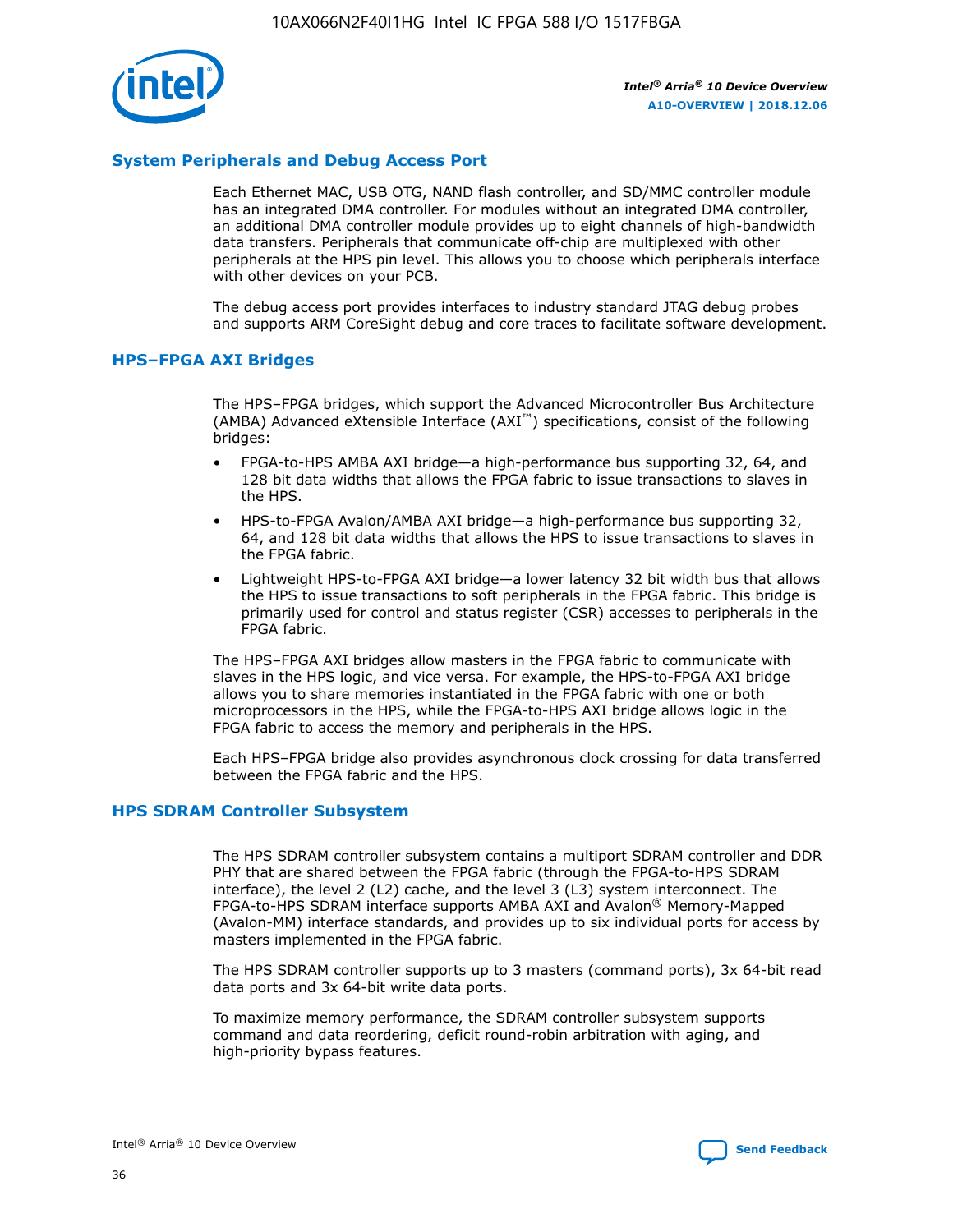## System Peripherals and Debug Access Port

Each Ethernet MAC, USB OTG, NAND flash controller, and SD/MMC controller module has an integrated DMA controller. For modules without an integrated DMA controller, an additional DMA controller module provides up to eight channels of high-bandwidth data transfers. Peripherals that communicate off-chip are multiplexed with other peripherals at the HPS pin level. This allows you to choose which peripherals interface with other devices on your PCB.

The debug access port provides interfaces to industry standard JTAG debug probes and supports ARM CoreSight debug and core traces to facilitate software development.

## HPS–FPGA AXI Bridges

The HPS–FPGA bridges, which support the Advanced Microcontroller Bus Architecture (AMBA) Advanced eXtensible Interface (AXI™) specifications, consist of the following bridges:

- FPGA-to-HPS AMBA AXI bridge—a high-performance bus supporting 32, 64, and 128 bit data widths that allows the FPGA fabric to issue transactions to slaves in the HPS.
- HPS-to-FPGA Avalon/AMBA AXI bridge—a high-performance bus supporting 32, 64, and 128 bit data widths that allows the HPS to issue transactions to slaves in the FPGA fabric.
- Lightweight HPS-to-FPGA AXI bridge—a lower latency 32 bit width bus that allows the HPS to issue transactions to soft peripherals in the FPGA fabric. This bridge is primarily used for control and status register (CSR) accesses to peripherals in the FPGA fabric.

The HPS–FPGA AXI bridges allow masters in the FPGA fabric to communicate with slaves in the HPS logic, and vice versa. For example, the HPS-to-FPGA AXI bridge allows you to share memories instantiated in the FPGA fabric with one or both microprocessors in the HPS, while the FPGA-to-HPS AXI bridge allows logic in the FPGA fabric to access the memory and peripherals in the HPS.

Each HPS–FPGA bridge also provides asynchronous clock crossing for data transferred between the FPGA fabric and the HPS.

## HPS SDRAM Controller Subsystem

The HPS SDRAM controller subsystem contains a multiport SDRAM controller and DDR PHY that are shared between the FPGA fabric (through the FPGA-to-HPS SDRAM interface), the level 2 (L2) cache, and the level 3 (L3) system interconnect. The FPGA-to-HPS SDRAM interface supports AMBA AXI and Avalon® Memory-Mapped (Avalon-MM) interface standards, and provides up to six individual ports for access by masters implemented in the FPGA fabric.

The HPS SDRAM controller supports up to 3 masters (command ports), 3x 64-bit read data ports and 3x 64-bit write data ports.

To maximize memory performance, the SDRAM controller subsystem supports command and data reordering, deficit round-robin arbitration with aging, and high-priority bypass features.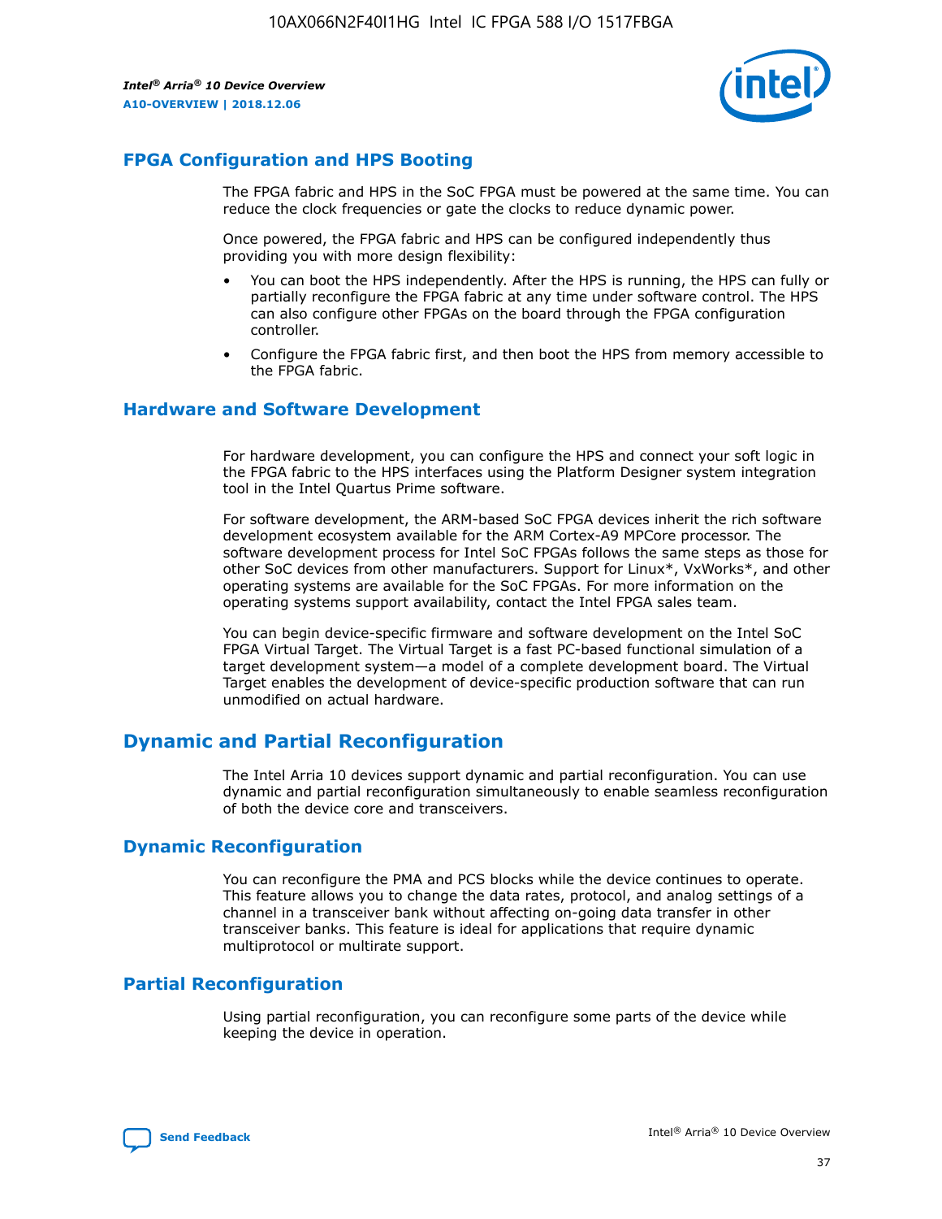## FPGA Configuration and HPS Booting

The FPGA fabric and HPS in the SoC FPGA must be powered at the same time. You can reduce the clock frequencies or gate the clocks to reduce dynamic power.

Once powered, the FPGA fabric and HPS can be configured independently thus providing you with more design flexibility:

- You can boot the HPS independently. After the HPS is running, the HPS can fully or partially reconfigure the FPGA fabric at any time under software control. The HPS can also configure other FPGAs on the board through the FPGA configuration controller.
- Configure the FPGA fabric first, and then boot the HPS from memory accessible to the FPGA fabric.

## Hardware and Software Development

For hardware development, you can configure the HPS and connect your soft logic in the FPGA fabric to the HPS interfaces using the Platform Designer system integration tool in the Intel Quartus Prime software.

For software development, the ARM-based SoC FPGA devices inherit the rich software development ecosystem available for the ARM Cortex-A9 MPCore processor. The software development process for Intel SoC FPGAs follows the same steps as those for other SoC devices from other manufacturers. Support for Linux*, VxWorks*, and other operating systems are available for the SoC FPGAs. For more information on the operating systems support availability, contact the Intel FPGA sales team.

You can begin device-specific firmware and software development on the Intel SoC FPGA Virtual Target. The Virtual Target is a fast PC-based functional simulation of a target development system—a model of a complete development board. The Virtual Target enables the development of device-specific production software that can run unmodified on actual hardware.

# Dynamic and Partial Reconfiguration

The Intel Arria 10 devices support dynamic and partial reconfiguration. You can use dynamic and partial reconfiguration simultaneously to enable seamless reconfiguration of both the device core and transceivers.

## Dynamic Reconfiguration

You can reconfigure the PMA and PCS blocks while the device continues to operate. This feature allows you to change the data rates, protocol, and analog settings of a channel in a transceiver bank without affecting on-going data transfer in other transceiver banks. This feature is ideal for applications that require dynamic multiprotocol or multirate support.

## Partial Reconfiguration

Using partial reconfiguration, you can reconfigure some parts of the device while keeping the device in operation.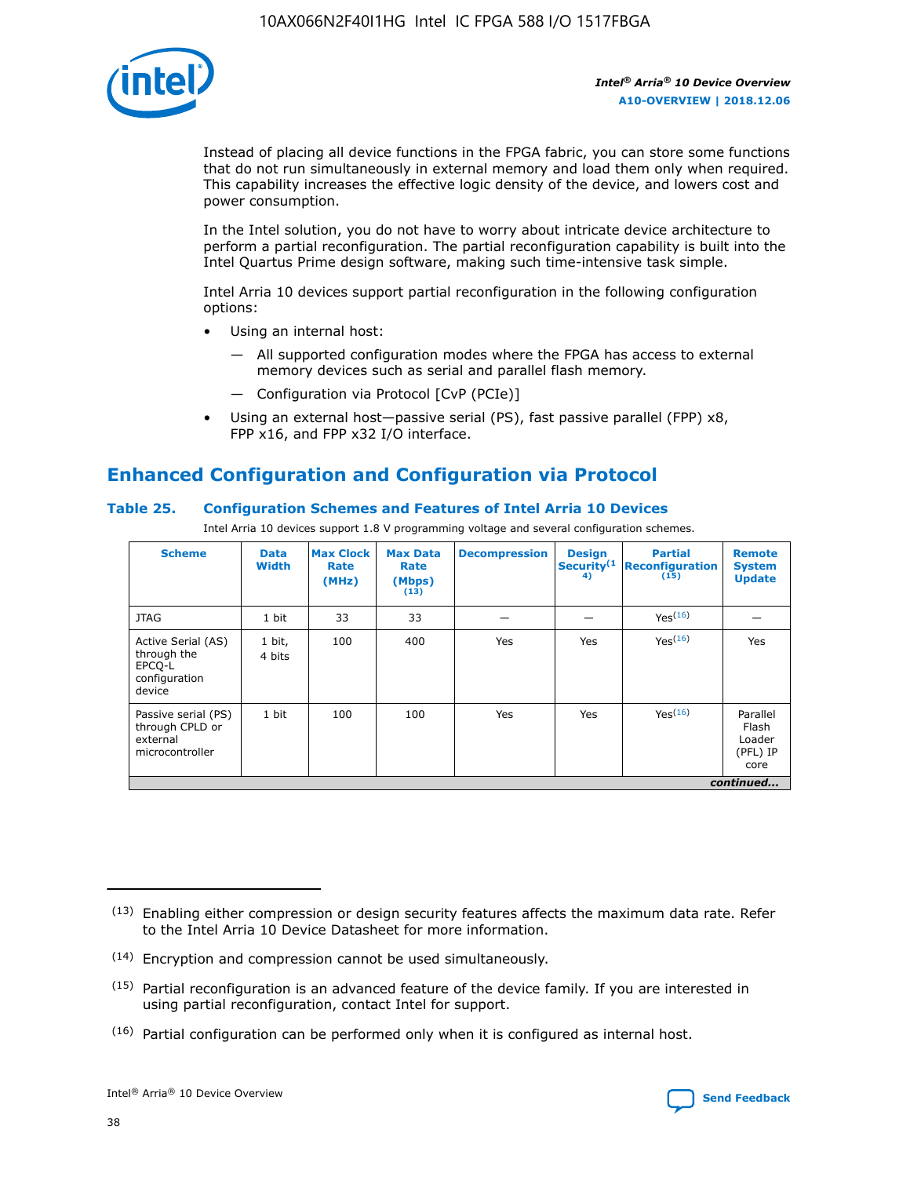Instead of placing all device functions in the FPGA fabric, you can store some functions that do not run simultaneously in external memory and load them only when required. This capability increases the effective logic density of the device, and lowers cost and power consumption.

In the Intel solution, you do not have to worry about intricate device architecture to perform a partial reconfiguration. The partial reconfiguration capability is built into the Intel Quartus Prime design software, making such time-intensive task simple.

Intel Arria 10 devices support partial reconfiguration in the following configuration options:

- Using an internal host:
  - — All supported configuration modes where the FPGA has access to external memory devices such as serial and parallel flash memory.
  - — Configuration via Protocol [CvP (PCIe)]
- Using an external host—passive serial (PS), fast passive parallel (FPP) x8, FPP x16, and FPP x32 I/O interface.

## Enhanced Configuration and Configuration via Protocol

### Table 25. Configuration Schemes and Features of Intel Arria 10 Devices

Intel Arria 10 devices support 1.8 V programming voltage and several configuration schemes.

| Scheme | Data Width | Max Clock Rate (MHz) | Max Data Rate (Mbps) (13) | Decompression | Design Security(14) | Partial Reconfiguration (15) | Remote System Update |
|---|---|---|---|---|---|---|---|
| JTAG | 1 bit | 33 | 33 | — | — | Yes(16) | — |
| Active Serial (AS) through the EPCQ-L configuration device | 1 bit, 4 bits | 100 | 400 | Yes | Yes | Yes(16) | Yes |
| Passive serial (PS) through CPLD or external microcontroller | 1 bit | 100 | 100 | Yes | Yes | Yes(16) | Parallel Flash Loader (PFL) IP core |

*continued...*

(13) Enabling either compression or design security features affects the maximum data rate. Refer to the Intel Arria 10 Device Datasheet for more information.

(14) Encryption and compression cannot be used simultaneously.

(15) Partial reconfiguration is an advanced feature of the device family. If you are interested in using partial reconfiguration, contact Intel for support.

(16) Partial configuration can be performed only when it is configured as internal host.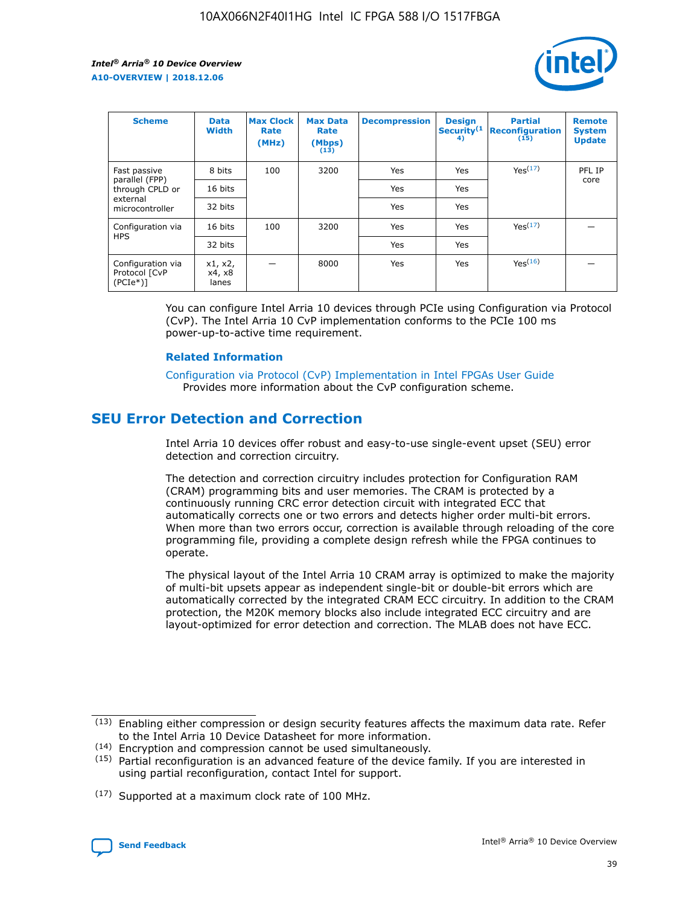| Scheme | Data Width | Max Clock Rate (MHz) | Max Data Rate (Mbps) (13) | Decompression | Design Security(14) | Partial Reconfiguration (15) | Remote System Update |
|---|---|---|---|---|---|---|---|
| Fast passive parallel (FPP) through CPLD or external microcontroller | 8 bits | 100 | 3200 | Yes | Yes | Yes(17) | PFL IP core |
| | 16 bits | | | Yes | Yes | | |
| | 32 bits | | | Yes | Yes | | |
| Configuration via HPS | 16 bits | 100 | 3200 | Yes | Yes | Yes(17) | — |
| | 32 bits | | | Yes | Yes | | |
| Configuration via Protocol [CvP (PCIe*)] | x1, x2, x4, x8 lanes | — | 8000 | Yes | Yes | Yes(16) | — |

You can configure Intel Arria 10 devices through PCIe using Configuration via Protocol (CvP). The Intel Arria 10 CvP implementation conforms to the PCIe 100 ms power-up-to-active time requirement.

### Related Information

Configuration via Protocol (CvP) Implementation in Intel FPGAs User Guide
Provides more information about the CvP configuration scheme.

## SEU Error Detection and Correction

Intel Arria 10 devices offer robust and easy-to-use single-event upset (SEU) error detection and correction circuitry.

The detection and correction circuitry includes protection for Configuration RAM (CRAM) programming bits and user memories. The CRAM is protected by a continuously running CRC error detection circuit with integrated ECC that automatically corrects one or two errors and detects higher order multi-bit errors. When more than two errors occur, correction is available through reloading of the core programming file, providing a complete design refresh while the FPGA continues to operate.

The physical layout of the Intel Arria 10 CRAM array is optimized to make the majority of multi-bit upsets appear as independent single-bit or double-bit errors which are automatically corrected by the integrated CRAM ECC circuitry. In addition to the CRAM protection, the M20K memory blocks also include integrated ECC circuitry and are layout-optimized for error detection and correction. The MLAB does not have ECC.

(13) Enabling either compression or design security features affects the maximum data rate. Refer to the Intel Arria 10 Device Datasheet for more information.

(14) Encryption and compression cannot be used simultaneously.

(15) Partial reconfiguration is an advanced feature of the device family. If you are interested in using partial reconfiguration, contact Intel for support.

(17) Supported at a maximum clock rate of 100 MHz.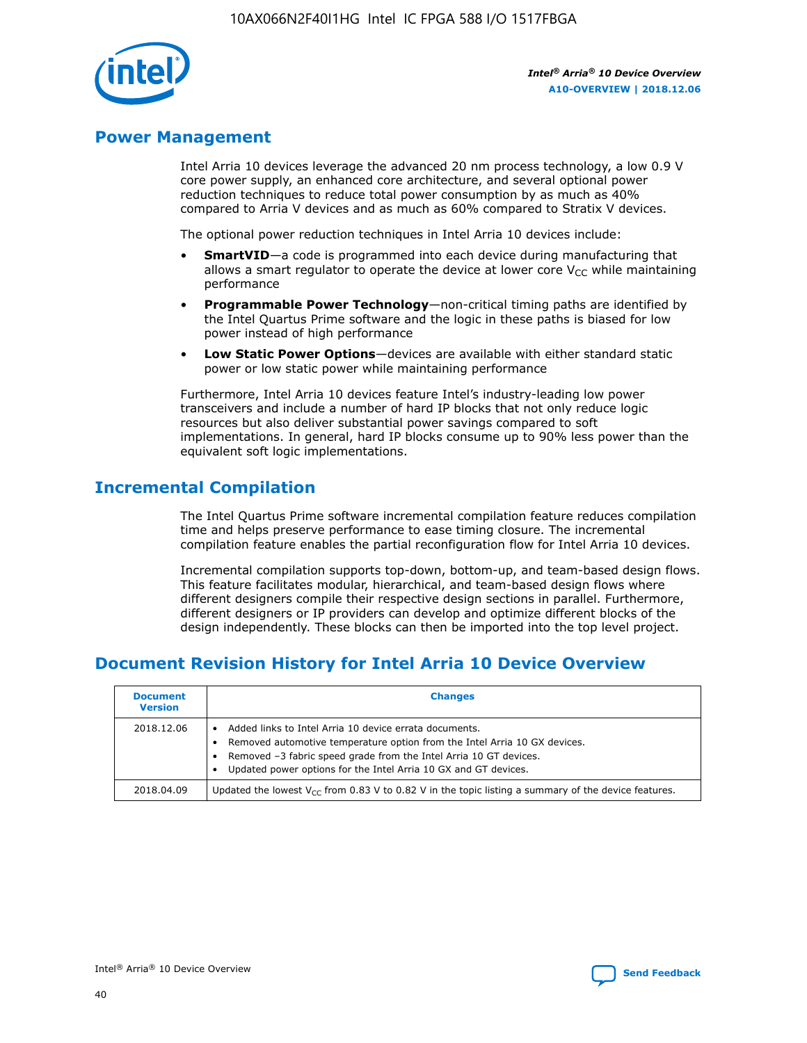## Power Management

Intel Arria 10 devices leverage the advanced 20 nm process technology, a low 0.9 V core power supply, an enhanced core architecture, and several optional power reduction techniques to reduce total power consumption by as much as 40% compared to Arria V devices and as much as 60% compared to Stratix V devices.

The optional power reduction techniques in Intel Arria 10 devices include:

- **SmartVID**—a code is programmed into each device during manufacturing that allows a smart regulator to operate the device at lower core $V_{CC}$ while maintaining performance
- **Programmable Power Technology**—non-critical timing paths are identified by the Intel Quartus Prime software and the logic in these paths is biased for low power instead of high performance
- **Low Static Power Options**—devices are available with either standard static power or low static power while maintaining performance

Furthermore, Intel Arria 10 devices feature Intel's industry-leading low power transceivers and include a number of hard IP blocks that not only reduce logic resources but also deliver substantial power savings compared to soft implementations. In general, hard IP blocks consume up to 90% less power than the equivalent soft logic implementations.

## Incremental Compilation

The Intel Quartus Prime software incremental compilation feature reduces compilation time and helps preserve performance to ease timing closure. The incremental compilation feature enables the partial reconfiguration flow for Intel Arria 10 devices.

Incremental compilation supports top-down, bottom-up, and team-based design flows. This feature facilitates modular, hierarchical, and team-based design flows where different designers compile their respective design sections in parallel. Furthermore, different designers or IP providers can develop and optimize different blocks of the design independently. These blocks can then be imported into the top level project.

## Document Revision History for Intel Arria 10 Device Overview

| Document Version | Changes |
| --- | --- |
| 2018.12.06 | • Added links to Intel Arria 10 device errata documents. • Removed automotive temperature option from the Intel Arria 10 GX devices. • Removed –3 fabric speed grade from the Intel Arria 10 GT devices. • Updated power options for the Intel Arria 10 GX and GT devices. |
| 2018.04.09 | Updated the lowest $V_{CC}$ from 0.83 V to 0.82 V in the topic listing a summary of the device features. |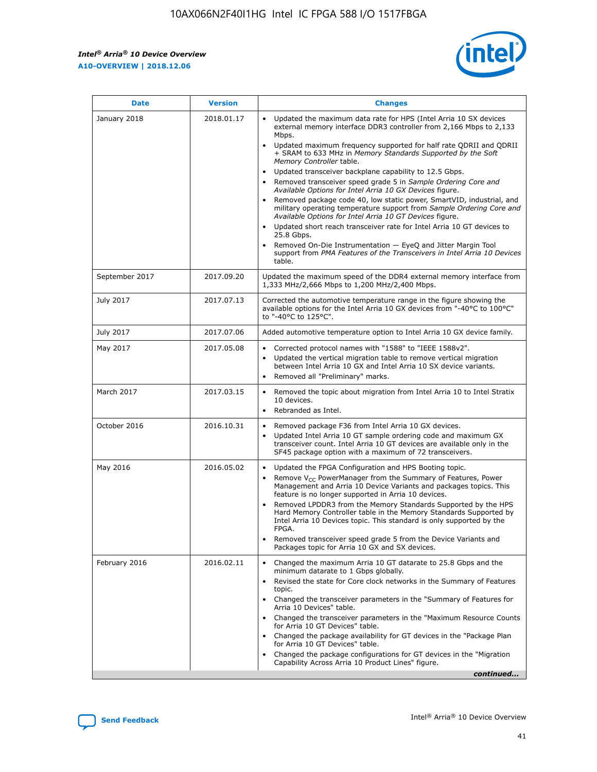| Date | Version | Changes |
| --- | --- | --- |
| January 2018 | 2018.01.17 | • Updated the maximum data rate for HPS (Intel Arria 10 SX devices external memory interface DDR3 controller from 2,166 Mbps to 2,133 Mbps.<br>• Updated maximum frequency supported for half rate QDRII and QDRII + SRAM to 633 MHz in *Memory Standards Supported by the Soft Memory Controller* table.<br>• Updated transceiver backplane capability to 12.5 Gbps.<br>• Removed transceiver speed grade 5 in *Sample Ordering Core and Available Options for Intel Arria 10 GX Devices* figure.<br>• Removed package code 40, low static power, SmartVID, industrial, and military operating temperature support from *Sample Ordering Core and Available Options for Intel Arria 10 GT Devices* figure.<br>• Updated short reach transceiver rate for Intel Arria 10 GT devices to 25.8 Gbps.<br>• Removed On-Die Instrumentation — EyeQ and Jitter Margin Tool support from *PMA Features of the Transceivers in Intel Arria 10 Devices* table. |
| September 2017 | 2017.09.20 | Updated the maximum speed of the DDR4 external memory interface from 1,333 MHz/2,666 Mbps to 1,200 MHz/2,400 Mbps. |
| July 2017 | 2017.07.13 | Corrected the automotive temperature range in the figure showing the available options for the Intel Arria 10 GX devices from "-40°C to 100°C" to "-40°C to 125°C". |
| July 2017 | 2017.07.06 | Added automotive temperature option to Intel Arria 10 GX device family. |
| May 2017 | 2017.05.08 | • Corrected protocol names with "1588" to "IEEE 1588v2".<br>• Updated the vertical migration table to remove vertical migration between Intel Arria 10 GX and Intel Arria 10 SX device variants.<br>• Removed all "Preliminary" marks. |
| March 2017 | 2017.03.15 | • Removed the topic about migration from Intel Arria 10 to Intel Stratix 10 devices.<br>• Rebranded as Intel. |
| October 2016 | 2016.10.31 | • Removed package F36 from Intel Arria 10 GX devices.<br>• Updated Intel Arria 10 GT sample ordering code and maximum GX transceiver count. Intel Arria 10 GT devices are available only in the SF45 package option with a maximum of 72 transceivers. |
| May 2016 | 2016.05.02 | • Updated the FPGA Configuration and HPS Booting topic.<br>• Remove $V_{CC}$ PowerManager from the Summary of Features, Power Management and Arria 10 Device Variants and packages topics. This feature is no longer supported in Arria 10 devices.<br>• Removed LPDDR3 from the Memory Standards Supported by the HPS Hard Memory Controller table in the Memory Standards Supported by Intel Arria 10 Devices topic. This standard is only supported by the FPGA.<br>• Removed transceiver speed grade 5 from the Device Variants and Packages topic for Arria 10 GX and SX devices. |
| February 2016 | 2016.02.11 | • Changed the maximum Arria 10 GT datarate to 25.8 Gbps and the minimum datarate to 1 Gbps globally.<br>• Revised the state for Core clock networks in the Summary of Features topic.<br>• Changed the transceiver parameters in the "Summary of Features for Arria 10 Devices" table.<br>• Changed the transceiver parameters in the "Maximum Resource Counts for Arria 10 GT Devices" table.<br>• Changed the package availability for GT devices in the "Package Plan for Arria 10 GT Devices" table.<br>• Changed the package configurations for GT devices in the "Migration Capability Across Arria 10 Product Lines" figure. |

*continued...*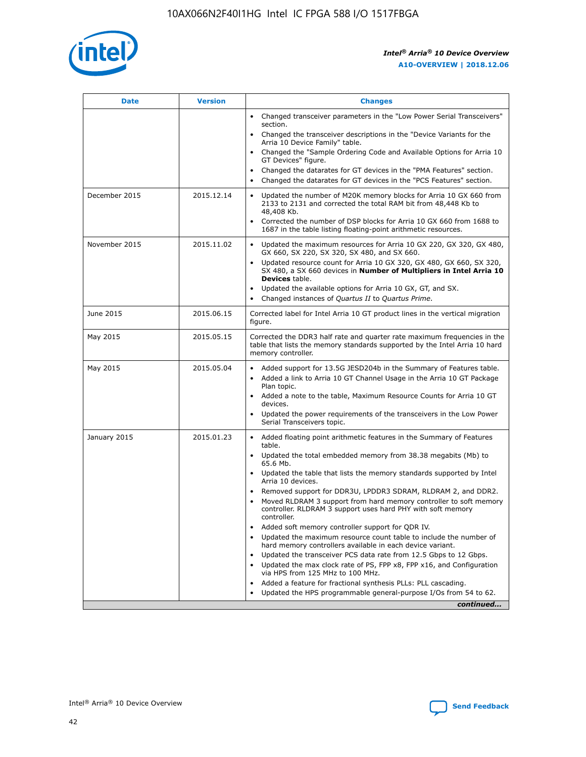| Date | Version | Changes |
| --- | --- | --- |
| | | • Changed transceiver parameters in the "Low Power Serial Transceivers" section.<br>• Changed the transceiver descriptions in the "Device Variants for the Arria 10 Device Family" table.<br>• Changed the "Sample Ordering Code and Available Options for Arria 10 GT Devices" figure.<br>• Changed the datarates for GT devices in the "PMA Features" section.<br>• Changed the datarates for GT devices in the "PCS Features" section. |
| December 2015 | 2015.12.14 | • Updated the number of M20K memory blocks for Arria 10 GX 660 from 2133 to 2131 and corrected the total RAM bit from 48,448 Kb to 48,408 Kb.<br>• Corrected the number of DSP blocks for Arria 10 GX 660 from 1688 to 1687 in the table listing floating-point arithmetic resources. |
| November 2015 | 2015.11.02 | • Updated the maximum resources for Arria 10 GX 220, GX 320, GX 480, GX 660, SX 220, SX 320, SX 480, and SX 660.<br>• Updated resource count for Arria 10 GX 320, GX 480, GX 660, SX 320, SX 480, a SX 660 devices in **Number of Multipliers in Intel Arria 10 Devices** table.<br>• Updated the available options for Arria 10 GX, GT, and SX.<br>• Changed instances of *Quartus II* to *Quartus Prime*. |
| June 2015 | 2015.06.15 | Corrected label for Intel Arria 10 GT product lines in the vertical migration figure. |
| May 2015 | 2015.05.15 | Corrected the DDR3 half rate and quarter rate maximum frequencies in the table that lists the memory standards supported by the Intel Arria 10 hard memory controller. |
| May 2015 | 2015.05.04 | • Added support for 13.5G JESD204b in the Summary of Features table.<br>• Added a link to Arria 10 GT Channel Usage in the Arria 10 GT Package Plan topic.<br>• Added a note to the table, Maximum Resource Counts for Arria 10 GT devices.<br>• Updated the power requirements of the transceivers in the Low Power Serial Transceivers topic. |
| January 2015 | 2015.01.23 | • Added floating point arithmetic features in the Summary of Features table.<br>• Updated the total embedded memory from 38.38 megabits (Mb) to 65.6 Mb.<br>• Updated the table that lists the memory standards supported by Intel Arria 10 devices.<br>• Removed support for DDR3U, LPDDR3 SDRAM, RLDRAM 2, and DDR2.<br>• Moved RLDRAM 3 support from hard memory controller to soft memory controller. RLDRAM 3 support uses hard PHY with soft memory controller.<br>• Added soft memory controller support for QDR IV.<br>• Updated the maximum resource count table to include the number of hard memory controllers available in each device variant.<br>• Updated the transceiver PCS data rate from 12.5 Gbps to 12 Gbps.<br>• Updated the max clock rate of PS, FPP x8, FPP x16, and Configuration via HPS from 125 MHz to 100 MHz.<br>• Added a feature for fractional synthesis PLLs: PLL cascading.<br>• Updated the HPS programmable general-purpose I/Os from 54 to 62. |

*continued...*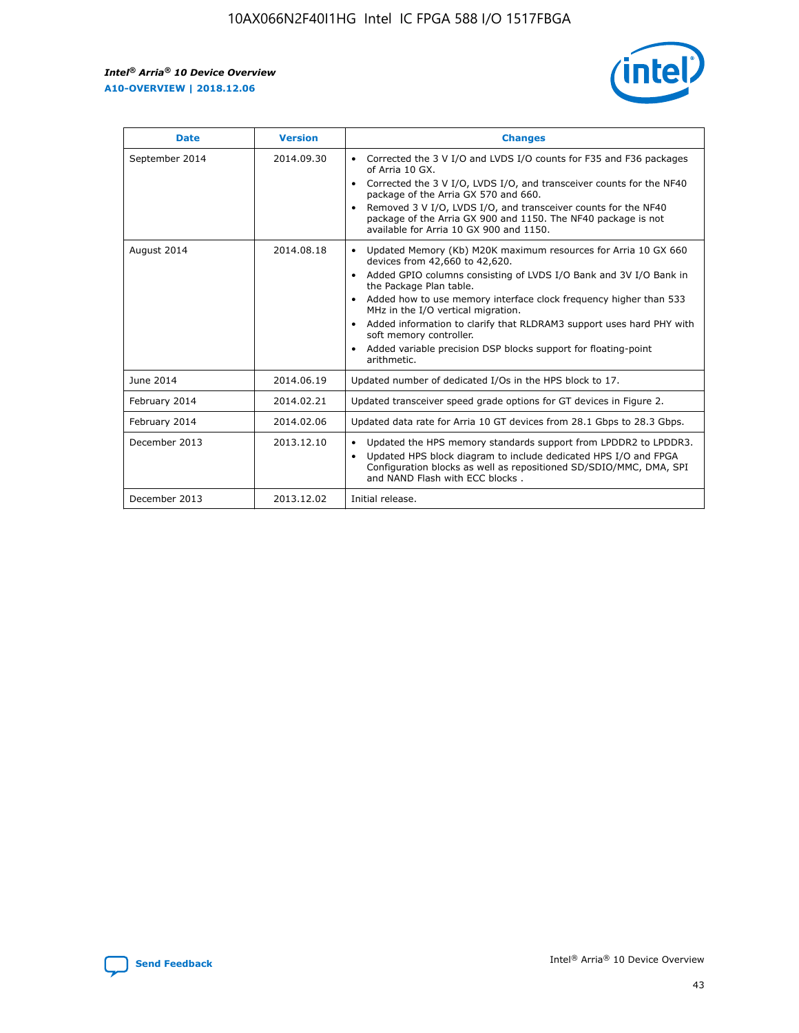| Date | Version | Changes |
| --- | --- | --- |
| September 2014 | 2014.09.30 | • Corrected the 3 V I/O and LVDS I/O counts for F35 and F36 packages of Arria 10 GX.<br>• Corrected the 3 V I/O, LVDS I/O, and transceiver counts for the NF40 package of the Arria GX 570 and 660.<br>• Removed 3 V I/O, LVDS I/O, and transceiver counts for the NF40 package of the Arria GX 900 and 1150. The NF40 package is not available for Arria 10 GX 900 and 1150. |
| August 2014 | 2014.08.18 | • Updated Memory (Kb) M20K maximum resources for Arria 10 GX 660 devices from 42,660 to 42,620.<br>• Added GPIO columns consisting of LVDS I/O Bank and 3V I/O Bank in the Package Plan table.<br>• Added how to use memory interface clock frequency higher than 533 MHz in the I/O vertical migration.<br>• Added information to clarify that RLDRAM3 support uses hard PHY with soft memory controller.<br>• Added variable precision DSP blocks support for floating-point arithmetic. |
| June 2014 | 2014.06.19 | Updated number of dedicated I/Os in the HPS block to 17. |
| February 2014 | 2014.02.21 | Updated transceiver speed grade options for GT devices in Figure 2. |
| February 2014 | 2014.02.06 | Updated data rate for Arria 10 GT devices from 28.1 Gbps to 28.3 Gbps. |
| December 2013 | 2013.12.10 | • Updated the HPS memory standards support from LPDDR2 to LPDDR3.<br>• Updated HPS block diagram to include dedicated HPS I/O and FPGA Configuration blocks as well as repositioned SD/SDIO/MMC, DMA, SPI and NAND Flash with ECC blocks . |
| December 2013 | 2013.12.02 | Initial release. |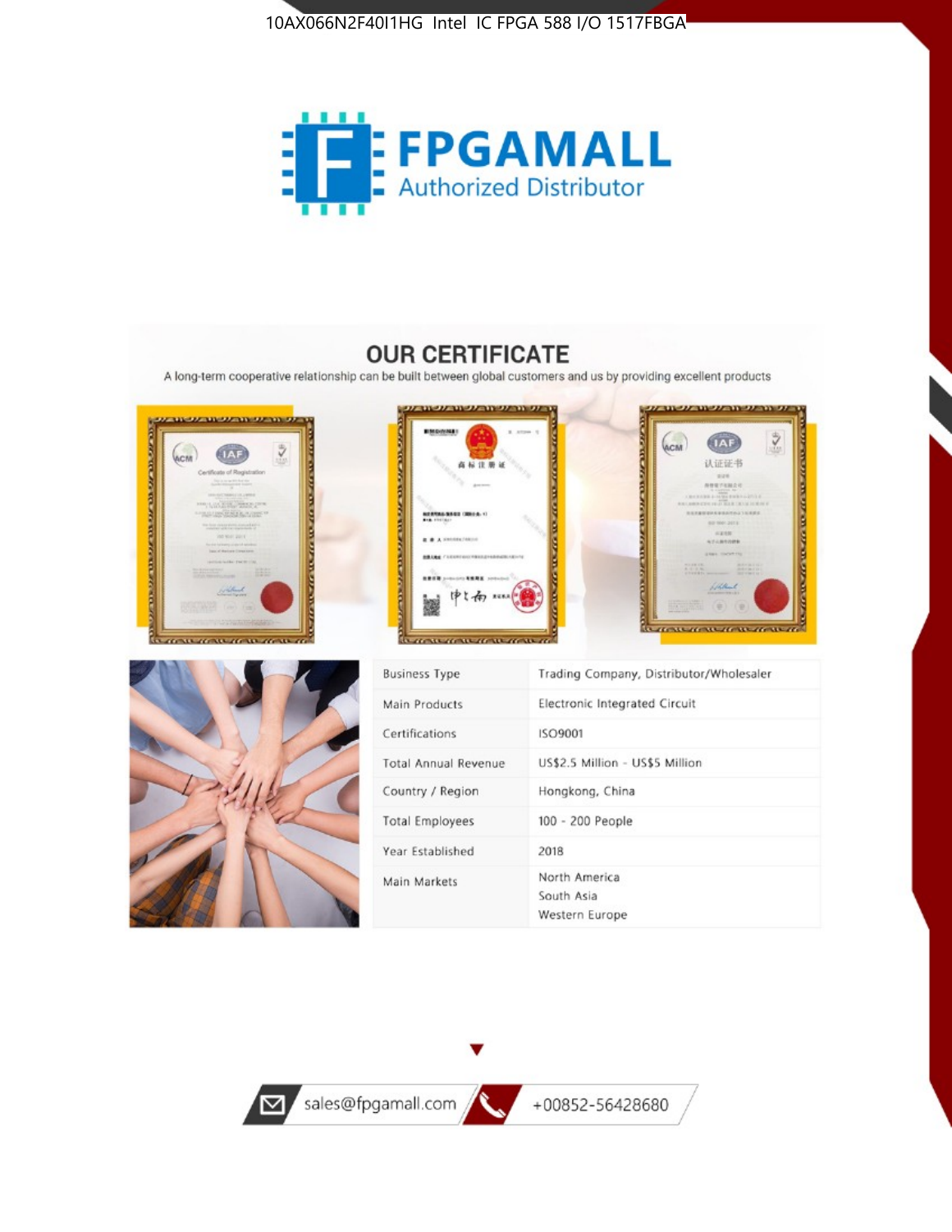FPGAMALL

Authorized Distributor

## OUR CERTIFICATE

A long-term cooperative relationship can be built between global customers and us by providing excellent products

| | |
|---|---|
| Business Type | Trading Company, Distributor/Wholesaler |
| Main Products | Electronic Integrated Circuit |
| Certifications | ISO9001 |
| Total Annual Revenue | US$2.5 Million - US$5 Million |
| Country / Region | Hongkong, China |
| Total Employees | 100 - 200 People |
| Year Established | 2018 |
| Main Markets | North America<br>South Asia<br>Western Europe |

sales@fpgamall.com

+00852-56428680